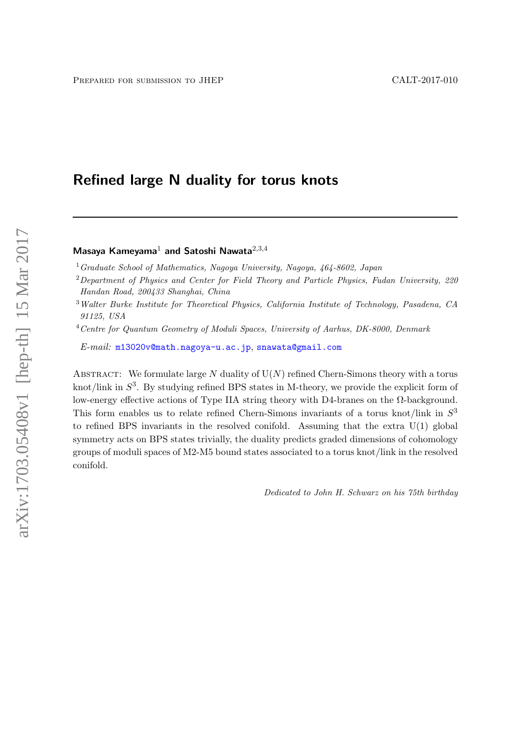Prepared for submission to JHEP

CALT-2017-010

# Refined large N duality for torus knots

**Masaya Kameyama**[1] **and Satoshi Nawata**[2,3,4]

[1] *Graduate School of Mathematics, Nagoya University, Nagoya, 464-8602, Japan*

[2] *Department of Physics and Center for Field Theory and Particle Physics, Fudan University, 220 Handan Road, 200433 Shanghai, China*

[3] *Walter Burke Institute for Theoretical Physics, California Institute of Technology, Pasadena, CA 91125, USA*

[4] *Centre for Quantum Geometry of Moduli Spaces, University of Aarhus, DK-8000, Denmark*

*E-mail:* m13020v@math.nagoya-u.ac.jp, snawata@gmail.com

Abstract: We formulate large $N$ duality of $\mathrm{U}(N)$ refined Chern-Simons theory with a torus knot/link in $S^3$. By studying refined BPS states in M-theory, we provide the explicit form of low-energy effective actions of Type IIA string theory with D4-branes on the $\Omega$-background. This form enables us to relate refined Chern-Simons invariants of a torus knot/link in $S^3$ to refined BPS invariants in the resolved conifold. Assuming that the extra $\mathrm{U}(1)$ global symmetry acts on BPS states trivially, the duality predicts graded dimensions of cohomology groups of moduli spaces of M2-M5 bound states associated to a torus knot/link in the resolved conifold.

*Dedicated to John H. Schwarz on his 75th birthday*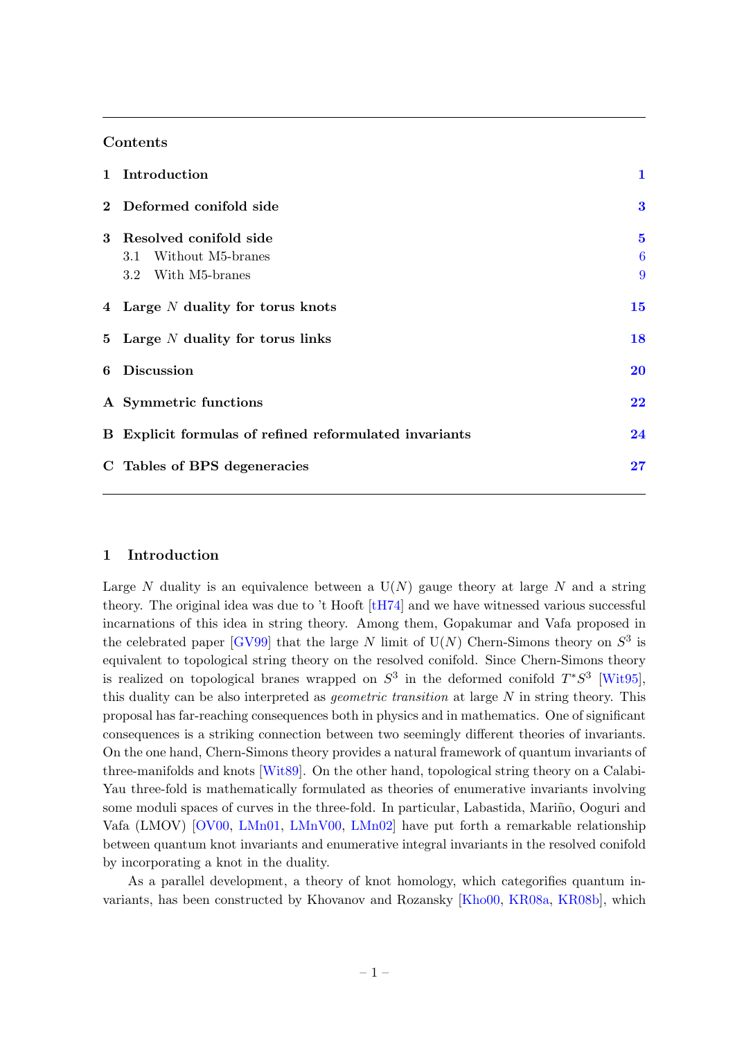## Contents

| | | |
|---|---|---|
| **1** | **Introduction** | **1** |
| **2** | **Deformed conifold side** | **3** |
| **3** | **Resolved conifold side** | **5** |
| | 3.1 Without M5-branes | 6 |
| | 3.2 With M5-branes | 9 |
| **4** | **Large $N$ duality for torus knots** | **15** |
| **5** | **Large $N$ duality for torus links** | **18** |
| **6** | **Discussion** | **20** |
| **A** | **Symmetric functions** | **22** |
| **B** | **Explicit formulas of refined reformulated invariants** | **24** |
| **C** | **Tables of BPS degeneracies** | **27** |

## 1 Introduction

Large $N$ duality is an equivalence between a $\mathrm{U}(N)$ gauge theory at large $N$ and a string theory. The original idea was due to 't Hooft [tH74] and we have witnessed various successful incarnations of this idea in string theory. Among them, Gopakumar and Vafa proposed in the celebrated paper [GV99] that the large $N$ limit of $\mathrm{U}(N)$ Chern-Simons theory on $S^3$ is equivalent to topological string theory on the resolved conifold. Since Chern-Simons theory is realized on topological branes wrapped on $S^3$ in the deformed conifold $T^*S^3$ [Wit95], this duality can be also interpreted as *geometric transition* at large $N$ in string theory. This proposal has far-reaching consequences both in physics and in mathematics. One of significant consequences is a striking connection between two seemingly different theories of invariants. On the one hand, Chern-Simons theory provides a natural framework of quantum invariants of three-manifolds and knots [Wit89]. On the other hand, topological string theory on a Calabi-Yau three-fold is mathematically formulated as theories of enumerative invariants involving some moduli spaces of curves in the three-fold. In particular, Labastida, Mariño, Ooguri and Vafa (LMOV) [OV00, LMn01, LMnV00, LMn02] have put forth a remarkable relationship between quantum knot invariants and enumerative integral invariants in the resolved conifold by incorporating a knot in the duality.

As a parallel development, a theory of knot homology, which categorifies quantum invariants, has been constructed by Khovanov and Rozansky [Kho00, KR08a, KR08b], which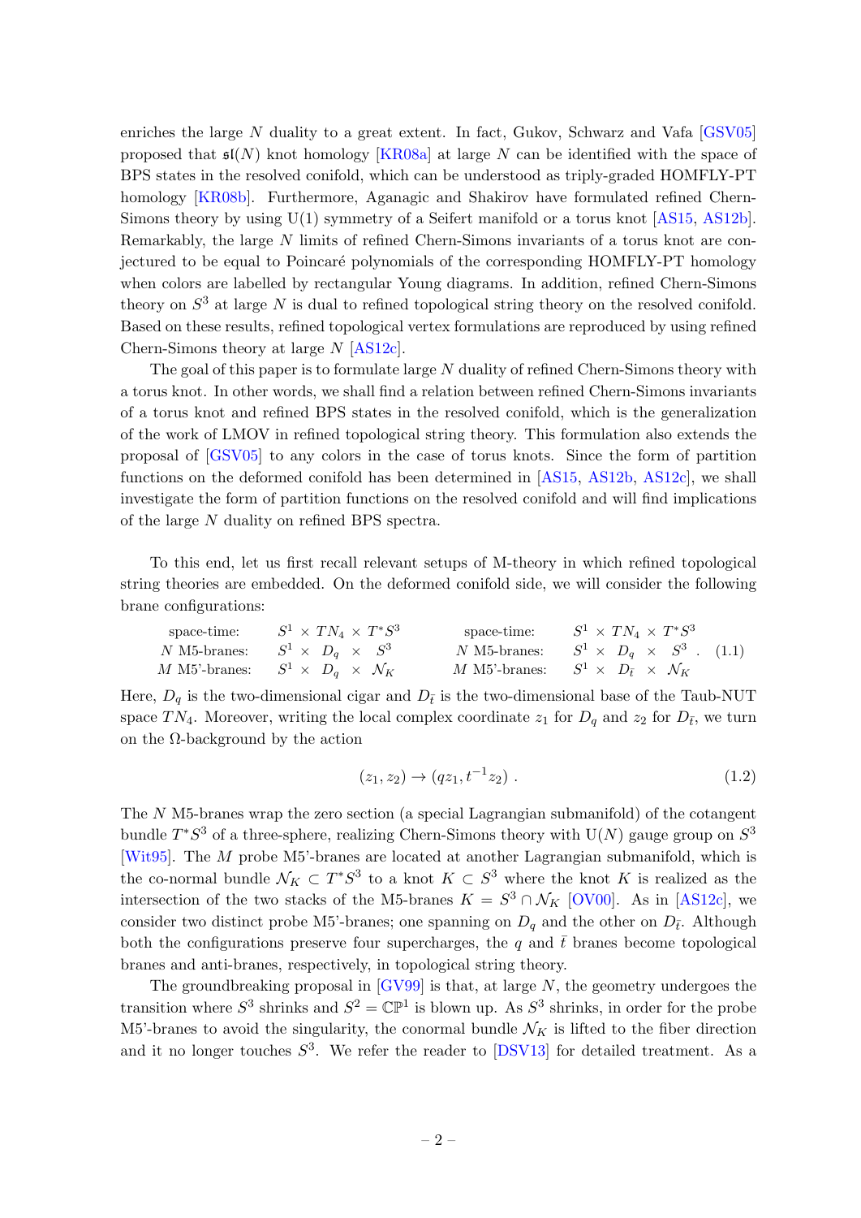enriches the large $N$ duality to a great extent. In fact, Gukov, Schwarz and Vafa [GSV05] proposed that $\mathfrak{sl}(N)$ knot homology [KR08a] at large $N$ can be identified with the space of BPS states in the resolved conifold, which can be understood as triply-graded HOMFLY-PT homology [KR08b]. Furthermore, Aganagic and Shakirov have formulated refined Chern-Simons theory by using U(1) symmetry of a Seifert manifold or a torus knot [AS15, AS12b]. Remarkably, the large $N$ limits of refined Chern-Simons invariants of a torus knot are conjectured to be equal to Poincaré polynomials of the corresponding HOMFLY-PT homology when colors are labelled by rectangular Young diagrams. In addition, refined Chern-Simons theory on $S^3$ at large $N$ is dual to refined topological string theory on the resolved conifold. Based on these results, refined topological vertex formulations are reproduced by using refined Chern-Simons theory at large $N$ [AS12c].

The goal of this paper is to formulate large $N$ duality of refined Chern-Simons theory with a torus knot. In other words, we shall find a relation between refined Chern-Simons invariants of a torus knot and refined BPS states in the resolved conifold, which is the generalization of the work of LMOV in refined topological string theory. This formulation also extends the proposal of [GSV05] to any colors in the case of torus knots. Since the form of partition functions on the deformed conifold has been determined in [AS15, AS12b, AS12c], we shall investigate the form of partition functions on the resolved conifold and will find implications of the large $N$ duality on refined BPS spectra.

To this end, let us first recall relevant setups of M-theory in which refined topological string theories are embedded. On the deformed conifold side, we will consider the following brane configurations:

$$
\begin{array}{llllll}
\text{space-time:} & S^1 \times TN_4 \times T^*S^3 & \qquad & \text{space-time:} & S^1 \times TN_4 \times T^*S^3 & \\
N \text{ M5-branes:} & S^1 \times \; D_q \;\times\; S^3 & \qquad & N \text{ M5-branes:} & S^1 \times \; D_q \;\times\; S^3 & . \\
M \text{ M5'-branes:} & S^1 \times \; D_q \;\times\; \mathcal{N}_K & \qquad & M \text{ M5'-branes:} & S^1 \times \; D_{\bar{t}} \;\times\; \mathcal{N}_K &
\end{array}
\tag{1.1}
$$

Here, $D_q$ is the two-dimensional cigar and $D_{\bar{t}}$ is the two-dimensional base of the Taub-NUT space $TN_4$. Moreover, writing the local complex coordinate $z_1$ for $D_q$ and $z_2$ for $D_{\bar{t}}$, we turn on the Ω-background by the action

$$
(z_1, z_2) \to (qz_1, t^{-1}z_2) \ . \tag{1.2}
$$

The $N$ M5-branes wrap the zero section (a special Lagrangian submanifold) of the cotangent bundle $T^*S^3$ of a three-sphere, realizing Chern-Simons theory with U($N$) gauge group on $S^3$ [Wit95]. The $M$ probe M5'-branes are located at another Lagrangian submanifold, which is the co-normal bundle $\mathcal{N}_K \subset T^*S^3$ to a knot $K \subset S^3$ where the knot $K$ is realized as the intersection of the two stacks of the M5-branes $K = S^3 \cap \mathcal{N}_K$ [OV00]. As in [AS12c], we consider two distinct probe M5'-branes; one spanning on $D_q$ and the other on $D_{\bar{t}}$. Although both the configurations preserve four supercharges, the $q$ and $\bar{t}$ branes become topological branes and anti-branes, respectively, in topological string theory.

The groundbreaking proposal in [GV99] is that, at large $N$, the geometry undergoes the transition where $S^3$ shrinks and $S^2 = \mathbb{CP}^1$ is blown up. As $S^3$ shrinks, in order for the probe M5'-branes to avoid the singularity, the conormal bundle $\mathcal{N}_K$ is lifted to the fiber direction and it no longer touches $S^3$. We refer the reader to [DSV13] for detailed treatment. As a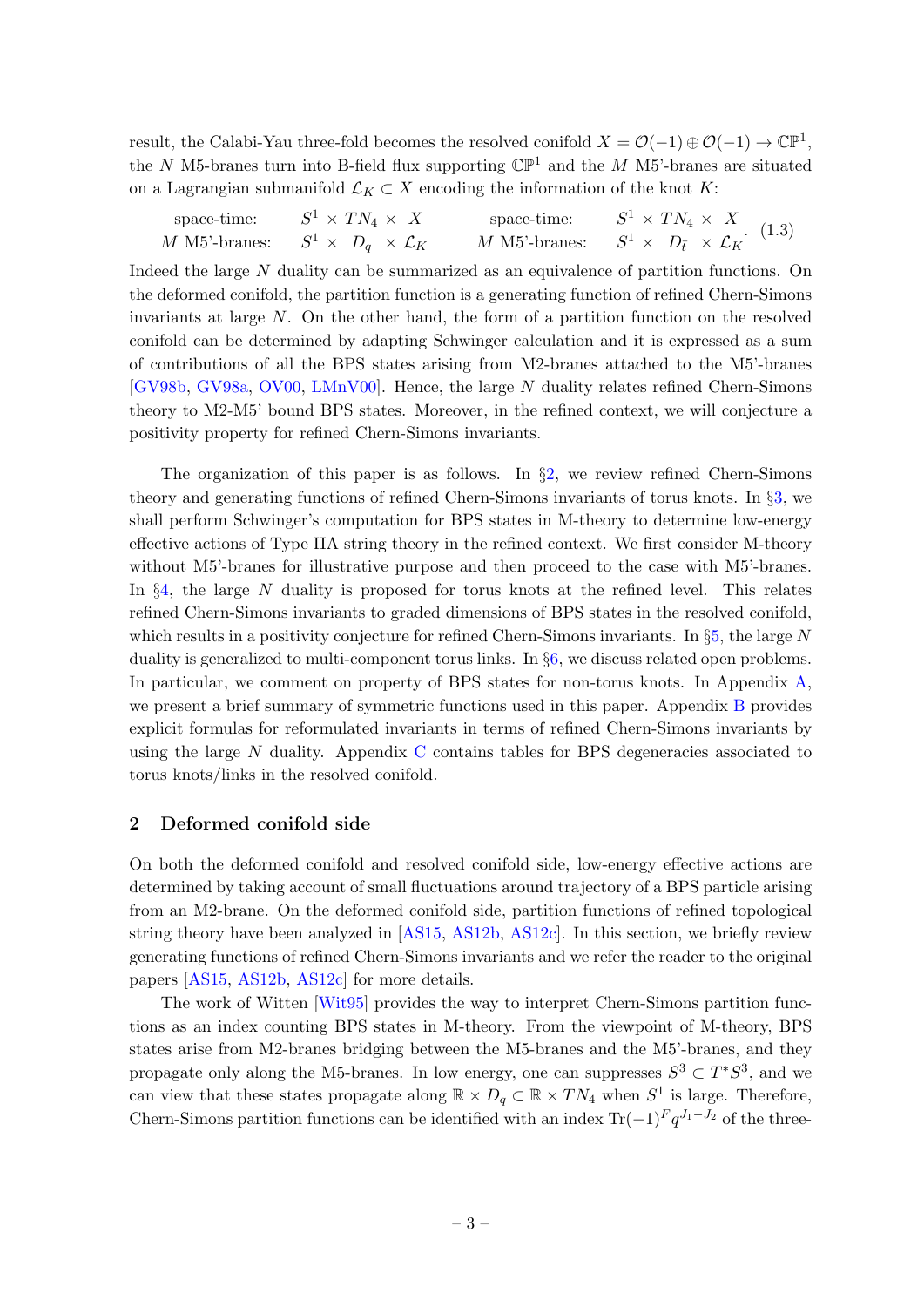result, the Calabi-Yau three-fold becomes the resolved conifold $X = \mathcal{O}(-1) \oplus \mathcal{O}(-1) \to \mathbb{CP}^1$, the $N$ M5-branes turn into B-field flux supporting $\mathbb{CP}^1$ and the $M$ M5'-branes are situated on a Lagrangian submanifold $\mathcal{L}_K \subset X$ encoding the information of the knot $K$:

$$
\begin{array}{lccccc}
\text{space-time:} & S^1 & \times & TN_4 & \times & X \\
M \text{ M5'-branes:} & S^1 & \times & D_q & \times & \mathcal{L}_K
\end{array}
\qquad
\begin{array}{lccccc}
\text{space-time:} & S^1 & \times & TN_4 & \times & X \\
M \text{ M5'-branes:} & S^1 & \times & D_{\bar{t}} & \times & \mathcal{L}_K
\end{array}
. \tag{1.3}
$$

Indeed the large $N$ duality can be summarized as an equivalence of partition functions. On the deformed conifold, the partition function is a generating function of refined Chern-Simons invariants at large $N$. On the other hand, the form of a partition function on the resolved conifold can be determined by adapting Schwinger calculation and it is expressed as a sum of contributions of all the BPS states arising from M2-branes attached to the M5'-branes [GV98b, GV98a, OV00, LMnV00]. Hence, the large $N$ duality relates refined Chern-Simons theory to M2-M5' bound BPS states. Moreover, in the refined context, we will conjecture a positivity property for refined Chern-Simons invariants.

The organization of this paper is as follows. In §2, we review refined Chern-Simons theory and generating functions of refined Chern-Simons invariants of torus knots. In §3, we shall perform Schwinger's computation for BPS states in M-theory to determine low-energy effective actions of Type IIA string theory in the refined context. We first consider M-theory without M5'-branes for illustrative purpose and then proceed to the case with M5'-branes. In §4, the large $N$ duality is proposed for torus knots at the refined level. This relates refined Chern-Simons invariants to graded dimensions of BPS states in the resolved conifold, which results in a positivity conjecture for refined Chern-Simons invariants. In §5, the large $N$ duality is generalized to multi-component torus links. In §6, we discuss related open problems. In particular, we comment on property of BPS states for non-torus knots. In Appendix A, we present a brief summary of symmetric functions used in this paper. Appendix B provides explicit formulas for reformulated invariants in terms of refined Chern-Simons invariants by using the large $N$ duality. Appendix C contains tables for BPS degeneracies associated to torus knots/links in the resolved conifold.

## 2 Deformed conifold side

On both the deformed conifold and resolved conifold side, low-energy effective actions are determined by taking account of small fluctuations around trajectory of a BPS particle arising from an M2-brane. On the deformed conifold side, partition functions of refined topological string theory have been analyzed in [AS15, AS12b, AS12c]. In this section, we briefly review generating functions of refined Chern-Simons invariants and we refer the reader to the original papers [AS15, AS12b, AS12c] for more details.

The work of Witten [Wit95] provides the way to interpret Chern-Simons partition functions as an index counting BPS states in M-theory. From the viewpoint of M-theory, BPS states arise from M2-branes bridging between the M5-branes and the M5'-branes, and they propagate only along the M5-branes. In low energy, one can suppresses $S^3 \subset T^*S^3$, and we can view that these states propagate along $\mathbb{R} \times D_q \subset \mathbb{R} \times TN_4$ when $S^1$ is large. Therefore, Chern-Simons partition functions can be identified with an index $\mathrm{Tr}(-1)^F q^{J_1 - J_2}$ of the three-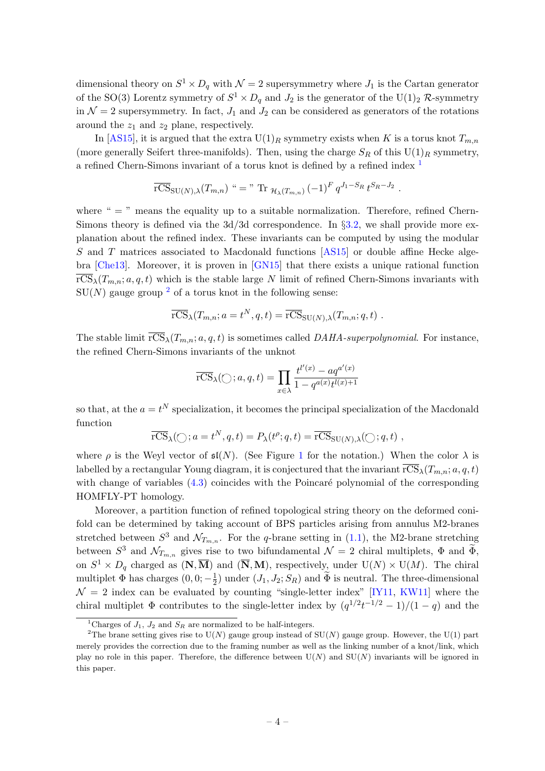dimensional theory on $S^1 \times D_q$ with $\mathcal{N}=2$ supersymmetry where $J_1$ is the Cartan generator of the SO(3) Lorentz symmetry of $S^1 \times D_q$ and $J_2$ is the generator of the $\mathrm{U}(1)_2$ $\mathcal{R}$-symmetry in $\mathcal{N}=2$ supersymmetry. In fact, $J_1$ and $J_2$ can be considered as generators of the rotations around the $z_1$ and $z_2$ plane, respectively.

In [AS15], it is argued that the extra $\mathrm{U}(1)_R$ symmetry exists when $K$ is a torus knot $T_{m,n}$ (more generally Seifert three-manifolds). Then, using the charge $S_R$ of this $\mathrm{U}(1)_R$ symmetry, a refined Chern-Simons invariant of a torus knot is defined by a refined index [1]

$$\overline{\mathrm{rCS}}_{\mathrm{SU}(N),\lambda}(T_{m,n}) \text{ `` = '' } \mathrm{Tr}_{\,\mathcal{H}_\lambda(T_{m,n})}\,(-1)^F\, q^{J_1-S_R}\, t^{S_R-J_2}\ .$$

where " = " means the equality up to a suitable normalization. Therefore, refined Chern-Simons theory is defined via the 3d/3d correspondence. In §3.2, we shall provide more explanation about the refined index. These invariants can be computed by using the modular $S$ and $T$ matrices associated to Macdonald functions [AS15] or double affine Hecke algebra [Che13]. Moreover, it is proven in [GN15] that there exists a unique rational function $\overline{\mathrm{rCS}}_\lambda(T_{m,n};a,q,t)$ which is the stable large $N$ limit of refined Chern-Simons invariants with $\mathrm{SU}(N)$ gauge group [2] of a torus knot in the following sense:

$$\overline{\mathrm{rCS}}_\lambda(T_{m,n};a=t^N,q,t) = \overline{\mathrm{rCS}}_{\mathrm{SU}(N),\lambda}(T_{m,n};q,t)\ .$$

The stable limit $\overline{\mathrm{rCS}}_\lambda(T_{m,n};a,q,t)$ is sometimes called *DAHA-superpolynomial*. For instance, the refined Chern-Simons invariants of the unknot

$$\overline{\mathrm{rCS}}_\lambda(\bigcirc;a,q,t) = \prod_{x\in\lambda}\frac{t^{l'(x)}-aq^{a'(x)}}{1-q^{a(x)}t^{l(x)+1}}$$

so that, at the $a=t^N$ specialization, it becomes the principal specialization of the Macdonald function

$$\overline{\mathrm{rCS}}_\lambda(\bigcirc;a=t^N,q,t) = P_\lambda(t^\rho;q,t) = \overline{\mathrm{rCS}}_{\mathrm{SU}(N),\lambda}(\bigcirc;q,t)\ ,$$

where $\rho$ is the Weyl vector of $\mathfrak{sl}(N)$. (See Figure 1 for the notation.) When the color $\lambda$ is labelled by a rectangular Young diagram, it is conjectured that the invariant $\overline{\mathrm{rCS}}_\lambda(T_{m,n};a,q,t)$ with change of variables (4.3) coincides with the Poincaré polynomial of the corresponding HOMFLY-PT homology.

Moreover, a partition function of refined topological string theory on the deformed conifold can be determined by taking account of BPS particles arising from annulus M2-branes stretched between $S^3$ and $\mathcal{N}_{T_{m,n}}$. For the $q$-brane setting in (1.1), the M2-brane stretching between $S^3$ and $\mathcal{N}_{T_{m,n}}$ gives rise to two bifundamental $\mathcal{N}=2$ chiral multiplets, $\Phi$ and $\widetilde{\Phi}$, on $S^1\times D_q$ charged as $(\mathbf{N},\overline{\mathbf{M}})$ and $(\overline{\mathbf{N}},\mathbf{M})$, respectively, under $\mathrm{U}(N)\times\mathrm{U}(M)$. The chiral multiplet $\Phi$ has charges $(0,0;-\frac{1}{2})$ under $(J_1,J_2;S_R)$ and $\widetilde{\Phi}$ is neutral. The three-dimensional $\mathcal{N}=2$ index can be evaluated by counting "single-letter index" [IY11, KW11] where the chiral multiplet $\Phi$ contributes to the single-letter index by $(q^{1/2}t^{-1/2}-1)/(1-q)$ and the

[1] Charges of $J_1$, $J_2$ and $S_R$ are normalized to be half-integers.

[2] The brane setting gives rise to $\mathrm{U}(N)$ gauge group instead of $\mathrm{SU}(N)$ gauge group. However, the $\mathrm{U}(1)$ part merely provides the correction due to the framing number as well as the linking number of a knot/link, which play no role in this paper. Therefore, the difference between $\mathrm{U}(N)$ and $\mathrm{SU}(N)$ invariants will be ignored in this paper.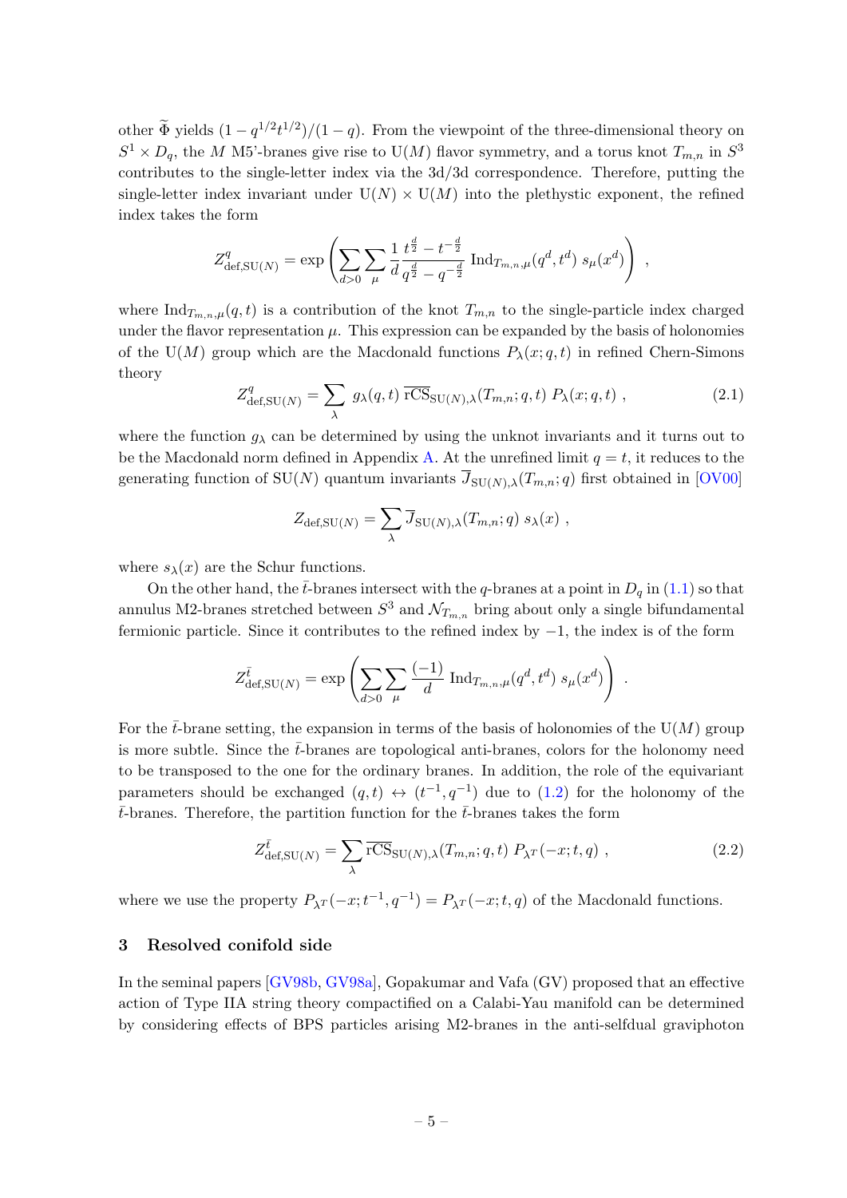other $\widetilde{\Phi}$ yields $(1-q^{1/2}t^{1/2})/(1-q)$. From the viewpoint of the three-dimensional theory on $S^1 \times D_q$, the $M$ M5'-branes give rise to $\mathrm{U}(M)$ flavor symmetry, and a torus knot $T_{m,n}$ in $S^3$ contributes to the single-letter index via the 3d/3d correspondence. Therefore, putting the single-letter index invariant under $\mathrm{U}(N) \times \mathrm{U}(M)$ into the plethystic exponent, the refined index takes the form

$$
Z^{q}_{\mathrm{def,SU}(N)} = \exp\left( \sum_{d>0} \sum_{\mu} \frac{1}{d} \frac{t^{\frac{d}{2}} - t^{-\frac{d}{2}}}{q^{\frac{d}{2}} - q^{-\frac{d}{2}}} \operatorname{Ind}_{T_{m,n},\mu}(q^d, t^d)\, s_\mu(x^d) \right) ,
$$

where $\operatorname{Ind}_{T_{m,n},\mu}(q,t)$ is a contribution of the knot $T_{m,n}$ to the single-particle index charged under the flavor representation $\mu$. This expression can be expanded by the basis of holonomies of the $\mathrm{U}(M)$ group which are the Macdonald functions $P_\lambda(x;q,t)$ in refined Chern-Simons theory

$$
Z^{q}_{\mathrm{def,SU}(N)} = \sum_{\lambda} g_\lambda(q,t)\, \overline{\mathrm{rCS}}_{\mathrm{SU}(N),\lambda}(T_{m,n};q,t)\, P_\lambda(x;q,t) \ , \tag{2.1}
$$

where the function $g_\lambda$ can be determined by using the unknot invariants and it turns out to be the Macdonald norm defined in Appendix A. At the unrefined limit $q=t$, it reduces to the generating function of $\mathrm{SU}(N)$ quantum invariants $\overline{J}_{\mathrm{SU}(N),\lambda}(T_{m,n};q)$ first obtained in [OV00]

$$
Z_{\mathrm{def,SU}(N)} = \sum_{\lambda} \overline{J}_{\mathrm{SU}(N),\lambda}(T_{m,n};q)\, s_\lambda(x) \ ,
$$

where $s_\lambda(x)$ are the Schur functions.

On the other hand, the $\bar{t}$-branes intersect with the $q$-branes at a point in $D_q$ in (1.1) so that annulus M2-branes stretched between $S^3$ and $\mathcal{N}_{T_{m,n}}$ bring about only a single bifundamental fermionic particle. Since it contributes to the refined index by $-1$, the index is of the form

$$
Z^{\bar{t}}_{\mathrm{def,SU}(N)} = \exp\left( \sum_{d>0} \sum_{\mu} \frac{(-1)}{d} \operatorname{Ind}_{T_{m,n},\mu}(q^d, t^d)\, s_\mu(x^d) \right) .
$$

For the $\bar{t}$-brane setting, the expansion in terms of the basis of holonomies of the $\mathrm{U}(M)$ group is more subtle. Since the $\bar{t}$-branes are topological anti-branes, colors for the holonomy need to be transposed to the one for the ordinary branes. In addition, the role of the equivariant parameters should be exchanged $(q,t) \leftrightarrow (t^{-1}, q^{-1})$ due to (1.2) for the holonomy of the $\bar{t}$-branes. Therefore, the partition function for the $\bar{t}$-branes takes the form

$$
Z^{\bar{t}}_{\mathrm{def,SU}(N)} = \sum_{\lambda} \overline{\mathrm{rCS}}_{\mathrm{SU}(N),\lambda}(T_{m,n};q,t)\, P_{\lambda^T}(-x;t,q) \ , \tag{2.2}
$$

where we use the property $P_{\lambda^T}(-x;t^{-1},q^{-1}) = P_{\lambda^T}(-x;t,q)$ of the Macdonald functions.

## 3 Resolved conifold side

In the seminal papers [GV98b, GV98a], Gopakumar and Vafa (GV) proposed that an effective action of Type IIA string theory compactified on a Calabi-Yau manifold can be determined by considering effects of BPS particles arising M2-branes in the anti-selfdual graviphoton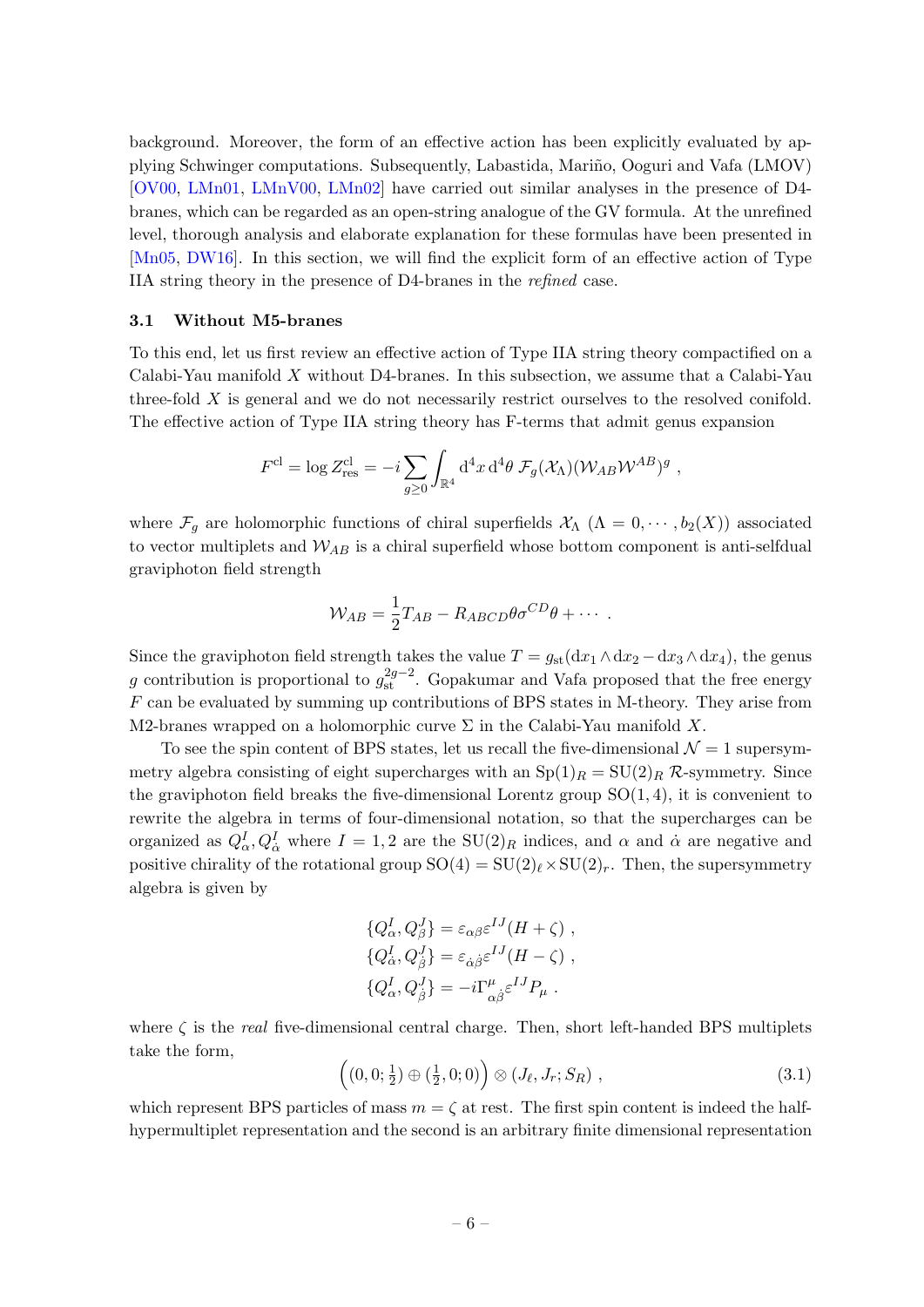background. Moreover, the form of an effective action has been explicitly evaluated by applying Schwinger computations. Subsequently, Labastida, Mariño, Ooguri and Vafa (LMOV) [OV00, LMn01, LMnV00, LMn02] have carried out similar analyses in the presence of D4-branes, which can be regarded as an open-string analogue of the GV formula. At the unrefined level, thorough analysis and elaborate explanation for these formulas have been presented in [Mn05, DW16]. In this section, we will find the explicit form of an effective action of Type IIA string theory in the presence of D4-branes in the *refined* case.

### 3.1 Without M5-branes

To this end, let us first review an effective action of Type IIA string theory compactified on a Calabi-Yau manifold $X$ without D4-branes. In this subsection, we assume that a Calabi-Yau three-fold $X$ is general and we do not necessarily restrict ourselves to the resolved conifold. The effective action of Type IIA string theory has F-terms that admit genus expansion

$$F^{\mathrm{cl}} = \log Z^{\mathrm{cl}}_{\mathrm{res}} = -i \sum_{g\geq 0} \int_{\mathbb{R}^4} \mathrm{d}^4x\, \mathrm{d}^4\theta\; \mathcal{F}_g(\mathcal{X}_\Lambda)(\mathcal{W}_{AB}\mathcal{W}^{AB})^g \ ,$$

where $\mathcal{F}_g$ are holomorphic functions of chiral superfields $\mathcal{X}_\Lambda$ ($\Lambda = 0, \cdots, b_2(X)$) associated to vector multiplets and $\mathcal{W}_{AB}$ is a chiral superfield whose bottom component is anti-selfdual graviphoton field strength

$$\mathcal{W}_{AB} = \frac{1}{2}T_{AB} - R_{ABCD}\theta\sigma^{CD}\theta + \cdots \ .$$

Since the graviphoton field strength takes the value $T = g_{\mathrm{st}}(\mathrm{d}x_1 \wedge \mathrm{d}x_2 - \mathrm{d}x_3 \wedge \mathrm{d}x_4)$, the genus $g$ contribution is proportional to $g_{\mathrm{st}}^{2g-2}$. Gopakumar and Vafa proposed that the free energy $F$ can be evaluated by summing up contributions of BPS states in M-theory. They arise from M2-branes wrapped on a holomorphic curve $\Sigma$ in the Calabi-Yau manifold $X$.

To see the spin content of BPS states, let us recall the five-dimensional $\mathcal{N} = 1$ supersymmetry algebra consisting of eight supercharges with an $\mathrm{Sp}(1)_R = \mathrm{SU}(2)_R$ $\mathcal{R}$-symmetry. Since the graviphoton field breaks the five-dimensional Lorentz group $\mathrm{SO}(1,4)$, it is convenient to rewrite the algebra in terms of four-dimensional notation, so that the supercharges can be organized as $Q^I_\alpha, Q^I_{\dot\alpha}$ where $I = 1, 2$ are the $\mathrm{SU}(2)_R$ indices, and $\alpha$ and $\dot\alpha$ are negative and positive chirality of the rotational group $\mathrm{SO}(4) = \mathrm{SU}(2)_\ell \times \mathrm{SU}(2)_r$. Then, the supersymmetry algebra is given by

$$\begin{aligned}
\{Q^I_\alpha, Q^J_\beta\} &= \varepsilon_{\alpha\beta}\varepsilon^{IJ}(H+\zeta) \ , \\
\{Q^I_{\dot\alpha}, Q^J_{\dot\beta}\} &= \varepsilon_{\dot\alpha\dot\beta}\varepsilon^{IJ}(H-\zeta) \ , \\
\{Q^I_\alpha, Q^J_{\dot\beta}\} &= -i\Gamma^\mu_{\alpha\dot\beta}\varepsilon^{IJ}P_\mu \ .
\end{aligned}$$

where $\zeta$ is the *real* five-dimensional central charge. Then, short left-handed BPS multiplets take the form,

$$\Big((0,0;\tfrac{1}{2}) \oplus (\tfrac{1}{2},0;0)\Big) \otimes (J_\ell, J_r; S_R) \ , \tag{3.1}$$

which represent BPS particles of mass $m = \zeta$ at rest. The first spin content is indeed the half-hypermultiplet representation and the second is an arbitrary finite dimensional representation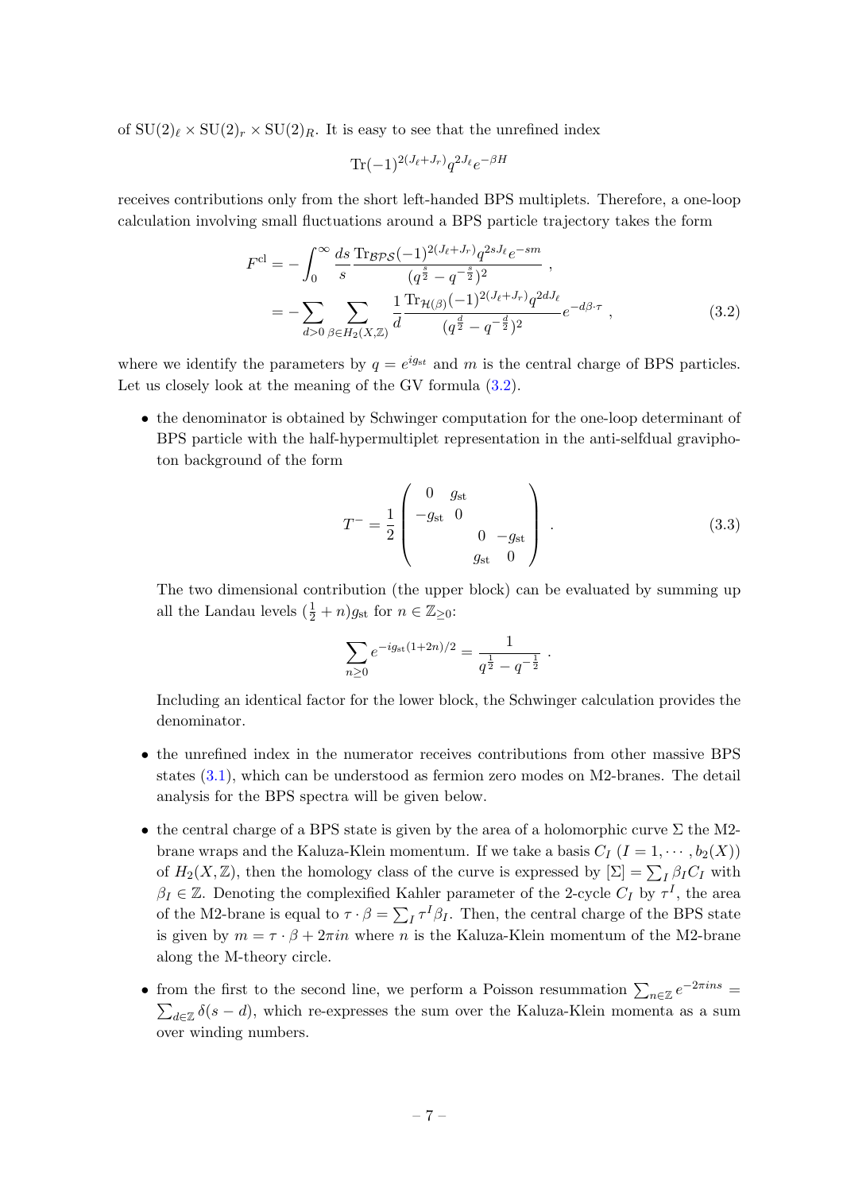of $\mathrm{SU}(2)_\ell \times \mathrm{SU}(2)_r \times \mathrm{SU}(2)_R$. It is easy to see that the unrefined index

$$\mathrm{Tr}(-1)^{2(J_\ell+J_r)}q^{2J_\ell}e^{-\beta H}$$

receives contributions only from the short left-handed BPS multiplets. Therefore, a one-loop calculation involving small fluctuations around a BPS particle trajectory takes the form

$$\begin{aligned}
F^{\mathrm{cl}} &= -\int_0^\infty \frac{ds}{s}\frac{\mathrm{Tr}_{\mathcal{BPS}}(-1)^{2(J_\ell+J_r)}q^{2sJ_\ell}e^{-sm}}{(q^{\frac{s}{2}}-q^{-\frac{s}{2}})^2} ~, \\
&= -\sum_{d>0}\sum_{\beta\in H_2(X,\mathbb{Z})}\frac{1}{d}\frac{\mathrm{Tr}_{\mathcal{H}(\beta)}(-1)^{2(J_\ell+J_r)}q^{2dJ_\ell}}{(q^{\frac{d}{2}}-q^{-\frac{d}{2}})^2}e^{-d\beta\cdot\tau} ~,
\end{aligned} \tag{3.2}$$

where we identify the parameters by $q = e^{ig_{\mathrm{st}}}$ and $m$ is the central charge of BPS particles. Let us closely look at the meaning of the GV formula (3.2).

- the denominator is obtained by Schwinger computation for the one-loop determinant of BPS particle with the half-hypermultiplet representation in the anti-selfdual graviphoton background of the form

$$T^- = \frac{1}{2}\begin{pmatrix} 0 & g_{\mathrm{st}} & & \\ -g_{\mathrm{st}} & 0 & & \\ & & 0 & -g_{\mathrm{st}} \\ & & g_{\mathrm{st}} & 0 \end{pmatrix} ~. \tag{3.3}$$

  The two dimensional contribution (the upper block) can be evaluated by summing up all the Landau levels $(\frac{1}{2}+n)g_{\mathrm{st}}$ for $n \in \mathbb{Z}_{\geq 0}$:

$$\sum_{n\geq 0} e^{-ig_{\mathrm{st}}(1+2n)/2} = \frac{1}{q^{\frac{1}{2}}-q^{-\frac{1}{2}}} ~.$$

  Including an identical factor for the lower block, the Schwinger calculation provides the denominator.

- the unrefined index in the numerator receives contributions from other massive BPS states (3.1), which can be understood as fermion zero modes on M2-branes. The detail analysis for the BPS spectra will be given below.

- the central charge of a BPS state is given by the area of a holomorphic curve $\Sigma$ the M2-brane wraps and the Kaluza-Klein momentum. If we take a basis $C_I$ $(I = 1, \cdots, b_2(X))$ of $H_2(X,\mathbb{Z})$, then the homology class of the curve is expressed by $[\Sigma] = \sum_I \beta_I C_I$ with $\beta_I \in \mathbb{Z}$. Denoting the complexified Kahler parameter of the 2-cycle $C_I$ by $\tau^I$, the area of the M2-brane is equal to $\tau\cdot\beta = \sum_I \tau^I\beta_I$. Then, the central charge of the BPS state is given by $m = \tau\cdot\beta + 2\pi i n$ where $n$ is the Kaluza-Klein momentum of the M2-brane along the M-theory circle.

- from the first to the second line, we perform a Poisson resummation $\sum_{n\in\mathbb{Z}} e^{-2\pi ins} = \sum_{d\in\mathbb{Z}}\delta(s-d)$, which re-expresses the sum over the Kaluza-Klein momenta as a sum over winding numbers.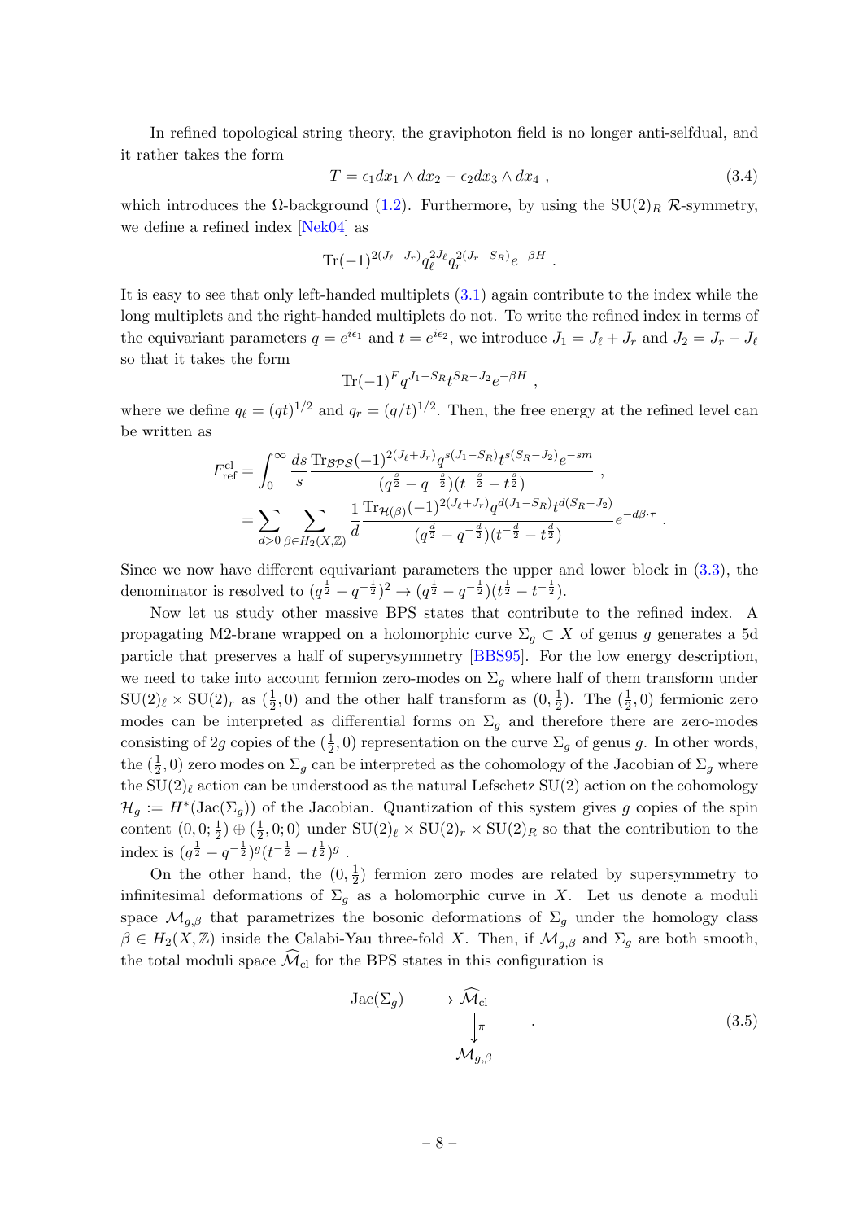In refined topological string theory, the graviphoton field is no longer anti-selfdual, and it rather takes the form

$$T = \epsilon_1 dx_1 \wedge dx_2 - \epsilon_2 dx_3 \wedge dx_4 \ , \tag{3.4}$$

which introduces the Ω-background (1.2). Furthermore, by using the $\mathrm{SU}(2)_R$ $\mathcal{R}$-symmetry, we define a refined index [Nek04] as

$$\mathrm{Tr}(-1)^{2(J_\ell+J_r)} q_\ell^{2J_\ell} q_r^{2(J_r-S_R)} e^{-\beta H} \ .$$

It is easy to see that only left-handed multiplets (3.1) again contribute to the index while the long multiplets and the right-handed multiplets do not. To write the refined index in terms of the equivariant parameters $q = e^{i\epsilon_1}$ and $t = e^{i\epsilon_2}$, we introduce $J_1 = J_\ell + J_r$ and $J_2 = J_r - J_\ell$ so that it takes the form

$$\mathrm{Tr}(-1)^F q^{J_1 - S_R} t^{S_R - J_2} e^{-\beta H} \ ,$$

where we define $q_\ell = (qt)^{1/2}$ and $q_r = (q/t)^{1/2}$. Then, the free energy at the refined level can be written as

$$\begin{aligned}
F^{\mathrm{cl}}_{\mathrm{ref}} &= \int_0^\infty \frac{ds}{s} \frac{\mathrm{Tr}_{\mathcal{BPS}}(-1)^{2(J_\ell+J_r)} q^{s(J_1-S_R)} t^{s(S_R-J_2)} e^{-sm}}{(q^{\frac{s}{2}} - q^{-\frac{s}{2}})(t^{-\frac{s}{2}} - t^{\frac{s}{2}})} \ , \\
&= \sum_{d>0} \sum_{\beta \in H_2(X,\mathbb{Z})} \frac{1}{d} \frac{\mathrm{Tr}_{\mathcal{H}(\beta)}(-1)^{2(J_\ell+J_r)} q^{d(J_1-S_R)} t^{d(S_R-J_2)}}{(q^{\frac{d}{2}} - q^{-\frac{d}{2}})(t^{-\frac{d}{2}} - t^{\frac{d}{2}})} e^{-d\beta\cdot\tau} \ .
\end{aligned}$$

Since we now have different equivariant parameters the upper and lower block in (3.3), the denominator is resolved to $(q^{\frac{1}{2}} - q^{-\frac{1}{2}})^2 \to (q^{\frac{1}{2}} - q^{-\frac{1}{2}})(t^{\frac{1}{2}} - t^{-\frac{1}{2}})$.

Now let us study other massive BPS states that contribute to the refined index. A propagating M2-brane wrapped on a holomorphic curve $\Sigma_g \subset X$ of genus $g$ generates a 5d particle that preserves a half of supersymmetry [BBS95]. For the low energy description, we need to take into account fermion zero-modes on $\Sigma_g$ where half of them transform under $\mathrm{SU}(2)_\ell \times \mathrm{SU}(2)_r$ as $(\frac{1}{2}, 0)$ and the other half transform as $(0, \frac{1}{2})$. The $(\frac{1}{2}, 0)$ fermionic zero modes can be interpreted as differential forms on $\Sigma_g$ and therefore there are zero-modes consisting of $2g$ copies of the $(\frac{1}{2}, 0)$ representation on the curve $\Sigma_g$ of genus $g$. In other words, the $(\frac{1}{2}, 0)$ zero modes on $\Sigma_g$ can be interpreted as the cohomology of the Jacobian of $\Sigma_g$ where the $\mathrm{SU}(2)_\ell$ action can be understood as the natural Lefschetz SU(2) action on the cohomology $\mathcal{H}_g := H^*(\mathrm{Jac}(\Sigma_g))$ of the Jacobian. Quantization of this system gives $g$ copies of the spin content $(0, 0; \frac{1}{2}) \oplus (\frac{1}{2}, 0; 0)$ under $\mathrm{SU}(2)_\ell \times \mathrm{SU}(2)_r \times \mathrm{SU}(2)_R$ so that the contribution to the index is $(q^{\frac{1}{2}} - q^{-\frac{1}{2}})^g (t^{-\frac{1}{2}} - t^{\frac{1}{2}})^g$ .

On the other hand, the $(0, \frac{1}{2})$ fermion zero modes are related by supersymmetry to infinitesimal deformations of $\Sigma_g$ as a holomorphic curve in $X$. Let us denote a moduli space $\mathcal{M}_{g,\beta}$ that parametrizes the bosonic deformations of $\Sigma_g$ under the homology class $\beta \in H_2(X, \mathbb{Z})$ inside the Calabi-Yau three-fold $X$. Then, if $\mathcal{M}_{g,\beta}$ and $\Sigma_g$ are both smooth, the total moduli space $\widehat{\mathcal{M}}_{\mathrm{cl}}$ for the BPS states in this configuration is

$$\begin{array}{ccc}
\mathrm{Jac}(\Sigma_g) & \longrightarrow & \widehat{\mathcal{M}}_{\mathrm{cl}} \\
& & \downarrow \pi \\
& & \mathcal{M}_{g,\beta}
\end{array} \ . \tag{3.5}$$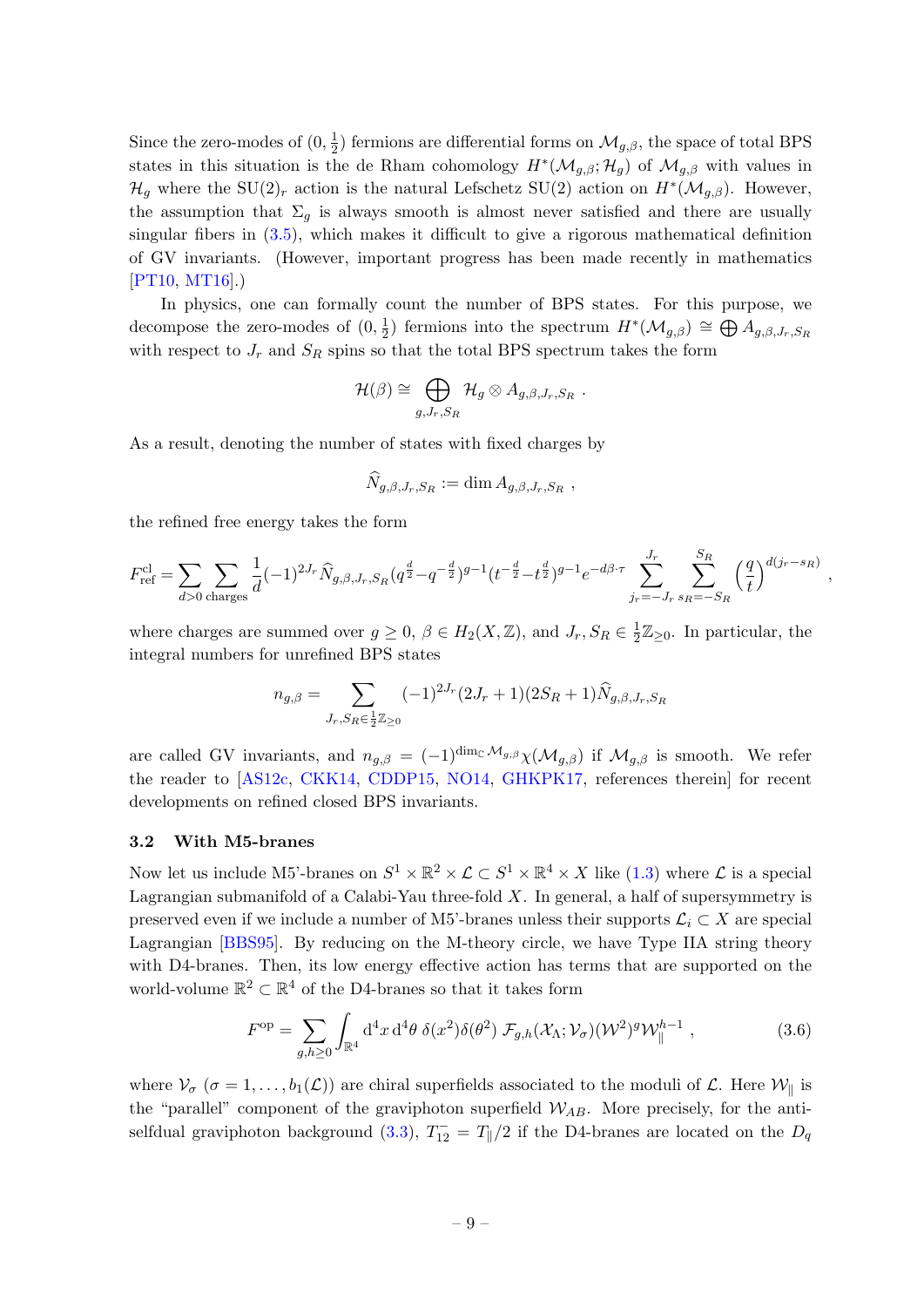Since the zero-modes of $(0, \frac{1}{2})$ fermions are differential forms on $\mathcal{M}_{g,\beta}$, the space of total BPS states in this situation is the de Rham cohomology $H^*(\mathcal{M}_{g,\beta}; \mathcal{H}_g)$ of $\mathcal{M}_{g,\beta}$ with values in $\mathcal{H}_g$ where the $\mathrm{SU}(2)_r$ action is the natural Lefschetz $\mathrm{SU}(2)$ action on $H^*(\mathcal{M}_{g,\beta})$. However, the assumption that $\Sigma_g$ is always smooth is almost never satisfied and there are usually singular fibers in (3.5), which makes it difficult to give a rigorous mathematical definition of GV invariants. (However, important progress has been made recently in mathematics [PT10, MT16].)

In physics, one can formally count the number of BPS states. For this purpose, we decompose the zero-modes of $(0, \frac{1}{2})$ fermions into the spectrum $H^*(\mathcal{M}_{g,\beta}) \cong \bigoplus A_{g,\beta,J_r,S_R}$ with respect to $J_r$ and $S_R$ spins so that the total BPS spectrum takes the form

$$\mathcal{H}(\beta) \cong \bigoplus_{g,J_r,S_R} \mathcal{H}_g \otimes A_{g,\beta,J_r,S_R} \ .$$

As a result, denoting the number of states with fixed charges by

$$\widehat{N}_{g,\beta,J_r,S_R} := \dim A_{g,\beta,J_r,S_R} \ ,$$

the refined free energy takes the form

$$F^{\rm cl}_{\rm ref} = \sum_{d>0} \sum_{\rm charges} \frac{1}{d}(-1)^{2J_r} \widehat{N}_{g,\beta,J_r,S_R} (q^{\frac{d}{2}} - q^{-\frac{d}{2}})^{g-1} (t^{-\frac{d}{2}} - t^{\frac{d}{2}})^{g-1} e^{-d\beta\cdot\tau} \sum_{j_r=-J_r}^{J_r} \sum_{s_R=-S_R}^{S_R} \left(\frac{q}{t}\right)^{d(j_r - s_R)} \ ,$$

where charges are summed over $g \geq 0$, $\beta \in H_2(X, \mathbb{Z})$, and $J_r, S_R \in \frac{1}{2}\mathbb{Z}_{\geq 0}$. In particular, the integral numbers for unrefined BPS states

$$n_{g,\beta} = \sum_{J_r,S_R \in \frac{1}{2}\mathbb{Z}_{\geq 0}} (-1)^{2J_r} (2J_r + 1)(2S_R + 1) \widehat{N}_{g,\beta,J_r,S_R}$$

are called GV invariants, and $n_{g,\beta} = (-1)^{\dim_{\mathbb{C}} \mathcal{M}_{g,\beta}} \chi(\mathcal{M}_{g,\beta})$ if $\mathcal{M}_{g,\beta}$ is smooth. We refer the reader to [AS12c, CKK14, CDDP15, NO14, GHKPK17, references therein] for recent developments on refined closed BPS invariants.

### 3.2 With M5-branes

Now let us include M5'-branes on $S^1 \times \mathbb{R}^2 \times \mathcal{L} \subset S^1 \times \mathbb{R}^4 \times X$ like (1.3) where $\mathcal{L}$ is a special Lagrangian submanifold of a Calabi-Yau three-fold $X$. In general, a half of supersymmetry is preserved even if we include a number of M5'-branes unless their supports $\mathcal{L}_i \subset X$ are special Lagrangian [BBS95]. By reducing on the M-theory circle, we have Type IIA string theory with D4-branes. Then, its low energy effective action has terms that are supported on the world-volume $\mathbb{R}^2 \subset \mathbb{R}^4$ of the D4-branes so that it takes form

$$F^{\rm op} = \sum_{g,h \geq 0} \int_{\mathbb{R}^4} \mathrm{d}^4x \, \mathrm{d}^4\theta \; \delta(x^2)\delta(\theta^2) \; \mathcal{F}_{g,h}(\mathcal{X}_\Lambda; \mathcal{V}_\sigma)(\mathcal{W}^2)^g \mathcal{W}_\parallel^{h-1} \ , \tag{3.6}$$

where $\mathcal{V}_\sigma$ $(\sigma = 1, \ldots, b_1(\mathcal{L}))$ are chiral superfields associated to the moduli of $\mathcal{L}$. Here $\mathcal{W}_\parallel$ is the "parallel" component of the graviphoton superfield $\mathcal{W}_{AB}$. More precisely, for the anti-selfdual graviphoton background (3.3), $T^-_{12} = T_\parallel/2$ if the D4-branes are located on the $D_q$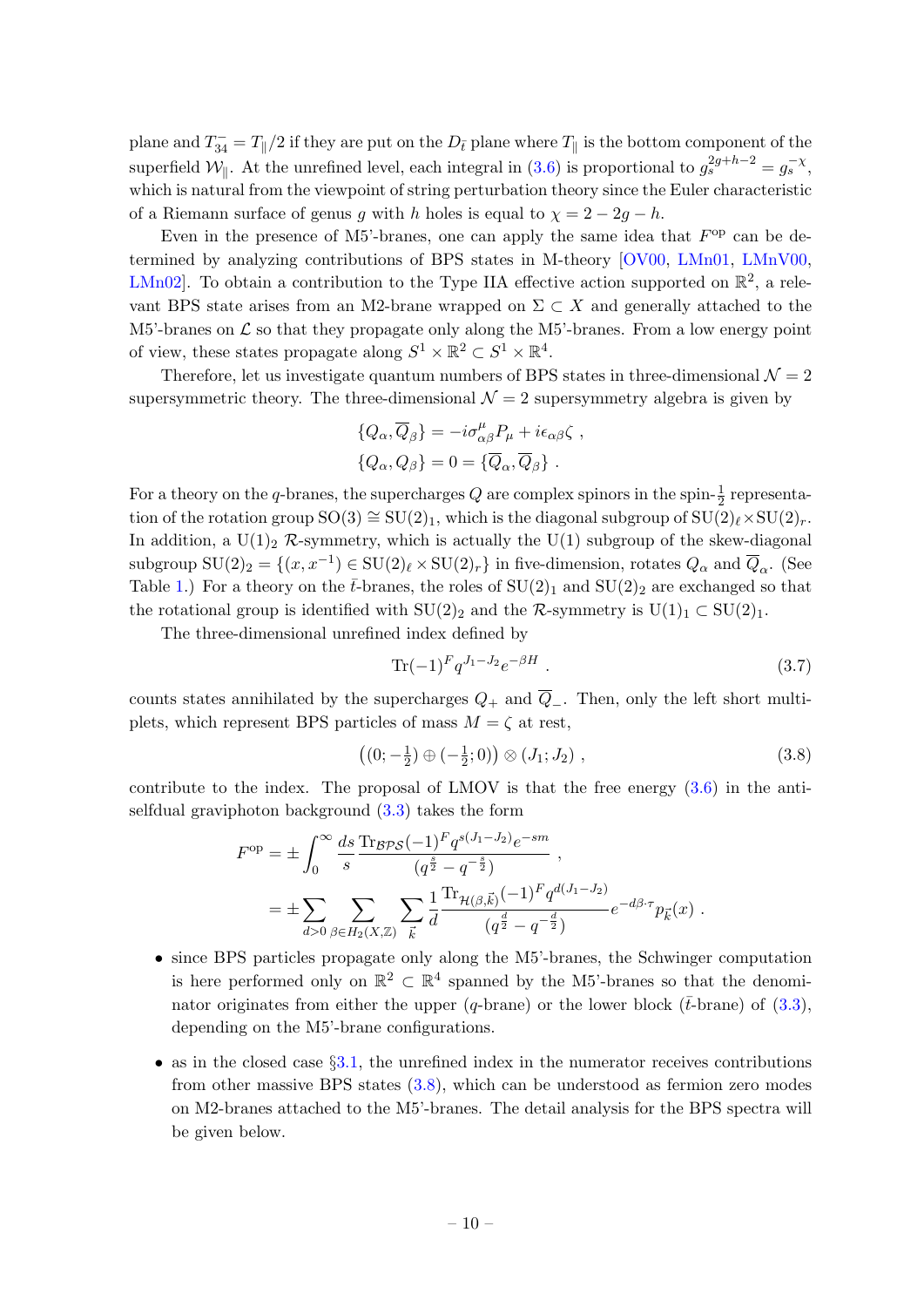plane and $T^-_{34} = T_\parallel/2$ if they are put on the $D_{\bar{t}}$ plane where $T_\parallel$ is the bottom component of the superfield $\mathcal{W}_\parallel$. At the unrefined level, each integral in (3.6) is proportional to $g_s^{2g+h-2} = g_s^{-\chi}$, which is natural from the viewpoint of string perturbation theory since the Euler characteristic of a Riemann surface of genus $g$ with $h$ holes is equal to $\chi = 2 - 2g - h$.

Even in the presence of M5'-branes, one can apply the same idea that $F^{\rm op}$ can be determined by analyzing contributions of BPS states in M-theory [OV00, LMn01, LMnV00, LMn02]. To obtain a contribution to the Type IIA effective action supported on $\mathbb{R}^2$, a relevant BPS state arises from an M2-brane wrapped on $\Sigma \subset X$ and generally attached to the M5'-branes on $\mathcal{L}$ so that they propagate only along the M5'-branes. From a low energy point of view, these states propagate along $S^1 \times \mathbb{R}^2 \subset S^1 \times \mathbb{R}^4$.

Therefore, let us investigate quantum numbers of BPS states in three-dimensional $\mathcal{N} = 2$ supersymmetric theory. The three-dimensional $\mathcal{N} = 2$ supersymmetry algebra is given by

$$
\begin{aligned}
\{Q_\alpha, \overline{Q}_\beta\} &= -i\sigma^\mu_{\alpha\beta} P_\mu + i\epsilon_{\alpha\beta}\zeta \ , \\
\{Q_\alpha, Q_\beta\} &= 0 = \{\overline{Q}_\alpha, \overline{Q}_\beta\} \ .
\end{aligned}
$$

For a theory on the $q$-branes, the supercharges $Q$ are complex spinors in the spin-$\frac{1}{2}$ representation of the rotation group $\mathrm{SO}(3) \cong \mathrm{SU}(2)_1$, which is the diagonal subgroup of $\mathrm{SU}(2)_\ell \times \mathrm{SU}(2)_r$. In addition, a $\mathrm{U}(1)_2$ $\mathcal{R}$-symmetry, which is actually the $\mathrm{U}(1)$ subgroup of the skew-diagonal subgroup $\mathrm{SU}(2)_2 = \{(x, x^{-1}) \in \mathrm{SU}(2)_\ell \times \mathrm{SU}(2)_r\}$ in five-dimension, rotates $Q_\alpha$ and $\overline{Q}_\alpha$. (See Table 1.) For a theory on the $\bar{t}$-branes, the roles of $\mathrm{SU}(2)_1$ and $\mathrm{SU}(2)_2$ are exchanged so that the rotational group is identified with $\mathrm{SU}(2)_2$ and the $\mathcal{R}$-symmetry is $\mathrm{U}(1)_1 \subset \mathrm{SU}(2)_1$.

The three-dimensional unrefined index defined by

$$
\mathrm{Tr}(-1)^F q^{J_1 - J_2} e^{-\beta H} \ . \tag{3.7}
$$

counts states annihilated by the supercharges $Q_+$ and $\overline{Q}_-$. Then, only the left short multiplets, which represent BPS particles of mass $M = \zeta$ at rest,

$$
\left((0; -\tfrac{1}{2}) \oplus (-\tfrac{1}{2}; 0)\right) \otimes (J_1; J_2) \ , \tag{3.8}
$$

contribute to the index. The proposal of LMOV is that the free energy (3.6) in the anti-selfdual graviphoton background (3.3) takes the form

$$
\begin{aligned}
F^{\rm op} &= \pm \int_0^\infty \frac{ds}{s} \frac{\mathrm{Tr}_{\mathcal{BPS}}(-1)^F q^{s(J_1 - J_2)} e^{-sm}}{(q^{\frac{s}{2}} - q^{-\frac{s}{2}})} \ , \\
&= \pm \sum_{d>0} \sum_{\beta \in H_2(X, \mathbb{Z})} \sum_{\vec{k}} \frac{1}{d} \frac{\mathrm{Tr}_{\mathcal{H}(\beta, \vec{k})}(-1)^F q^{d(J_1 - J_2)}}{(q^{\frac{d}{2}} - q^{-\frac{d}{2}})} e^{-d\beta \cdot \tau} p_{\vec{k}}(x) \ .
\end{aligned}
$$

- since BPS particles propagate only along the M5'-branes, the Schwinger computation is here performed only on $\mathbb{R}^2 \subset \mathbb{R}^4$ spanned by the M5'-branes so that the denominator originates from either the upper ($q$-brane) or the lower block ($\bar{t}$-brane) of (3.3), depending on the M5'-brane configurations.
- as in the closed case §3.1, the unrefined index in the numerator receives contributions from other massive BPS states (3.8), which can be understood as fermion zero modes on M2-branes attached to the M5'-branes. The detail analysis for the BPS spectra will be given below.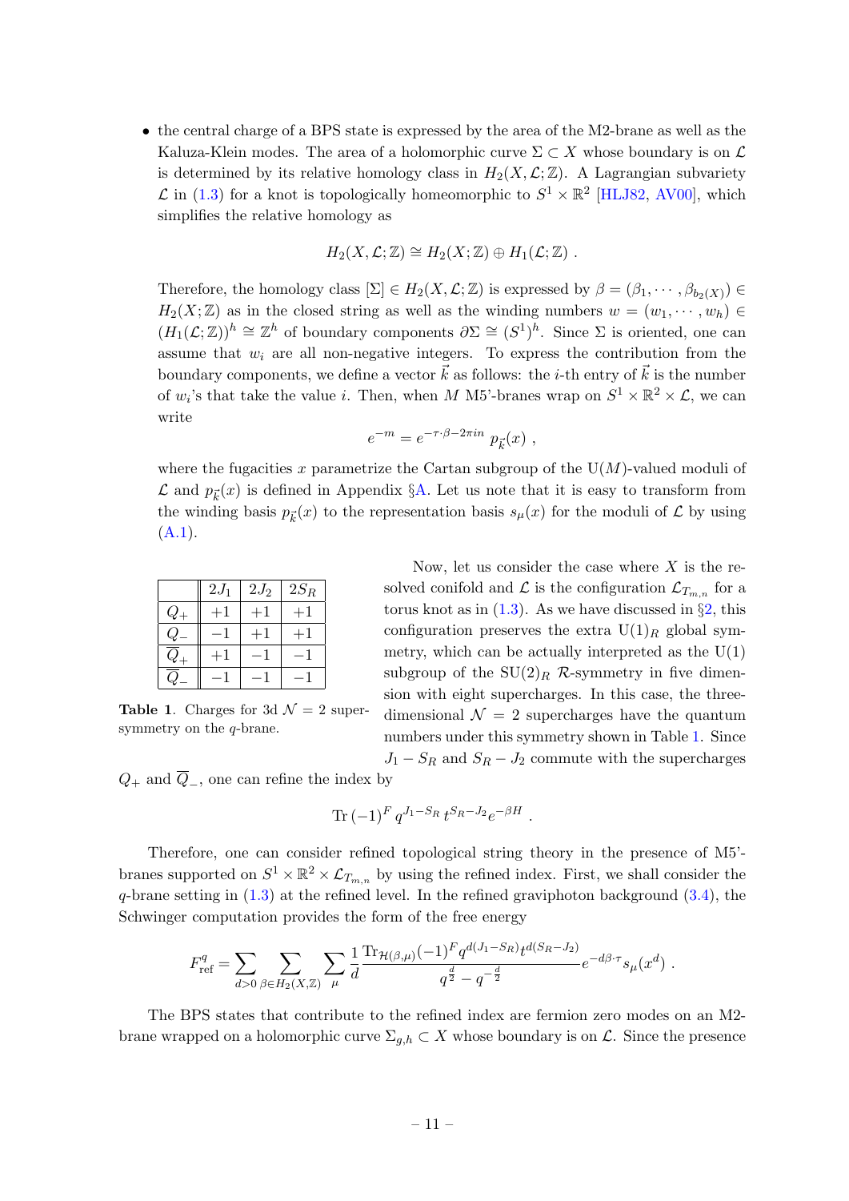- the central charge of a BPS state is expressed by the area of the M2-brane as well as the Kaluza-Klein modes. The area of a holomorphic curve $\Sigma \subset X$ whose boundary is on $\mathcal{L}$ is determined by its relative homology class in $H_2(X,\mathcal{L};\mathbb{Z})$. A Lagrangian subvariety $\mathcal{L}$ in (1.3) for a knot is topologically homeomorphic to $S^1 \times \mathbb{R}^2$ [HLJ82, AV00], which simplifies the relative homology as

$$H_2(X,\mathcal{L};\mathbb{Z}) \cong H_2(X;\mathbb{Z}) \oplus H_1(\mathcal{L};\mathbb{Z}) \ .$$

  Therefore, the homology class $[\Sigma] \in H_2(X,\mathcal{L};\mathbb{Z})$ is expressed by $\beta = (\beta_1, \cdots, \beta_{b_2(X)}) \in H_2(X;\mathbb{Z})$ as in the closed string as well as the winding numbers $w = (w_1, \cdots, w_h) \in (H_1(\mathcal{L};\mathbb{Z}))^h \cong \mathbb{Z}^h$ of boundary components $\partial\Sigma \cong (S^1)^h$. Since $\Sigma$ is oriented, one can assume that $w_i$ are all non-negative integers. To express the contribution from the boundary components, we define a vector $\vec{k}$ as follows: the $i$-th entry of $\vec{k}$ is the number of $w_i$'s that take the value $i$. Then, when $M$ M5'-branes wrap on $S^1 \times \mathbb{R}^2 \times \mathcal{L}$, we can write

$$e^{-m} = e^{-\tau\cdot\beta - 2\pi i n} \ p_{\vec{k}}(x) \ ,$$

  where the fugacities $x$ parametrize the Cartan subgroup of the U$(M)$-valued moduli of $\mathcal{L}$ and $p_{\vec{k}}(x)$ is defined in Appendix §A. Let us note that it is easy to transform from the winding basis $p_{\vec{k}}(x)$ to the representation basis $s_\mu(x)$ for the moduli of $\mathcal{L}$ by using (A.1).

|  | $2J_1$ | $2J_2$ | $2S_R$ |
|---|---|---|---|
| $Q_+$ | $+1$ | $+1$ | $+1$ |
| $Q_-$ | $-1$ | $+1$ | $+1$ |
| $\overline{Q}_+$ | $+1$ | $-1$ | $-1$ |
| $\overline{Q}_-$ | $-1$ | $-1$ | $-1$ |

**Table 1**. Charges for 3d $\mathcal{N}=2$ supersymmetry on the $q$-brane.

Now, let us consider the case where $X$ is the resolved conifold and $\mathcal{L}$ is the configuration $\mathcal{L}_{T_{m,n}}$ for a torus knot as in (1.3). As we have discussed in §2, this configuration preserves the extra U$(1)_R$ global symmetry, which can be actually interpreted as the U(1) subgroup of the SU$(2)_R$ $\mathcal{R}$-symmetry in five dimension with eight supercharges. In this case, the three-dimensional $\mathcal{N}=2$ supercharges have the quantum numbers under this symmetry shown in Table 1. Since $J_1 - S_R$ and $S_R - J_2$ commute with the supercharges $Q_+$ and $\overline{Q}_-$, one can refine the index by

$$\mathrm{Tr}\,(-1)^F q^{J_1 - S_R} t^{S_R - J_2} e^{-\beta H} \ .$$

Therefore, one can consider refined topological string theory in the presence of M5'-branes supported on $S^1 \times \mathbb{R}^2 \times \mathcal{L}_{T_{m,n}}$ by using the refined index. First, we shall consider the $q$-brane setting in (1.3) at the refined level. In the refined graviphoton background (3.4), the Schwinger computation provides the form of the free energy

$$F^q_{\rm ref} = \sum_{d>0} \sum_{\beta \in H_2(X,\mathbb{Z})} \sum_{\mu} \frac{1}{d} \frac{\mathrm{Tr}_{\mathcal{H}(\beta,\mu)}(-1)^F q^{d(J_1 - S_R)} t^{d(S_R - J_2)}}{q^{\frac{d}{2}} - q^{-\frac{d}{2}}} e^{-d\beta\cdot\tau} s_\mu(x^d) \ .$$

The BPS states that contribute to the refined index are fermion zero modes on an M2-brane wrapped on a holomorphic curve $\Sigma_{g,h} \subset X$ whose boundary is on $\mathcal{L}$. Since the presence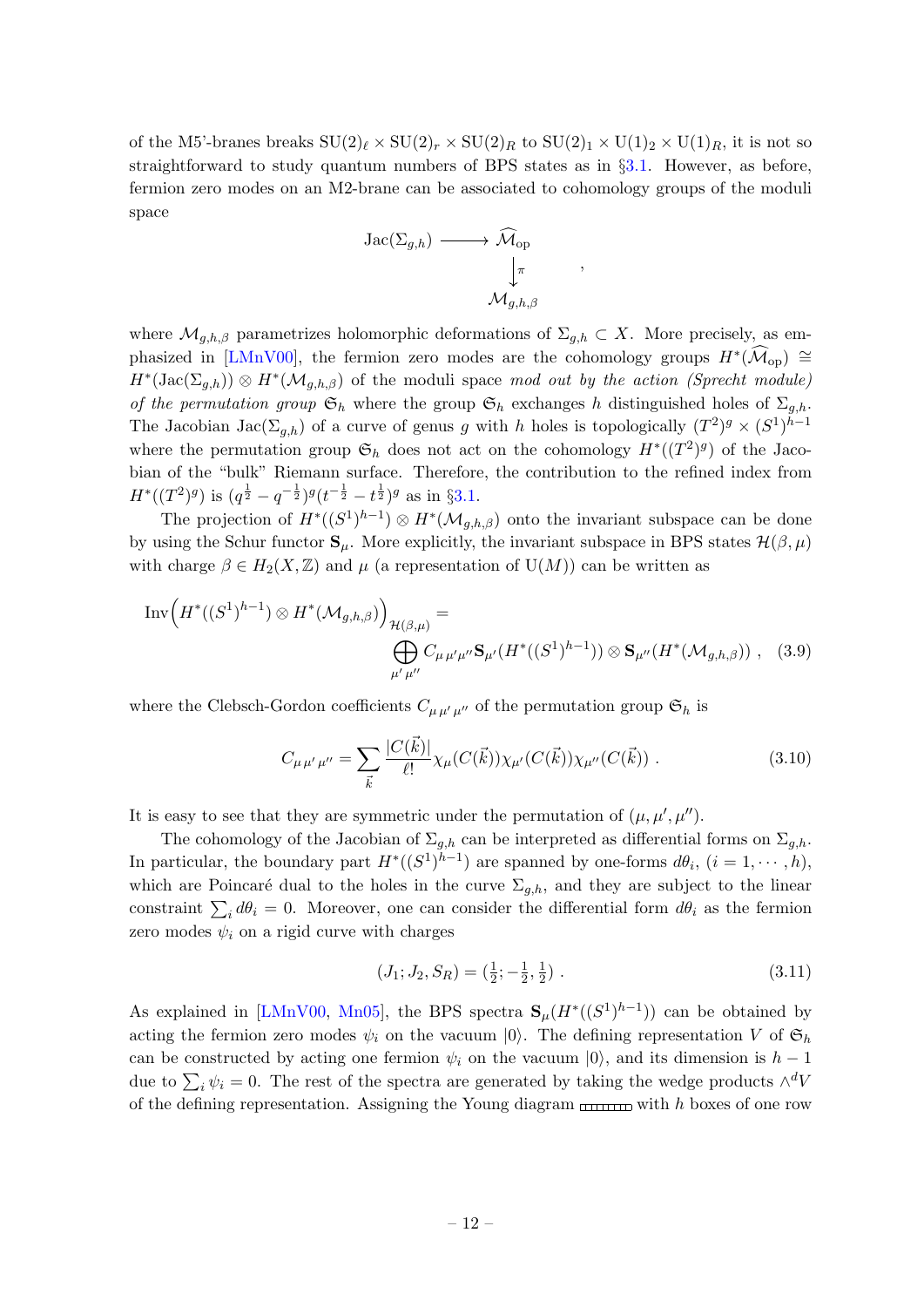of the M5'-branes breaks $\mathrm{SU}(2)_\ell \times \mathrm{SU}(2)_r \times \mathrm{SU}(2)_R$ to $\mathrm{SU}(2)_1 \times \mathrm{U}(1)_2 \times \mathrm{U}(1)_R$, it is not so straightforward to study quantum numbers of BPS states as in §3.1. However, as before, fermion zero modes on an M2-brane can be associated to cohomology groups of the moduli space

$$
\begin{array}{ccc}
\mathrm{Jac}(\Sigma_{g,h}) & \longrightarrow & \widehat{\mathcal{M}}_{\mathrm{op}} \\
 & & \big\downarrow \pi \\
 & & \mathcal{M}_{g,h,\beta}
\end{array}
\quad ,
$$

where $\mathcal{M}_{g,h,\beta}$ parametrizes holomorphic deformations of $\Sigma_{g,h} \subset X$. More precisely, as emphasized in [LMnV00], the fermion zero modes are the cohomology groups $H^*(\widehat{\mathcal{M}}_{\mathrm{op}}) \cong H^*(\mathrm{Jac}(\Sigma_{g,h})) \otimes H^*(\mathcal{M}_{g,h,\beta})$ of the moduli space *mod out by the action (Sprecht module) of the permutation group* $\mathfrak{S}_h$ where the group $\mathfrak{S}_h$ exchanges $h$ distinguished holes of $\Sigma_{g,h}$. The Jacobian $\mathrm{Jac}(\Sigma_{g,h})$ of a curve of genus $g$ with $h$ holes is topologically $(T^2)^g \times (S^1)^{h-1}$ where the permutation group $\mathfrak{S}_h$ does not act on the cohomology $H^*((T^2)^g)$ of the Jacobian of the "bulk" Riemann surface. Therefore, the contribution to the refined index from $H^*((T^2)^g)$ is $(q^{\frac{1}{2}} - q^{-\frac{1}{2}})^g (t^{-\frac{1}{2}} - t^{\frac{1}{2}})^g$ as in §3.1.

The projection of $H^*((S^1)^{h-1}) \otimes H^*(\mathcal{M}_{g,h,\beta})$ onto the invariant subspace can be done by using the Schur functor $\mathbf{S}_\mu$. More explicitly, the invariant subspace in BPS states $\mathcal{H}(\beta,\mu)$ with charge $\beta \in H_2(X,\mathbb{Z})$ and $\mu$ (a representation of $\mathrm{U}(M)$) can be written as

$$
\mathrm{Inv}\Big(H^*((S^1)^{h-1}) \otimes H^*(\mathcal{M}_{g,h,\beta})\Big)_{\mathcal{H}(\beta,\mu)} = \bigoplus_{\mu' \mu''} C_{\mu\,\mu'\mu''} \mathbf{S}_{\mu'}(H^*((S^1)^{h-1})) \otimes \mathbf{S}_{\mu''}(H^*(\mathcal{M}_{g,h,\beta})) \ , \quad (3.9)
$$

where the Clebsch-Gordon coefficients $C_{\mu\,\mu'\,\mu''}$ of the permutation group $\mathfrak{S}_h$ is

$$
C_{\mu\,\mu'\,\mu''} = \sum_{\vec{k}} \frac{|C(\vec{k})|}{\ell!} \chi_\mu(C(\vec{k})) \chi_{\mu'}(C(\vec{k})) \chi_{\mu''}(C(\vec{k})) \ . \quad (3.10)
$$

It is easy to see that they are symmetric under the permutation of $(\mu, \mu', \mu'')$.

The cohomology of the Jacobian of $\Sigma_{g,h}$ can be interpreted as differential forms on $\Sigma_{g,h}$. In particular, the boundary part $H^*((S^1)^{h-1})$ are spanned by one-forms $d\theta_i$, $(i = 1, \cdots, h)$, which are Poincaré dual to the holes in the curve $\Sigma_{g,h}$, and they are subject to the linear constraint $\sum_i d\theta_i = 0$. Moreover, one can consider the differential form $d\theta_i$ as the fermion zero modes $\psi_i$ on a rigid curve with charges

$$
(J_1; J_2, S_R) = (\tfrac{1}{2}; -\tfrac{1}{2}, \tfrac{1}{2}) \ . \quad (3.11)
$$

As explained in [LMnV00, Mn05], the BPS spectra $\mathbf{S}_\mu(H^*((S^1)^{h-1}))$ can be obtained by acting the fermion zero modes $\psi_i$ on the vacuum $|0\rangle$. The defining representation $V$ of $\mathfrak{S}_h$ can be constructed by acting one fermion $\psi_i$ on the vacuum $|0\rangle$, and its dimension is $h-1$ due to $\sum_i \psi_i = 0$. The rest of the spectra are generated by taking the wedge products $\wedge^d V$ of the defining representation. Assigning the Young diagram with $h$ boxes of one row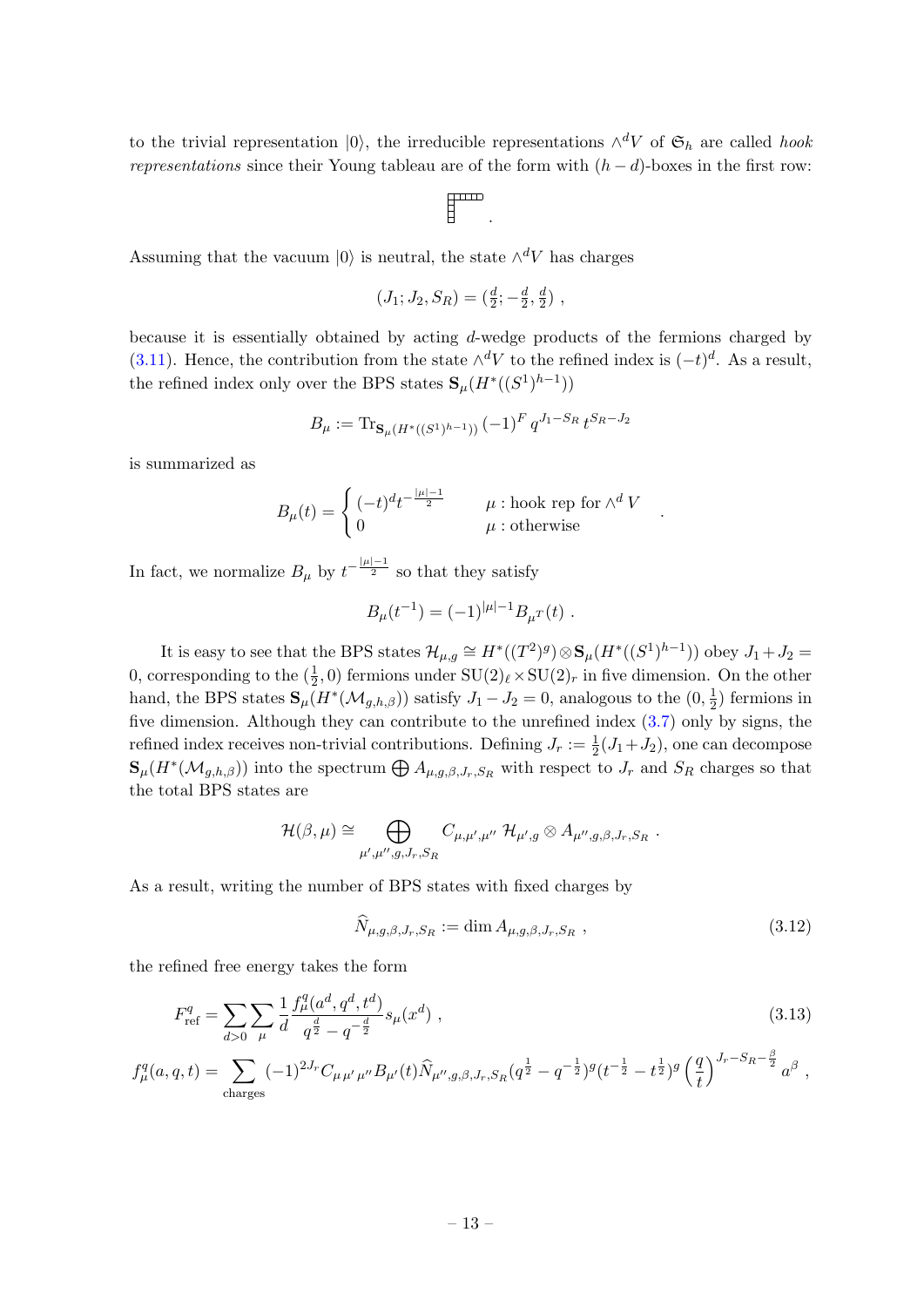to the trivial representation $|0\rangle$, the irreducible representations $\wedge^d V$ of $\mathfrak{S}_h$ are called *hook representations* since their Young tableau are of the form with $(h-d)$-boxes in the first row:

$$\begin{array}{l}\square\square\square\square\square\\\square\\\square\\\square\end{array}.$$

Assuming that the vacuum $|0\rangle$ is neutral, the state $\wedge^d V$ has charges

$$(J_1; J_2, S_R) = (\tfrac{d}{2}; -\tfrac{d}{2}, \tfrac{d}{2}) ,$$

because it is essentially obtained by acting $d$-wedge products of the fermions charged by (3.11). Hence, the contribution from the state $\wedge^d V$ to the refined index is $(-t)^d$. As a result, the refined index only over the BPS states $\mathbf{S}_\mu(H^*((S^1)^{h-1}))$

$$B_\mu := \mathrm{Tr}_{\mathbf{S}_\mu(H^*((S^1)^{h-1}))} (-1)^F q^{J_1-S_R} t^{S_R-J_2}$$

is summarized as

$$B_\mu(t) = \begin{cases} (-t)^d t^{-\frac{|\mu|-1}{2}} & \mu : \text{hook rep for} \wedge^d V \\ 0 & \mu : \text{otherwise} \end{cases} .$$

In fact, we normalize $B_\mu$ by $t^{-\frac{|\mu|-1}{2}}$ so that they satisfy

$$B_\mu(t^{-1}) = (-1)^{|\mu|-1} B_{\mu^T}(t) .$$

It is easy to see that the BPS states $\mathcal{H}_{\mu,g} \cong H^*((T^2)^g) \otimes \mathbf{S}_\mu(H^*((S^1)^{h-1}))$ obey $J_1 + J_2 = 0$, corresponding to the $(\frac{1}{2}, 0)$ fermions under $\mathrm{SU}(2)_\ell \times \mathrm{SU}(2)_r$ in five dimension. On the other hand, the BPS states $\mathbf{S}_\mu(H^*(\mathcal{M}_{g,h,\beta}))$ satisfy $J_1 - J_2 = 0$, analogous to the $(0, \frac{1}{2})$ fermions in five dimension. Although they can contribute to the unrefined index (3.7) only by signs, the refined index receives non-trivial contributions. Defining $J_r := \frac{1}{2}(J_1 + J_2)$, one can decompose $\mathbf{S}_\mu(H^*(\mathcal{M}_{g,h,\beta}))$ into the spectrum $\bigoplus A_{\mu,g,\beta,J_r,S_R}$ with respect to $J_r$ and $S_R$ charges so that the total BPS states are

$$\mathcal{H}(\beta, \mu) \cong \bigoplus_{\mu',\mu'',g,J_r,S_R} C_{\mu,\mu',\mu''}\, \mathcal{H}_{\mu',g} \otimes A_{\mu'',g,\beta,J_r,S_R} .$$

As a result, writing the number of BPS states with fixed charges by

$$\widehat{N}_{\mu,g,\beta,J_r,S_R} := \dim A_{\mu,g,\beta,J_r,S_R} , \tag{3.12}$$

the refined free energy takes the form

$$F^q_{\mathrm{ref}} = \sum_{d>0} \sum_\mu \frac{1}{d} \frac{f^q_\mu(a^d, q^d, t^d)}{q^{\frac{d}{2}} - q^{-\frac{d}{2}}} s_\mu(x^d) , \tag{3.13}$$

$$f^q_\mu(a, q, t) = \sum_{\text{charges}} (-1)^{2J_r} C_{\mu\,\mu'\,\mu''} B_{\mu'}(t) \widehat{N}_{\mu'',g,\beta,J_r,S_R} (q^{\frac{1}{2}} - q^{-\frac{1}{2}})^g (t^{-\frac{1}{2}} - t^{\frac{1}{2}})^g \left(\frac{q}{t}\right)^{J_r - S_R - \frac{\beta}{2}} a^\beta ,$$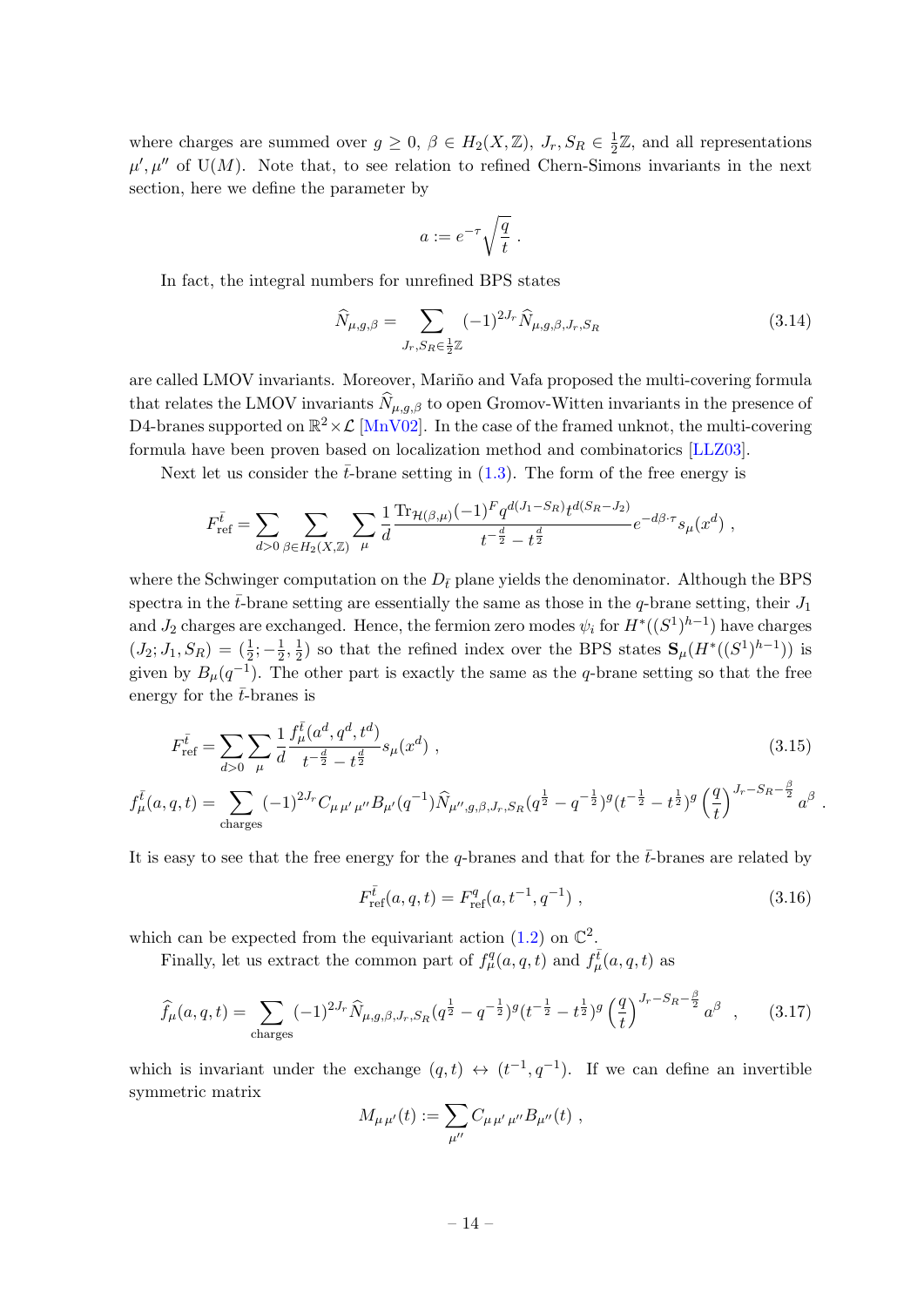where charges are summed over $g \geq 0$, $\beta \in H_2(X,\mathbb{Z})$, $J_r, S_R \in \frac{1}{2}\mathbb{Z}$, and all representations $\mu', \mu''$ of $\mathrm{U}(M)$. Note that, to see relation to refined Chern-Simons invariants in the next section, here we define the parameter by

$$a := e^{-\tau}\sqrt{\frac{q}{t}}\ .$$

In fact, the integral numbers for unrefined BPS states

$$\widehat{N}_{\mu,g,\beta} = \sum_{J_r,S_R\in\frac{1}{2}\mathbb{Z}} (-1)^{2J_r}\widehat{N}_{\mu,g,\beta,J_r,S_R} \tag{3.14}$$

are called LMOV invariants. Moreover, Mariño and Vafa proposed the multi-covering formula that relates the LMOV invariants $\widehat{N}_{\mu,g,\beta}$ to open Gromov-Witten invariants in the presence of D4-branes supported on $\mathbb{R}^2\times\mathcal{L}$ [MnV02]. In the case of the framed unknot, the multi-covering formula have been proven based on localization method and combinatorics [LLZ03].

Next let us consider the $\bar{t}$-brane setting in (1.3). The form of the free energy is

$$F^{\bar{t}}_{\text{ref}} = \sum_{d>0}\sum_{\beta\in H_2(X,\mathbb{Z})}\sum_{\mu}\frac{1}{d}\frac{\mathrm{Tr}_{\mathcal{H}(\beta,\mu)}(-1)^F q^{d(J_1-S_R)}t^{d(S_R-J_2)}}{t^{-\frac{d}{2}}-t^{\frac{d}{2}}}e^{-d\beta\cdot\tau}s_\mu(x^d)\ ,$$

where the Schwinger computation on the $D_{\bar{t}}$ plane yields the denominator. Although the BPS spectra in the $\bar{t}$-brane setting are essentially the same as those in the $q$-brane setting, their $J_1$ and $J_2$ charges are exchanged. Hence, the fermion zero modes $\psi_i$ for $H^*((S^1)^{h-1})$ have charges $(J_2; J_1, S_R) = (\frac{1}{2}; -\frac{1}{2}, \frac{1}{2})$ so that the refined index over the BPS states $\mathbf{S}_\mu(H^*((S^1)^{h-1}))$ is given by $B_\mu(q^{-1})$. The other part is exactly the same as the $q$-brane setting so that the free energy for the $\bar{t}$-branes is

$$F^{\bar{t}}_{\text{ref}} = \sum_{d>0}\sum_{\mu}\frac{1}{d}\frac{f^{\bar{t}}_\mu(a^d,q^d,t^d)}{t^{-\frac{d}{2}}-t^{\frac{d}{2}}}s_\mu(x^d)\ , \tag{3.15}$$

$$f^{\bar{t}}_\mu(a,q,t) = \sum_{\text{charges}}(-1)^{2J_r}C_{\mu\,\mu'\,\mu''}B_{\mu'}(q^{-1})\widehat{N}_{\mu'',g,\beta,J_r,S_R}(q^{\frac{1}{2}}-q^{-\frac{1}{2}})^g(t^{-\frac{1}{2}}-t^{\frac{1}{2}})^g\left(\frac{q}{t}\right)^{J_r-S_R-\frac{\beta}{2}}a^\beta\ .$$

It is easy to see that the free energy for the $q$-branes and that for the $\bar{t}$-branes are related by

$$F^{\bar{t}}_{\text{ref}}(a,q,t) = F^{q}_{\text{ref}}(a,t^{-1},q^{-1})\ , \tag{3.16}$$

which can be expected from the equivariant action (1.2) on $\mathbb{C}^2$.

Finally, let us extract the common part of $f^q_\mu(a,q,t)$ and $f^{\bar{t}}_\mu(a,q,t)$ as

$$\widehat{f}_\mu(a,q,t) = \sum_{\text{charges}}(-1)^{2J_r}\widehat{N}_{\mu,g,\beta,J_r,S_R}(q^{\frac{1}{2}}-q^{-\frac{1}{2}})^g(t^{-\frac{1}{2}}-t^{\frac{1}{2}})^g\left(\frac{q}{t}\right)^{J_r-S_R-\frac{\beta}{2}}a^\beta\ \ , \tag{3.17}$$

which is invariant under the exchange $(q,t)\leftrightarrow(t^{-1},q^{-1})$. If we can define an invertible symmetric matrix

$$M_{\mu\,\mu'}(t) := \sum_{\mu''}C_{\mu\,\mu'\,\mu''}B_{\mu''}(t)\ ,$$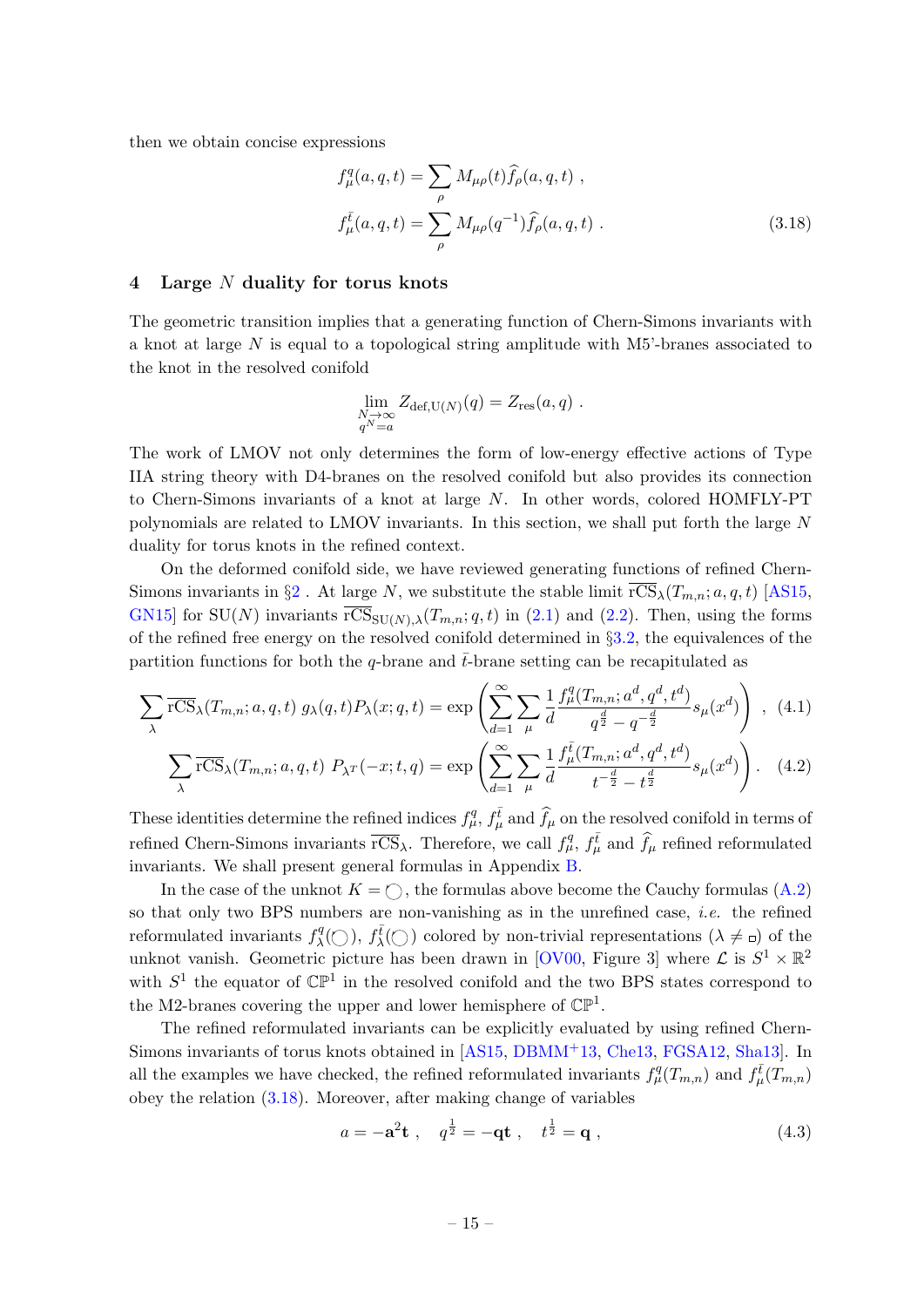then we obtain concise expressions

$$
\begin{aligned}
f^q_\mu(a,q,t) &= \sum_\rho M_{\mu\rho}(t)\widehat{f}_\rho(a,q,t)\ , \\
f^{\bar{t}}_\mu(a,q,t) &= \sum_\rho M_{\mu\rho}(q^{-1})\widehat{f}_\rho(a,q,t)\ .
\end{aligned} \tag{3.18}
$$

## 4 Large $N$ duality for torus knots

The geometric transition implies that a generating function of Chern-Simons invariants with a knot at large $N$ is equal to a topological string amplitude with M5'-branes associated to the knot in the resolved conifold

$$
\lim_{\substack{N\to\infty \\ q^N=a}} Z_{\text{def},\mathrm{U}(N)}(q) = Z_{\text{res}}(a,q)\ .
$$

The work of LMOV not only determines the form of low-energy effective actions of Type IIA string theory with D4-branes on the resolved conifold but also provides its connection to Chern-Simons invariants of a knot at large $N$. In other words, colored HOMFLY-PT polynomials are related to LMOV invariants. In this section, we shall put forth the large $N$ duality for torus knots in the refined context.

On the deformed conifold side, we have reviewed generating functions of refined Chern-Simons invariants in §2 . At large $N$, we substitute the stable limit $\overline{\mathrm{rCS}}_\lambda(T_{m,n};a,q,t)$ [AS15, GN15] for $\mathrm{SU}(N)$ invariants $\overline{\mathrm{rCS}}_{\mathrm{SU}(N),\lambda}(T_{m,n};q,t)$ in (2.1) and (2.2). Then, using the forms of the refined free energy on the resolved conifold determined in §3.2, the equivalences of the partition functions for both the $q$-brane and $\bar{t}$-brane setting can be recapitulated as

$$
\sum_\lambda \overline{\mathrm{rCS}}_\lambda(T_{m,n};a,q,t)\ g_\lambda(q,t)P_\lambda(x;q,t) = \exp\left(\sum_{d=1}^\infty \sum_\mu \frac{1}{d}\frac{f^q_\mu(T_{m,n};a^d,q^d,t^d)}{q^{\frac{d}{2}}-q^{-\frac{d}{2}}}s_\mu(x^d)\right)\ , \tag{4.1}
$$

$$
\sum_\lambda \overline{\mathrm{rCS}}_\lambda(T_{m,n};a,q,t)\ P_{\lambda^T}(-x;t,q) = \exp\left(\sum_{d=1}^\infty \sum_\mu \frac{1}{d}\frac{f^{\bar{t}}_\mu(T_{m,n};a^d,q^d,t^d)}{t^{-\frac{d}{2}}-t^{\frac{d}{2}}}s_\mu(x^d)\right)\ . \tag{4.2}
$$

These identities determine the refined indices $f^q_\mu$, $f^{\bar{t}}_\mu$ and $\widehat{f}_\mu$ on the resolved conifold in terms of refined Chern-Simons invariants $\overline{\mathrm{rCS}}_\lambda$. Therefore, we call $f^q_\mu$, $f^{\bar{t}}_\mu$ and $\widehat{f}_\mu$ refined reformulated invariants. We shall present general formulas in Appendix B.

In the case of the unknot $K=\bigcirc$, the formulas above become the Cauchy formulas (A.2) so that only two BPS numbers are non-vanishing as in the unrefined case, *i.e.* the refined reformulated invariants $f^q_\lambda(\bigcirc)$, $f^{\bar{t}}_\lambda(\bigcirc)$ colored by non-trivial representations ($\lambda\neq\square$) of the unknot vanish. Geometric picture has been drawn in [OV00, Figure 3] where $\mathcal{L}$ is $S^1\times\mathbb{R}^2$ with $S^1$ the equator of $\mathbb{CP}^1$ in the resolved conifold and the two BPS states correspond to the M2-branes covering the upper and lower hemisphere of $\mathbb{CP}^1$.

The refined reformulated invariants can be explicitly evaluated by using refined Chern-Simons invariants of torus knots obtained in [AS15, DBMM+13, Che13, FGSA12, Sha13]. In all the examples we have checked, the refined reformulated invariants $f^q_\mu(T_{m,n})$ and $f^{\bar{t}}_\mu(T_{m,n})$ obey the relation (3.18). Moreover, after making change of variables

$$
a=-\mathbf{a}^2\mathbf{t}\ ,\quad q^{\frac{1}{2}}=-\mathbf{q}\mathbf{t}\ ,\quad t^{\frac{1}{2}}=\mathbf{q}\ , \tag{4.3}
$$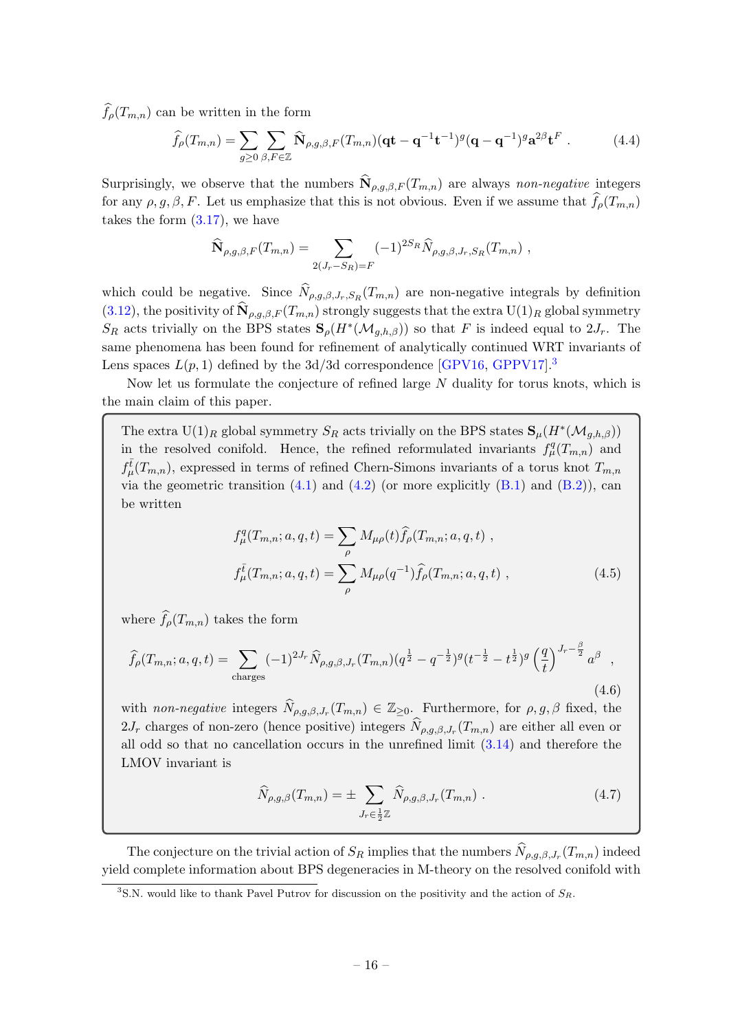$\widehat{f}_\rho(T_{m,n})$ can be written in the form

$$\widehat{f}_\rho(T_{m,n}) = \sum_{g\geq 0}\sum_{\beta,F\in\mathbb{Z}} \widehat{\mathbf{N}}_{\rho,g,\beta,F}(T_{m,n})(\mathbf{q}\mathbf{t}-\mathbf{q}^{-1}\mathbf{t}^{-1})^g(\mathbf{q}-\mathbf{q}^{-1})^g\mathbf{a}^{2\beta}\mathbf{t}^F \ . \tag{4.4}$$

Surprisingly, we observe that the numbers $\widehat{\mathbf{N}}_{\rho,g,\beta,F}(T_{m,n})$ are always *non-negative* integers for any $\rho, g, \beta, F$. Let us emphasize that this is not obvious. Even if we assume that $\widehat{f}_\rho(T_{m,n})$ takes the form (3.17), we have

$$\widehat{\mathbf{N}}_{\rho,g,\beta,F}(T_{m,n}) = \sum_{2(J_r-S_R)=F}(-1)^{2S_R}\widehat{N}_{\rho,g,\beta,J_r,S_R}(T_{m,n}) \ ,$$

which could be negative. Since $\widehat{N}_{\rho,g,\beta,J_r,S_R}(T_{m,n})$ are non-negative integrals by definition (3.12), the positivity of $\widehat{\mathbf{N}}_{\rho,g,\beta,F}(T_{m,n})$ strongly suggests that the extra $\mathrm{U}(1)_R$ global symmetry $S_R$ acts trivially on the BPS states $\mathbf{S}_\rho(H^*(\mathcal{M}_{g,h,\beta}))$ so that $F$ is indeed equal to $2J_r$. The same phenomena has been found for refinement of analytically continued WRT invariants of Lens spaces $L(p,1)$ defined by the 3d/3d correspondence [GPV16, GPPV17].[3]

Now let us formulate the conjecture of refined large $N$ duality for torus knots, which is the main claim of this paper.

> The extra $\mathrm{U}(1)_R$ global symmetry $S_R$ acts trivially on the BPS states $\mathbf{S}_\mu(H^*(\mathcal{M}_{g,h,\beta}))$ in the resolved conifold. Hence, the refined reformulated invariants $f^q_\mu(T_{m,n})$ and $f^{\bar{t}}_\mu(T_{m,n})$, expressed in terms of refined Chern-Simons invariants of a torus knot $T_{m,n}$ via the geometric transition (4.1) and (4.2) (or more explicitly (B.1) and (B.2)), can be written
>
> $$\begin{aligned} f^q_\mu(T_{m,n};a,q,t) &= \sum_\rho M_{\mu\rho}(t)\widehat{f}_\rho(T_{m,n};a,q,t) \ , \\ f^{\bar{t}}_\mu(T_{m,n};a,q,t) &= \sum_\rho M_{\mu\rho}(q^{-1})\widehat{f}_\rho(T_{m,n};a,q,t) \ , \end{aligned} \tag{4.5}$$
>
> where $\widehat{f}_\rho(T_{m,n})$ takes the form
>
> $$\widehat{f}_\rho(T_{m,n};a,q,t) = \sum_{\text{charges}}(-1)^{2J_r}\widehat{N}_{\rho,g,\beta,J_r}(T_{m,n})(q^{\frac{1}{2}}-q^{-\frac{1}{2}})^g(t^{-\frac{1}{2}}-t^{\frac{1}{2}})^g\left(\frac{q}{t}\right)^{J_r-\frac{\beta}{2}}a^\beta \ , \tag{4.6}$$
>
> with *non-negative* integers $\widehat{N}_{\rho,g,\beta,J_r}(T_{m,n})\in\mathbb{Z}_{\geq 0}$. Furthermore, for $\rho,g,\beta$ fixed, the $2J_r$ charges of non-zero (hence positive) integers $\widehat{N}_{\rho,g,\beta,J_r}(T_{m,n})$ are either all even or all odd so that no cancellation occurs in the unrefined limit (3.14) and therefore the LMOV invariant is
>
> $$\widehat{N}_{\rho,g,\beta}(T_{m,n}) = \pm\sum_{J_r\in\frac{1}{2}\mathbb{Z}}\widehat{N}_{\rho,g,\beta,J_r}(T_{m,n}) \ . \tag{4.7}$$

The conjecture on the trivial action of $S_R$ implies that the numbers $\widehat{N}_{\rho,g,\beta,J_r}(T_{m,n})$ indeed yield complete information about BPS degeneracies in M-theory on the resolved conifold with

[3] S.N. would like to thank Pavel Putrov for discussion on the positivity and the action of $S_R$.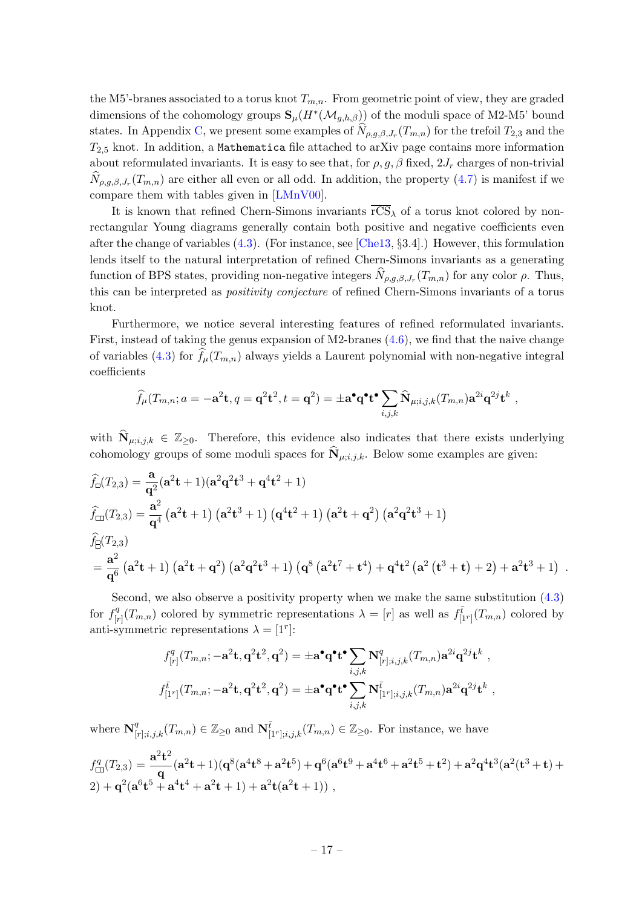the M5'-branes associated to a torus knot $T_{m,n}$. From geometric point of view, they are graded dimensions of the cohomology groups $\mathbf{S}_\mu(H^*(\mathcal{M}_{g,h,\beta}))$ of the moduli space of M2-M5' bound states. In Appendix C, we present some examples of $\widehat{N}_{\rho,g,\beta,J_r}(T_{m,n})$ for the trefoil $T_{2,3}$ and the $T_{2,5}$ knot. In addition, a `Mathematica` file attached to arXiv page contains more information about reformulated invariants. It is easy to see that, for $\rho, g, \beta$ fixed, $2J_r$ charges of non-trivial $\widehat{N}_{\rho,g,\beta,J_r}(T_{m,n})$ are either all even or all odd. In addition, the property (4.7) is manifest if we compare them with tables given in [LMnV00].

It is known that refined Chern-Simons invariants $\overline{\mathrm{rCS}}_\lambda$ of a torus knot colored by non-rectangular Young diagrams generally contain both positive and negative coefficients even after the change of variables (4.3). (For instance, see [Che13, §3.4].) However, this formulation lends itself to the natural interpretation of refined Chern-Simons invariants as a generating function of BPS states, providing non-negative integers $\widehat{N}_{\rho,g,\beta,J_r}(T_{m,n})$ for any color $\rho$. Thus, this can be interpreted as *positivity conjecture* of refined Chern-Simons invariants of a torus knot.

Furthermore, we notice several interesting features of refined reformulated invariants. First, instead of taking the genus expansion of M2-branes (4.6), we find that the naive change of variables (4.3) for $\widehat{f}_\mu(T_{m,n})$ always yields a Laurent polynomial with non-negative integral coefficients

$$\widehat{f}_\mu(T_{m,n}; a=-\mathbf{a}^2\mathbf{t}, q=\mathbf{q}^2\mathbf{t}^2, t=\mathbf{q}^2) = \pm \mathbf{a}^\bullet \mathbf{q}^\bullet \mathbf{t}^\bullet \sum_{i,j,k} \widehat{\mathbf{N}}_{\mu;i,j,k}(T_{m,n}) \mathbf{a}^{2i}\mathbf{q}^{2j}\mathbf{t}^k ,$$

with $\widehat{\mathbf{N}}_{\mu;i,j,k} \in \mathbb{Z}_{\geq 0}$. Therefore, this evidence also indicates that there exists underlying cohomology groups of some moduli spaces for $\widehat{\mathbf{N}}_{\mu;i,j,k}$. Below some examples are given:

$$\widehat{f}_{\square}(T_{2,3}) = \frac{\mathbf{a}}{\mathbf{q}^2}(\mathbf{a}^2\mathbf{t}+1)(\mathbf{a}^2\mathbf{q}^2\mathbf{t}^3+\mathbf{q}^4\mathbf{t}^2+1)$$

$$\widehat{f}_{\square\square}(T_{2,3}) = \frac{\mathbf{a}^2}{\mathbf{q}^4}\left(\mathbf{a}^2\mathbf{t}+1\right)\left(\mathbf{a}^2\mathbf{t}^3+1\right)\left(\mathbf{q}^4\mathbf{t}^2+1\right)\left(\mathbf{a}^2\mathbf{t}+\mathbf{q}^2\right)\left(\mathbf{a}^2\mathbf{q}^2\mathbf{t}^3+1\right)$$

$$\begin{aligned}
&\widehat{f}_{\begin{smallmatrix}\square\\\square\end{smallmatrix}}(T_{2,3}) \\
&= \frac{\mathbf{a}^2}{\mathbf{q}^6}\left(\mathbf{a}^2\mathbf{t}+1\right)\left(\mathbf{a}^2\mathbf{t}+\mathbf{q}^2\right)\left(\mathbf{a}^2\mathbf{q}^2\mathbf{t}^3+1\right)\left(\mathbf{q}^8\left(\mathbf{a}^2\mathbf{t}^7+\mathbf{t}^4\right)+\mathbf{q}^4\mathbf{t}^2\left(\mathbf{a}^2\left(\mathbf{t}^3+\mathbf{t}\right)+2\right)+\mathbf{a}^2\mathbf{t}^3+1\right) .
\end{aligned}$$

Second, we also observe a positivity property when we make the same substitution (4.3) for $f^q_{[r]}(T_{m,n})$ colored by symmetric representations $\lambda=[r]$ as well as $f^{\bar{t}}_{[1^r]}(T_{m,n})$ colored by anti-symmetric representations $\lambda=[1^r]$:

$$f^q_{[r]}(T_{m,n}; -\mathbf{a}^2\mathbf{t}, \mathbf{q}^2\mathbf{t}^2, \mathbf{q}^2) = \pm \mathbf{a}^\bullet \mathbf{q}^\bullet \mathbf{t}^\bullet \sum_{i,j,k} \mathbf{N}^q_{[r];i,j,k}(T_{m,n}) \mathbf{a}^{2i}\mathbf{q}^{2j}\mathbf{t}^k ,$$

$$f^{\bar{t}}_{[1^r]}(T_{m,n}; -\mathbf{a}^2\mathbf{t}, \mathbf{q}^2\mathbf{t}^2, \mathbf{q}^2) = \pm \mathbf{a}^\bullet \mathbf{q}^\bullet \mathbf{t}^\bullet \sum_{i,j,k} \mathbf{N}^{\bar{t}}_{[1^r];i,j,k}(T_{m,n}) \mathbf{a}^{2i}\mathbf{q}^{2j}\mathbf{t}^k ,$$

where $\mathbf{N}^q_{[r];i,j,k}(T_{m,n}) \in \mathbb{Z}_{\geq 0}$ and $\mathbf{N}^{\bar{t}}_{[1^r];i,j,k}(T_{m,n}) \in \mathbb{Z}_{\geq 0}$. For instance, we have

$$\begin{aligned}
f^q_{\square\square}(T_{2,3}) = \frac{\mathbf{a}^2\mathbf{t}^2}{\mathbf{q}}(\mathbf{a}^2\mathbf{t}+1)(&\mathbf{q}^8(\mathbf{a}^4\mathbf{t}^8+\mathbf{a}^2\mathbf{t}^5)+\mathbf{q}^6(\mathbf{a}^6\mathbf{t}^9+\mathbf{a}^4\mathbf{t}^6+\mathbf{a}^2\mathbf{t}^5+\mathbf{t}^2)+\mathbf{a}^2\mathbf{q}^4\mathbf{t}^3(\mathbf{a}^2(\mathbf{t}^3+\mathbf{t})+ \\
&2)+\mathbf{q}^2(\mathbf{a}^6\mathbf{t}^5+\mathbf{a}^4\mathbf{t}^4+\mathbf{a}^2\mathbf{t}+1)+\mathbf{a}^2\mathbf{t}(\mathbf{a}^2\mathbf{t}+1)) ,
\end{aligned}$$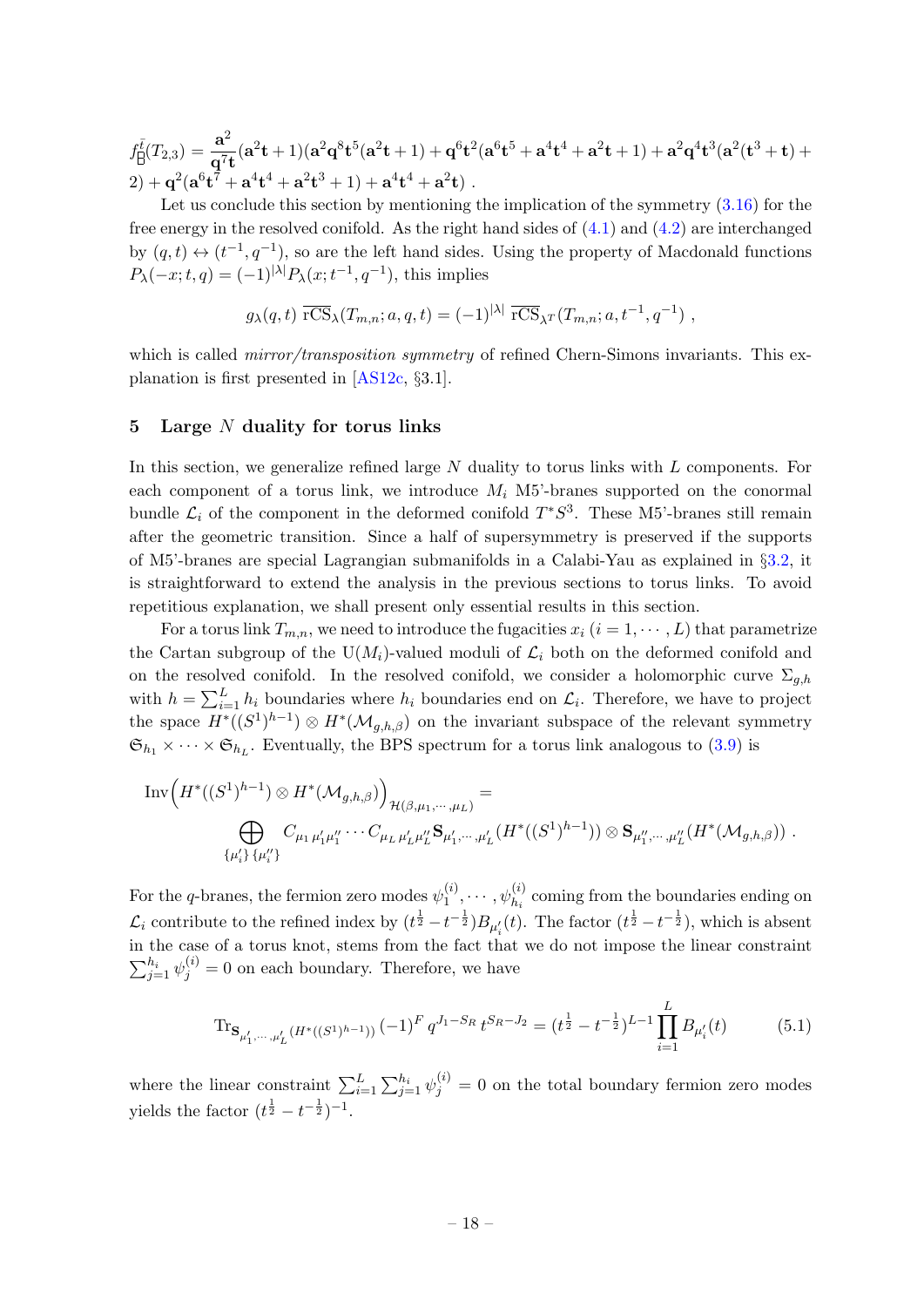$f^{\bar{t}}_{\tiny\yng(1,1)}(T_{2,3}) = \frac{\mathbf{a}^2}{\mathbf{q}^7\mathbf{t}}(\mathbf{a}^2\mathbf{t}+1)(\mathbf{a}^2\mathbf{q}^8\mathbf{t}^5(\mathbf{a}^2\mathbf{t}+1)+\mathbf{q}^6\mathbf{t}^2(\mathbf{a}^6\mathbf{t}^5+\mathbf{a}^4\mathbf{t}^4+\mathbf{a}^2\mathbf{t}+1)+\mathbf{a}^2\mathbf{q}^4\mathbf{t}^3(\mathbf{a}^2(\mathbf{t}^3+\mathbf{t})+2)+\mathbf{q}^2(\mathbf{a}^6\mathbf{t}^7+\mathbf{a}^4\mathbf{t}^4+\mathbf{a}^2\mathbf{t}^3+1)+\mathbf{a}^4\mathbf{t}^4+\mathbf{a}^2\mathbf{t})$ .

Let us conclude this section by mentioning the implication of the symmetry (3.16) for the free energy in the resolved conifold. As the right hand sides of (4.1) and (4.2) are interchanged by $(q,t)\leftrightarrow(t^{-1},q^{-1})$, so are the left hand sides. Using the property of Macdonald functions $P_\lambda(-x;t,q)=(-1)^{|\lambda|}P_\lambda(x;t^{-1},q^{-1})$, this implies

$$g_\lambda(q,t)\ \overline{\mathrm{rCS}}_\lambda(T_{m,n};a,q,t)=(-1)^{|\lambda|}\ \overline{\mathrm{rCS}}_{\lambda^T}(T_{m,n};a,t^{-1},q^{-1})\ ,$$

which is called *mirror/transposition symmetry* of refined Chern-Simons invariants. This explanation is first presented in [AS12c, §3.1].

## 5 Large $N$ duality for torus links

In this section, we generalize refined large $N$ duality to torus links with $L$ components. For each component of a torus link, we introduce $M_i$ M5'-branes supported on the conormal bundle $\mathcal{L}_i$ of the component in the deformed conifold $T^*S^3$. These M5'-branes still remain after the geometric transition. Since a half of supersymmetry is preserved if the supports of M5'-branes are special Lagrangian submanifolds in a Calabi-Yau as explained in §3.2, it is straightforward to extend the analysis in the previous sections to torus links. To avoid repetitious explanation, we shall present only essential results in this section.

For a torus link $T_{m,n}$, we need to introduce the fugacities $x_i$ $(i=1,\cdots,L)$ that parametrize the Cartan subgroup of the U$(M_i)$-valued moduli of $\mathcal{L}_i$ both on the deformed conifold and on the resolved conifold. In the resolved conifold, we consider a holomorphic curve $\Sigma_{g,h}$ with $h=\sum_{i=1}^L h_i$ boundaries where $h_i$ boundaries end on $\mathcal{L}_i$. Therefore, we have to project the space $H^*((S^1)^{h-1})\otimes H^*(\mathcal{M}_{g,h,\beta})$ on the invariant subspace of the relevant symmetry $\mathfrak{S}_{h_1}\times\cdots\times\mathfrak{S}_{h_L}$. Eventually, the BPS spectrum for a torus link analogous to (3.9) is

$$\mathrm{Inv}\Big(H^*((S^1)^{h-1})\otimes H^*(\mathcal{M}_{g,h,\beta})\Big)_{\mathcal{H}(\beta,\mu_1,\cdots,\mu_L)}=\bigoplus_{\{\mu_i'\}\,\{\mu_i''\}}C_{\mu_1\,\mu_1'\mu_1''}\cdots C_{\mu_L\,\mu_L'\mu_L''}\mathbf{S}_{\mu_1',\cdots,\mu_L'}(H^*((S^1)^{h-1}))\otimes\mathbf{S}_{\mu_1'',\cdots,\mu_L''}(H^*(\mathcal{M}_{g,h,\beta}))\ .$$

For the $q$-branes, the fermion zero modes $\psi_1^{(i)},\cdots,\psi_{h_i}^{(i)}$ coming from the boundaries ending on $\mathcal{L}_i$ contribute to the refined index by $(t^{\frac12}-t^{-\frac12})B_{\mu_i'}(t)$. The factor $(t^{\frac12}-t^{-\frac12})$, which is absent in the case of a torus knot, stems from the fact that we do not impose the linear constraint $\sum_{j=1}^{h_i}\psi_j^{(i)}=0$ on each boundary. Therefore, we have

$$\mathrm{Tr}_{\mathbf{S}_{\mu_1',\cdots,\mu_L'}(H^*((S^1)^{h-1}))}(-1)^F q^{J_1-S_R}t^{S_R-J_2}=(t^{\frac12}-t^{-\frac12})^{L-1}\prod_{i=1}^L B_{\mu_i'}(t) \tag{5.1}$$

where the linear constraint $\sum_{i=1}^L\sum_{j=1}^{h_i}\psi_j^{(i)}=0$ on the total boundary fermion zero modes yields the factor $(t^{\frac12}-t^{-\frac12})^{-1}$.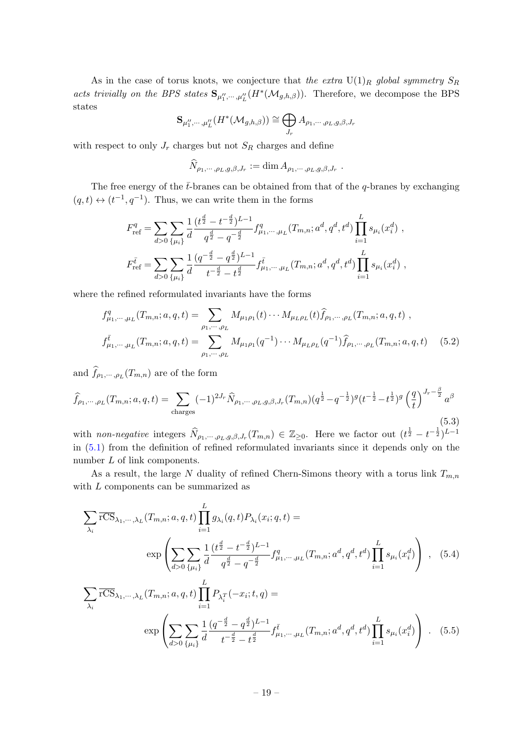As in the case of torus knots, we conjecture that *the extra* $\mathrm{U}(1)_R$ *global symmetry* $S_R$ *acts trivially on the BPS states* $\mathbf{S}_{\mu_1'',\cdots,\mu_L''}(H^*(\mathcal{M}_{g,h,\beta}))$. Therefore, we decompose the BPS states

$$\mathbf{S}_{\mu_1'',\cdots,\mu_L''}(H^*(\mathcal{M}_{g,h,\beta})) \cong \bigoplus_{J_r} A_{\rho_1,\cdots,\rho_L,g,\beta,J_r}$$

with respect to only $J_r$ charges but not $S_R$ charges and define

$$\widehat{N}_{\rho_1,\cdots,\rho_L,g,\beta,J_r} := \dim A_{\rho_1,\cdots,\rho_L,g,\beta,J_r} \ .$$

The free energy of the $\bar{t}$-branes can be obtained from that of the $q$-branes by exchanging $(q,t) \leftrightarrow (t^{-1}, q^{-1})$. Thus, we can write them in the forms

$$F^q_{\rm ref} = \sum_{d>0}\sum_{\{\mu_i\}} \frac{1}{d} \frac{(t^{\frac{d}{2}} - t^{-\frac{d}{2}})^{L-1}}{q^{\frac{d}{2}} - q^{-\frac{d}{2}}} f^q_{\mu_1,\cdots,\mu_L}(T_{m,n}; a^d, q^d, t^d) \prod_{i=1}^L s_{\mu_i}(x_i^d) \ ,$$

$$F^{\bar{t}}_{\rm ref} = \sum_{d>0}\sum_{\{\mu_i\}} \frac{1}{d} \frac{(q^{-\frac{d}{2}} - q^{\frac{d}{2}})^{L-1}}{t^{-\frac{d}{2}} - t^{\frac{d}{2}}} f^{\bar{t}}_{\mu_1,\cdots,\mu_L}(T_{m,n}; a^d, q^d, t^d) \prod_{i=1}^L s_{\mu_i}(x_i^d) \ ,$$

where the refined reformulated invariants have the forms

$$\begin{aligned} f^q_{\mu_1,\cdots,\mu_L}(T_{m,n}; a, q, t) &= \sum_{\rho_1,\cdots,\rho_L} M_{\mu_1\rho_1}(t) \cdots M_{\mu_L\rho_L}(t) \widehat{f}_{\rho_1,\cdots,\rho_L}(T_{m,n}; a, q, t) \ , \\ f^{\bar{t}}_{\mu_1,\cdots,\mu_L}(T_{m,n}; a, q, t) &= \sum_{\rho_1,\cdots,\rho_L} M_{\mu_1\rho_1}(q^{-1}) \cdots M_{\mu_L\rho_L}(q^{-1}) \widehat{f}_{\rho_1,\cdots,\rho_L}(T_{m,n}; a, q, t) \end{aligned} \tag{5.2}$$

and $\widehat{f}_{\rho_1,\cdots,\rho_L}(T_{m,n})$ are of the form

$$\widehat{f}_{\rho_1,\cdots,\rho_L}(T_{m,n}; a, q, t) = \sum_{\text{charges}} (-1)^{2J_r} \widehat{N}_{\rho_1,\cdots,\rho_L,g,\beta,J_r}(T_{m,n}) (q^{\frac{1}{2}} - q^{-\frac{1}{2}})^g (t^{-\frac{1}{2}} - t^{\frac{1}{2}})^g \left(\frac{q}{t}\right)^{J_r - \frac{\beta}{2}} a^\beta \tag{5.3}$$

with *non-negative* integers $\widehat{N}_{\rho_1,\cdots,\rho_L,g,\beta,J_r}(T_{m,n}) \in \mathbb{Z}_{\geq 0}$. Here we factor out $(t^{\frac{1}{2}} - t^{-\frac{1}{2}})^{L-1}$ in (5.1) from the definition of refined reformulated invariants since it depends only on the number $L$ of link components.

As a result, the large $N$ duality of refined Chern-Simons theory with a torus link $T_{m,n}$ with $L$ components can be summarized as

$$\sum_{\lambda_i} \overline{\mathrm{rCS}}_{\lambda_1,\cdots,\lambda_L}(T_{m,n}; a, q, t) \prod_{i=1}^L g_{\lambda_i}(q,t) P_{\lambda_i}(x_i; q, t) = \exp\left( \sum_{d>0}\sum_{\{\mu_i\}} \frac{1}{d} \frac{(t^{\frac{d}{2}} - t^{-\frac{d}{2}})^{L-1}}{q^{\frac{d}{2}} - q^{-\frac{d}{2}}} f^q_{\mu_1,\cdots,\mu_L}(T_{m,n}; a^d, q^d, t^d) \prod_{i=1}^L s_{\mu_i}(x_i^d) \right) \ , \tag{5.4}$$

$$\sum_{\lambda_i} \overline{\mathrm{rCS}}_{\lambda_1,\cdots,\lambda_L}(T_{m,n}; a, q, t) \prod_{i=1}^L P_{\lambda_i^T}(-x_i; t, q) = \exp\left( \sum_{d>0}\sum_{\{\mu_i\}} \frac{1}{d} \frac{(q^{-\frac{d}{2}} - q^{\frac{d}{2}})^{L-1}}{t^{-\frac{d}{2}} - t^{\frac{d}{2}}} f^{\bar{t}}_{\mu_1,\cdots,\mu_L}(T_{m,n}; a^d, q^d, t^d) \prod_{i=1}^L s_{\mu_i}(x_i^d) \right) \ . \tag{5.5}$$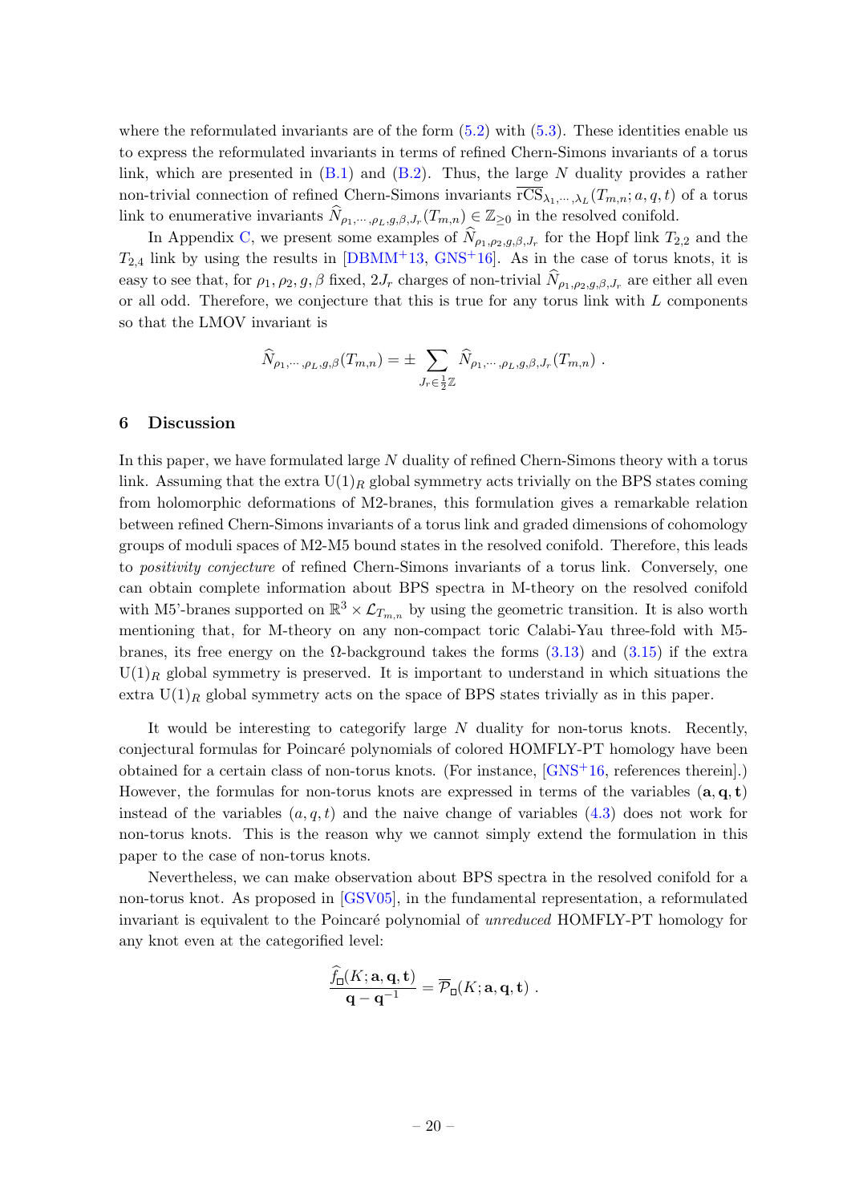where the reformulated invariants are of the form (5.2) with (5.3). These identities enable us to express the reformulated invariants in terms of refined Chern-Simons invariants of a torus link, which are presented in (B.1) and (B.2). Thus, the large $N$ duality provides a rather non-trivial connection of refined Chern-Simons invariants $\overline{\mathrm{rCS}}_{\lambda_1,\cdots,\lambda_L}(T_{m,n};a,q,t)$ of a torus link to enumerative invariants $\widehat{N}_{\rho_1,\cdots,\rho_L,g,\beta,J_r}(T_{m,n}) \in \mathbb{Z}_{\geq 0}$ in the resolved conifold.

In Appendix C, we present some examples of $\widehat{N}_{\rho_1,\rho_2,g,\beta,J_r}$ for the Hopf link $T_{2,2}$ and the $T_{2,4}$ link by using the results in [DBMM+13, GNS+16]. As in the case of torus knots, it is easy to see that, for $\rho_1, \rho_2, g, \beta$ fixed, $2J_r$ charges of non-trivial $\widehat{N}_{\rho_1,\rho_2,g,\beta,J_r}$ are either all even or all odd. Therefore, we conjecture that this is true for any torus link with $L$ components so that the LMOV invariant is

$$\widehat{N}_{\rho_1,\cdots,\rho_L,g,\beta}(T_{m,n}) = \pm \sum_{J_r \in \frac{1}{2}\mathbb{Z}} \widehat{N}_{\rho_1,\cdots,\rho_L,g,\beta,J_r}(T_{m,n}) \ .$$

## 6 Discussion

In this paper, we have formulated large $N$ duality of refined Chern-Simons theory with a torus link. Assuming that the extra $\mathrm{U}(1)_R$ global symmetry acts trivially on the BPS states coming from holomorphic deformations of M2-branes, this formulation gives a remarkable relation between refined Chern-Simons invariants of a torus link and graded dimensions of cohomology groups of moduli spaces of M2-M5 bound states in the resolved conifold. Therefore, this leads to *positivity conjecture* of refined Chern-Simons invariants of a torus link. Conversely, one can obtain complete information about BPS spectra in M-theory on the resolved conifold with M5'-branes supported on $\mathbb{R}^3 \times \mathcal{L}_{T_{m,n}}$ by using the geometric transition. It is also worth mentioning that, for M-theory on any non-compact toric Calabi-Yau three-fold with M5-branes, its free energy on the $\Omega$-background takes the forms (3.13) and (3.15) if the extra $\mathrm{U}(1)_R$ global symmetry is preserved. It is important to understand in which situations the extra $\mathrm{U}(1)_R$ global symmetry acts on the space of BPS states trivially as in this paper.

It would be interesting to categorify large $N$ duality for non-torus knots. Recently, conjectural formulas for Poincaré polynomials of colored HOMFLY-PT homology have been obtained for a certain class of non-torus knots. (For instance, [GNS+16, references therein].) However, the formulas for non-torus knots are expressed in terms of the variables $(\mathbf{a},\mathbf{q},\mathbf{t})$ instead of the variables $(a,q,t)$ and the naive change of variables (4.3) does not work for non-torus knots. This is the reason why we cannot simply extend the formulation in this paper to the case of non-torus knots.

Nevertheless, we can make observation about BPS spectra in the resolved conifold for a non-torus knot. As proposed in [GSV05], in the fundamental representation, a reformulated invariant is equivalent to the Poincaré polynomial of *unreduced* HOMFLY-PT homology for any knot even at the categorified level:

$$\frac{\widehat{f}_{\square}(K;\mathbf{a},\mathbf{q},\mathbf{t})}{\mathbf{q}-\mathbf{q}^{-1}} = \overline{\mathcal{P}}_{\square}(K;\mathbf{a},\mathbf{q},\mathbf{t}) \ .$$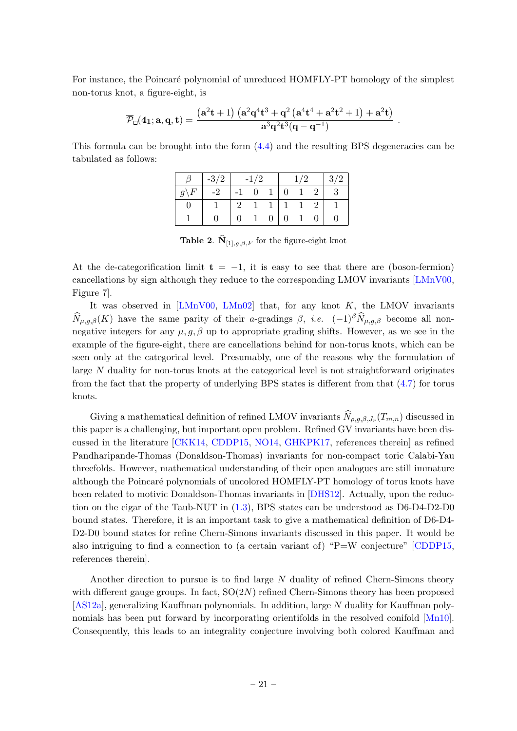For instance, the Poincaré polynomial of unreduced HOMFLY-PT homology of the simplest non-torus knot, a figure-eight, is

$$\overline{\mathcal{P}}_{\square}(\mathbf{4_1};\mathbf{a},\mathbf{q},\mathbf{t}) = \frac{\left(\mathbf{a}^2\mathbf{t}+1\right)\left(\mathbf{a}^2\mathbf{q}^4\mathbf{t}^3+\mathbf{q}^2\left(\mathbf{a}^4\mathbf{t}^4+\mathbf{a}^2\mathbf{t}^2+1\right)+\mathbf{a}^2\mathbf{t}\right)}{\mathbf{a}^3\mathbf{q}^2\mathbf{t}^3(\mathbf{q}-\mathbf{q}^{-1})}\ .$$

This formula can be brought into the form (4.4) and the resulting BPS degeneracies can be tabulated as follows:

| $\beta$ | -3/2 | -1/2 | | | 1/2 | | | 3/2 |
|---|---|---|---|---|---|---|---|---|
| $g\backslash F$ | -2 | -1 | 0 | 1 | 0 | 1 | 2 | 3 |
| 0 | 1 | 2 | 1 | 1 | 1 | 1 | 2 | 1 |
| 1 | 0 | 0 | 1 | 0 | 0 | 1 | 0 | 0 |

**Table 2**. $\widehat{\mathbf{N}}_{[1],g,\beta,F}$ for the figure-eight knot

At the de-categorification limit $\mathbf{t} = -1$, it is easy to see that there are (boson-fermion) cancellations by sign although they reduce to the corresponding LMOV invariants [LMnV00, Figure 7].

It was observed in [LMnV00, LMn02] that, for any knot $K$, the LMOV invariants $\widehat{N}_{\mu,g,\beta}(K)$ have the same parity of their $a$-gradings $\beta$, *i.e.* $(-1)^{\beta}\widehat{N}_{\mu,g,\beta}$ become all non-negative integers for any $\mu, g, \beta$ up to appropriate grading shifts. However, as we see in the example of the figure-eight, there are cancellations behind for non-torus knots, which can be seen only at the categorical level. Presumably, one of the reasons why the formulation of large $N$ duality for non-torus knots at the categorical level is not straightforward originates from the fact that the property of underlying BPS states is different from that (4.7) for torus knots.

Giving a mathematical definition of refined LMOV invariants $\widehat{N}_{\rho,g,\beta,J_r}(T_{m,n})$ discussed in this paper is a challenging, but important open problem. Refined GV invariants have been discussed in the literature [CKK14, CDDP15, NO14, GHKPK17, references therein] as refined Pandharipande-Thomas (Donaldson-Thomas) invariants for non-compact toric Calabi-Yau threefolds. However, mathematical understanding of their open analogues are still immature although the Poincaré polynomials of uncolored HOMFLY-PT homology of torus knots have been related to motivic Donaldson-Thomas invariants in [DHS12]. Actually, upon the reduction on the cigar of the Taub-NUT in (1.3), BPS states can be understood as D6-D4-D2-D0 bound states. Therefore, it is an important task to give a mathematical definition of D6-D4-D2-D0 bound states for refine Chern-Simons invariants discussed in this paper. It would be also intriguing to find a connection to (a certain variant of) "P=W conjecture" [CDDP15, references therein].

Another direction to pursue is to find large $N$ duality of refined Chern-Simons theory with different gauge groups. In fact, SO(2$N$) refined Chern-Simons theory has been proposed [AS12a], generalizing Kauffman polynomials. In addition, large $N$ duality for Kauffman polynomials has been put forward by incorporating orientifolds in the resolved conifold [Mn10]. Consequently, this leads to an integrality conjecture involving both colored Kauffman and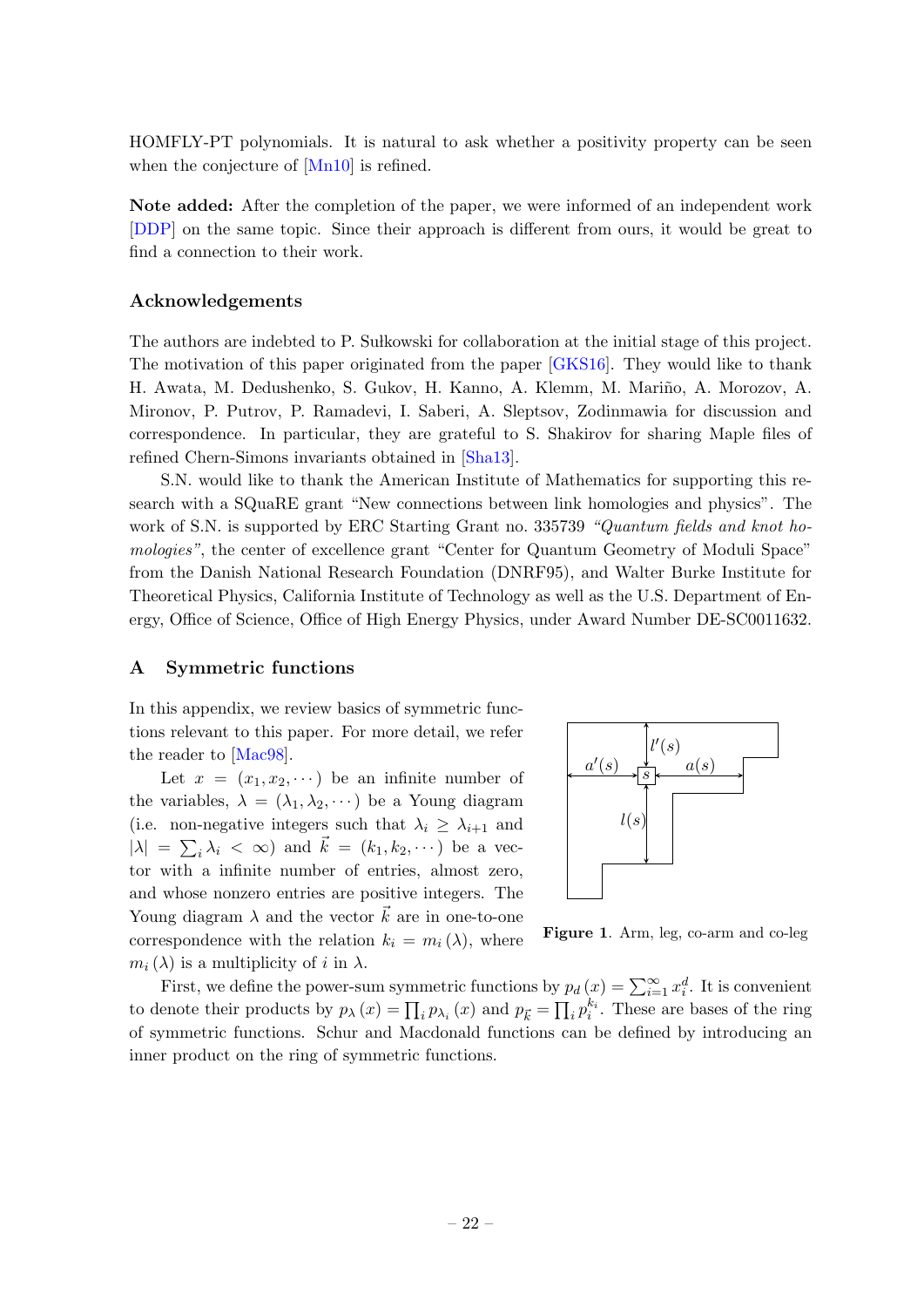HOMFLY-PT polynomials. It is natural to ask whether a positivity property can be seen when the conjecture of [Mn10] is refined.

**Note added:** After the completion of the paper, we were informed of an independent work [DDP] on the same topic. Since their approach is different from ours, it would be great to find a connection to their work.

### Acknowledgements

The authors are indebted to P. Sułkowski for collaboration at the initial stage of this project. The motivation of this paper originated from the paper [GKS16]. They would like to thank H. Awata, M. Dedushenko, S. Gukov, H. Kanno, A. Klemm, M. Mariño, A. Morozov, A. Mironov, P. Putrov, P. Ramadevi, I. Saberi, A. Sleptsov, Zodinmawia for discussion and correspondence. In particular, they are grateful to S. Shakirov for sharing Maple files of refined Chern-Simons invariants obtained in [Sha13].

S.N. would like to thank the American Institute of Mathematics for supporting this research with a SQuaRE grant "New connections between link homologies and physics". The work of S.N. is supported by ERC Starting Grant no. 335739 *"Quantum fields and knot homologies"*, the center of excellence grant "Center for Quantum Geometry of Moduli Space" from the Danish National Research Foundation (DNRF95), and Walter Burke Institute for Theoretical Physics, California Institute of Technology as well as the U.S. Department of Energy, Office of Science, Office of High Energy Physics, under Award Number DE-SC0011632.

## A Symmetric functions

In this appendix, we review basics of symmetric functions relevant to this paper. For more detail, we refer the reader to [Mac98].

Let $x = (x_1, x_2, \cdots)$ be an infinite number of the variables, $\lambda = (\lambda_1, \lambda_2, \cdots)$ be a Young diagram (i.e. non-negative integers such that $\lambda_i \geq \lambda_{i+1}$ and $|\lambda| = \sum_i \lambda_i < \infty$) and $\vec{k} = (k_1, k_2, \cdots)$ be a vector with a infinite number of entries, almost zero, and whose nonzero entries are positive integers. The Young diagram $\lambda$ and the vector $\vec{k}$ are in one-to-one correspondence with the relation $k_i = m_i(\lambda)$, where $m_i(\lambda)$ is a multiplicity of $i$ in $\lambda$.

**Figure 1**. Arm, leg, co-arm and co-leg

First, we define the power-sum symmetric functions by $p_d(x) = \sum_{i=1}^{\infty} x_i^d$. It is convenient to denote their products by $p_\lambda(x) = \prod_i p_{\lambda_i}(x)$ and $p_{\vec{k}} = \prod_i p_i^{k_i}$. These are bases of the ring of symmetric functions. Schur and Macdonald functions can be defined by introducing an inner product on the ring of symmetric functions.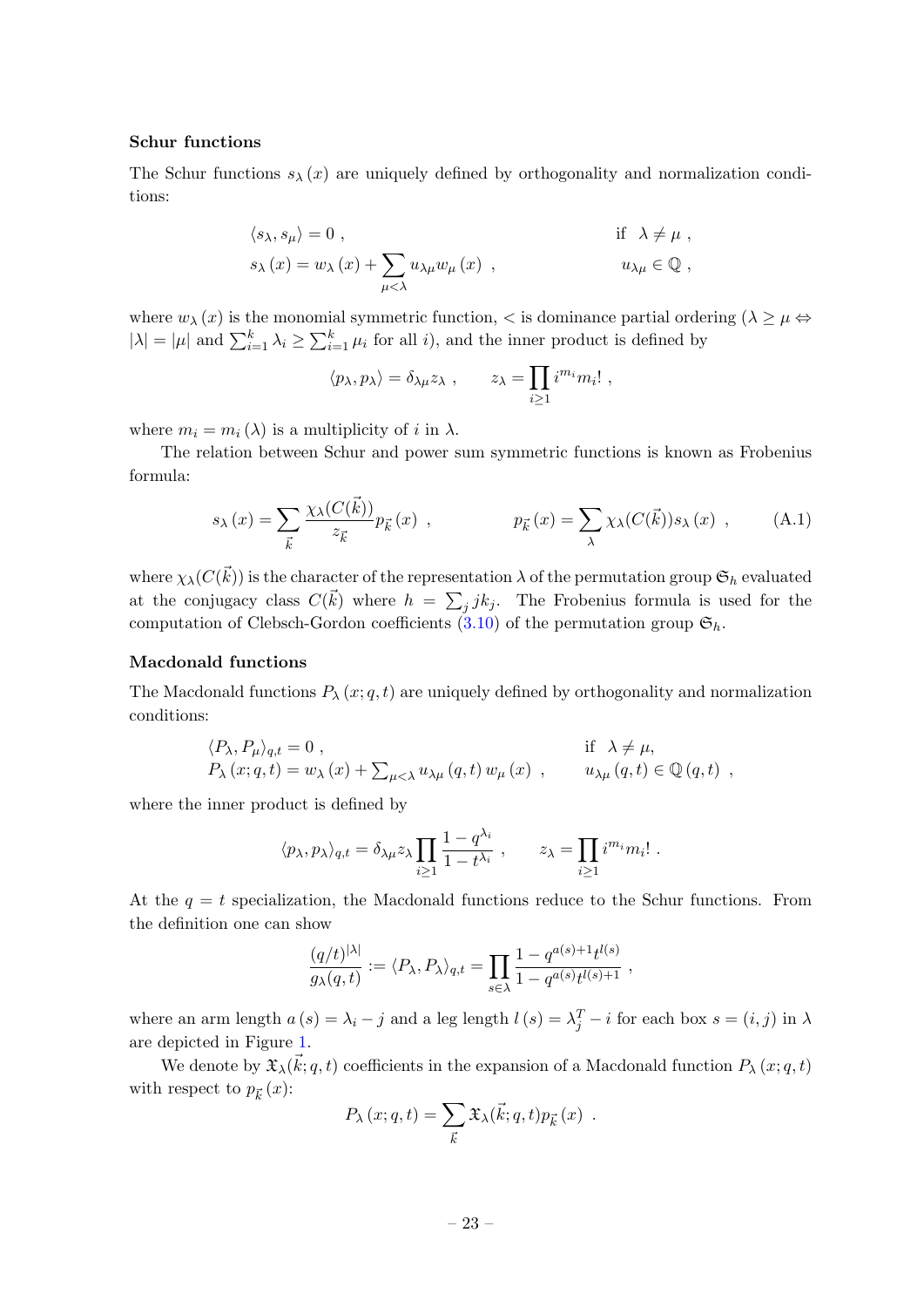**Schur functions**

The Schur functions $s_\lambda(x)$ are uniquely defined by orthogonality and normalization conditions:

$$
\begin{aligned}
&\langle s_\lambda, s_\mu \rangle = 0 \ , && \text{if} \ \ \lambda \neq \mu \ , \\
&s_\lambda(x) = w_\lambda(x) + \sum_{\mu<\lambda} u_{\lambda\mu} w_\mu(x) \ , && u_{\lambda\mu} \in \mathbb{Q} \ ,
\end{aligned}
$$

where $w_\lambda(x)$ is the monomial symmetric function, $<$ is dominance partial ordering ($\lambda \geq \mu \Leftrightarrow |\lambda| = |\mu|$ and $\sum_{i=1}^k \lambda_i \geq \sum_{i=1}^k \mu_i$ for all $i$), and the inner product is defined by

$$
\langle p_\lambda, p_\lambda \rangle = \delta_{\lambda\mu} z_\lambda \ , \qquad z_\lambda = \prod_{i \geq 1} i^{m_i} m_i! \ ,
$$

where $m_i = m_i(\lambda)$ is a multiplicity of $i$ in $\lambda$.

The relation between Schur and power sum symmetric functions is known as Frobenius formula:

$$
s_\lambda(x) = \sum_{\vec{k}} \frac{\chi_\lambda(C(\vec{k}))}{z_{\vec{k}}} p_{\vec{k}}(x) \ , \qquad\qquad p_{\vec{k}}(x) = \sum_\lambda \chi_\lambda(C(\vec{k})) s_\lambda(x) \ , \tag{A.1}
$$

where $\chi_\lambda(C(\vec{k}))$ is the character of the representation $\lambda$ of the permutation group $\mathfrak{S}_h$ evaluated at the conjugacy class $C(\vec{k})$ where $h = \sum_j j k_j$. The Frobenius formula is used for the computation of Clebsch-Gordon coefficients (3.10) of the permutation group $\mathfrak{S}_h$.

**Macdonald functions**

The Macdonald functions $P_\lambda(x; q, t)$ are uniquely defined by orthogonality and normalization conditions:

$$
\begin{aligned}
&\langle P_\lambda, P_\mu \rangle_{q,t} = 0 \ , && \text{if} \ \ \lambda \neq \mu, \\
&P_\lambda(x; q, t) = w_\lambda(x) + \textstyle\sum_{\mu<\lambda} u_{\lambda\mu}(q,t)\, w_\mu(x) \ , && u_{\lambda\mu}(q,t) \in \mathbb{Q}(q,t) \ ,
\end{aligned}
$$

where the inner product is defined by

$$
\langle p_\lambda, p_\lambda \rangle_{q,t} = \delta_{\lambda\mu} z_\lambda \prod_{i\geq 1} \frac{1 - q^{\lambda_i}}{1 - t^{\lambda_i}} \ , \qquad z_\lambda = \prod_{i\geq 1} i^{m_i} m_i! \ .
$$

At the $q = t$ specialization, the Macdonald functions reduce to the Schur functions. From the definition one can show

$$
\frac{(q/t)^{|\lambda|}}{g_\lambda(q,t)} := \langle P_\lambda, P_\lambda \rangle_{q,t} = \prod_{s \in \lambda} \frac{1 - q^{a(s)+1} t^{l(s)}}{1 - q^{a(s)} t^{l(s)+1}} \ ,
$$

where an arm length $a(s) = \lambda_i - j$ and a leg length $l(s) = \lambda_j^T - i$ for each box $s = (i,j)$ in $\lambda$ are depicted in Figure 1.

We denote by $\mathfrak{X}_\lambda(\vec{k}; q, t)$ coefficients in the expansion of a Macdonald function $P_\lambda(x; q, t)$ with respect to $p_{\vec{k}}(x)$:

$$
P_\lambda(x; q, t) = \sum_{\vec{k}} \mathfrak{X}_\lambda(\vec{k}; q, t) p_{\vec{k}}(x) \ .
$$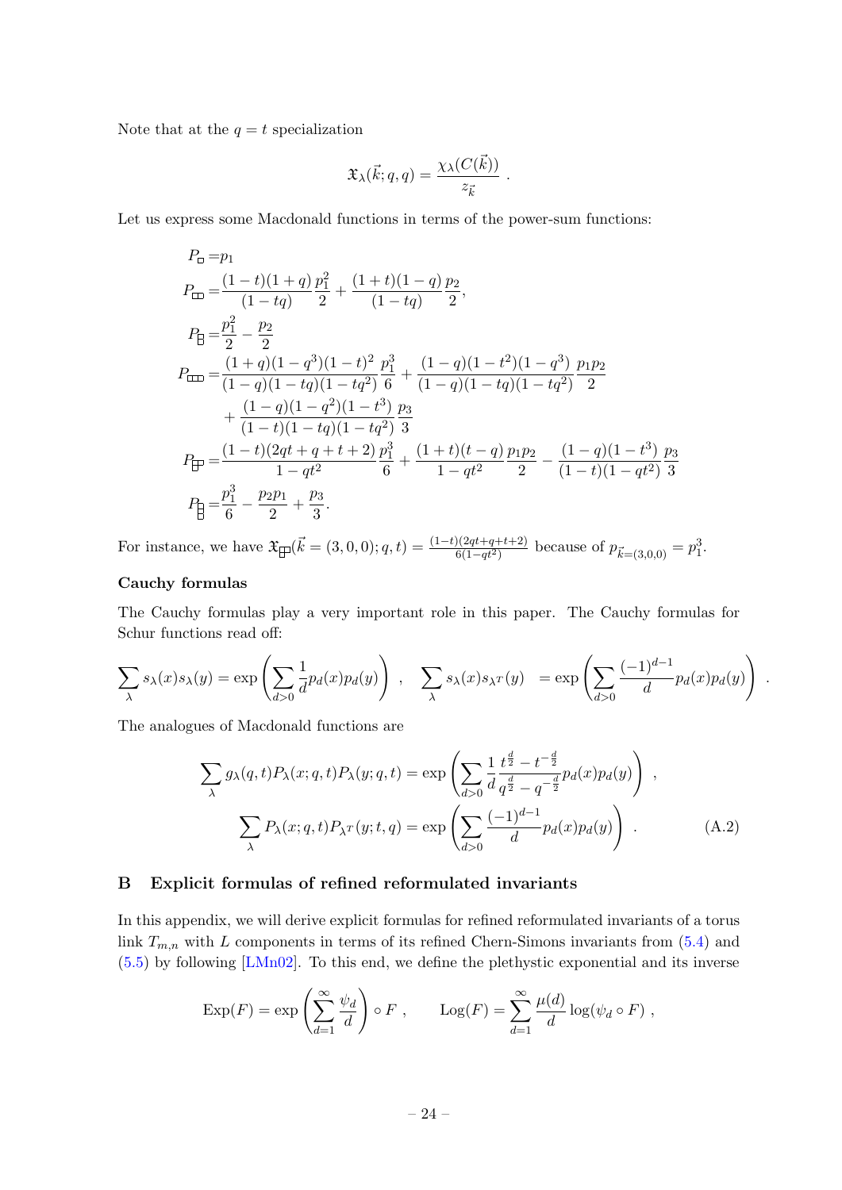Note that at the $q = t$ specialization

$$
\mathfrak{X}_\lambda(\vec{k}; q, q) = \frac{\chi_\lambda(C(\vec{k}))}{z_{\vec{k}}} .
$$

Let us express some Macdonald functions in terms of the power-sum functions:

$$
\begin{aligned}
P_{\square} =& p_1 \\
P_{\square\square} =& \frac{(1-t)(1+q)}{(1-tq)} \frac{p_1^2}{2} + \frac{(1+t)(1-q)}{(1-tq)} \frac{p_2}{2}, \\
P_{\substack{\square \\ \square}} =& \frac{p_1^2}{2} - \frac{p_2}{2} \\
P_{\square\square\square} =& \frac{(1+q)(1-q^3)(1-t)^2}{(1-q)(1-tq)(1-tq^2)} \frac{p_1^3}{6} + \frac{(1-q)(1-t^2)(1-q^3)}{(1-q)(1-tq)(1-tq^2)} \frac{p_1 p_2}{2} \\
&+ \frac{(1-q)(1-q^2)(1-t^3)}{(1-t)(1-tq)(1-tq^2)} \frac{p_3}{3} \\
P_{\substack{\square\square \\ \square}} =& \frac{(1-t)(2qt+q+t+2)}{1-qt^2} \frac{p_1^3}{6} + \frac{(1+t)(t-q)}{1-qt^2} \frac{p_1 p_2}{2} - \frac{(1-q)(1-t^3)}{(1-t)(1-qt^2)} \frac{p_3}{3} \\
P_{\substack{\square \\ \square \\ \square}} =& \frac{p_1^3}{6} - \frac{p_2 p_1}{2} + \frac{p_3}{3}.
\end{aligned}
$$

For instance, we have $\mathfrak{X}_{\substack{\square\square \\ \square}}(\vec{k} = (3,0,0); q, t) = \frac{(1-t)(2qt+q+t+2)}{6(1-qt^2)}$ because of $p_{\vec{k}=(3,0,0)} = p_1^3$.

**Cauchy formulas**

The Cauchy formulas play a very important role in this paper. The Cauchy formulas for Schur functions read off:

$$
\sum_\lambda s_\lambda(x) s_\lambda(y) = \exp\left(\sum_{d>0} \frac{1}{d} p_d(x) p_d(y)\right) , \quad \sum_\lambda s_\lambda(x) s_{\lambda^T}(y) \; = \exp\left(\sum_{d>0} \frac{(-1)^{d-1}}{d} p_d(x) p_d(y)\right) .
$$

The analogues of Macdonald functions are

$$
\begin{aligned}
\sum_\lambda g_\lambda(q,t) P_\lambda(x; q, t) P_\lambda(y; q, t) &= \exp\left(\sum_{d>0} \frac{1}{d} \frac{t^{\frac{d}{2}} - t^{-\frac{d}{2}}}{q^{\frac{d}{2}} - q^{-\frac{d}{2}}} p_d(x) p_d(y)\right) , \\
\sum_\lambda P_\lambda(x; q, t) P_{\lambda^T}(y; t, q) &= \exp\left(\sum_{d>0} \frac{(-1)^{d-1}}{d} p_d(x) p_d(y)\right) . \qquad \text{(A.2)}
\end{aligned}
$$

## B Explicit formulas of refined reformulated invariants

In this appendix, we will derive explicit formulas for refined reformulated invariants of a torus link $T_{m,n}$ with $L$ components in terms of its refined Chern-Simons invariants from (5.4) and (5.5) by following [LMn02]. To this end, we define the plethystic exponential and its inverse

$$
\mathrm{Exp}(F) = \exp\left(\sum_{d=1}^\infty \frac{\psi_d}{d}\right) \circ F , \qquad \mathrm{Log}(F) = \sum_{d=1}^\infty \frac{\mu(d)}{d} \log(\psi_d \circ F) ,
$$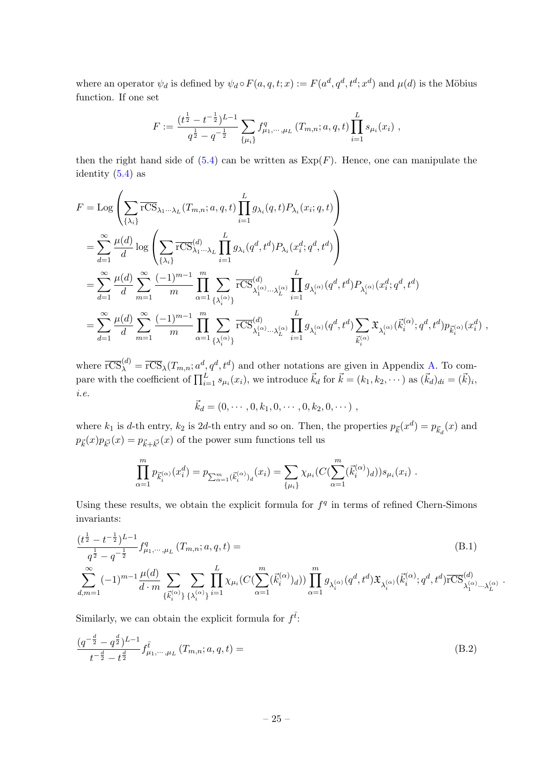where an operator $\psi_d$ is defined by $\psi_d \circ F(a,q,t;x) := F(a^d,q^d,t^d;x^d)$ and $\mu(d)$ is the Möbius function. If one set

$$F := \frac{(t^{\frac{1}{2}}-t^{-\frac{1}{2}})^{L-1}}{q^{\frac{1}{2}}-q^{-\frac{1}{2}}} \sum_{\{\mu_i\}} f^q_{\mu_1,\cdots,\mu_L}(T_{m,n};a,q,t) \prod_{i=1}^{L} s_{\mu_i}(x_i) \ ,$$

then the right hand side of (5.4) can be written as $\mathrm{Exp}(F)$. Hence, one can manipulate the identity (5.4) as

$$\begin{aligned}
F &= \mathrm{Log}\left(\sum_{\{\lambda_i\}} \overline{\mathrm{rCS}}_{\lambda_1\cdots\lambda_L}(T_{m,n};a,q,t)\prod_{i=1}^{L} g_{\lambda_i}(q,t)P_{\lambda_i}(x_i;q,t)\right)\\
&= \sum_{d=1}^{\infty}\frac{\mu(d)}{d}\log\left(\sum_{\{\lambda_i\}} \overline{\mathrm{rCS}}^{(d)}_{\lambda_1\cdots\lambda_L}\prod_{i=1}^{L} g_{\lambda_i}(q^d,t^d)P_{\lambda_i}(x_i^d;q^d,t^d)\right)\\
&= \sum_{d=1}^{\infty}\frac{\mu(d)}{d}\sum_{m=1}^{\infty}\frac{(-1)^{m-1}}{m}\prod_{\alpha=1}^{m}\sum_{\{\lambda_i^{(\alpha)}\}} \overline{\mathrm{rCS}}^{(d)}_{\lambda_1^{(\alpha)}\cdots\lambda_L^{(\alpha)}}\prod_{i=1}^{L} g_{\lambda_i^{(\alpha)}}(q^d,t^d)P_{\lambda_i^{(\alpha)}}(x_i^d;q^d,t^d)\\
&= \sum_{d=1}^{\infty}\frac{\mu(d)}{d}\sum_{m=1}^{\infty}\frac{(-1)^{m-1}}{m}\prod_{\alpha=1}^{m}\sum_{\{\lambda_i^{(\alpha)}\}} \overline{\mathrm{rCS}}^{(d)}_{\lambda_1^{(\alpha)}\cdots\lambda_L^{(\alpha)}}\prod_{i=1}^{L} g_{\lambda_i^{(\alpha)}}(q^d,t^d)\sum_{\vec{k}_i^{(\alpha)}}\mathfrak{X}_{\lambda_i^{(\alpha)}}(\vec{k}_i^{(\alpha)};q^d,t^d)p_{\vec{k}_i^{(\alpha)}}(x_i^d) \ ,
\end{aligned}$$

where $\overline{\mathrm{rCS}}^{(d)}_{\lambda} = \overline{\mathrm{rCS}}_{\lambda}(T_{m,n};a^d,q^d,t^d)$ and other notations are given in Appendix A. To compare with the coefficient of $\prod_{i=1}^{L} s_{\mu_i}(x_i)$, we introduce $\vec{k}_d$ for $\vec{k}=(k_1,k_2,\cdots)$ as $(\vec{k}_d)_{di} = (\vec{k})_i$, *i.e.*

$$\vec{k}_d = (0,\cdots,0,k_1,0,\cdots,0,k_2,0,\cdots) \ ,$$

where $k_1$ is $d$-th entry, $k_2$ is $2d$-th entry and so on. Then, the properties $p_{\vec{k}}(x^d) = p_{\vec{k}_d}(x)$ and $p_{\vec{k}}(x)p_{\vec{k}'}(x) = p_{\vec{k}+\vec{k}'}(x)$ of the power sum functions tell us

$$\prod_{\alpha=1}^{m} p_{\vec{k}_i^{(\alpha)}}(x_i^d) = p_{\sum_{\alpha=1}^{m}(\vec{k}_i^{(\alpha)})_d}(x_i) = \sum_{\{\mu_i\}}\chi_{\mu_i}(C(\sum_{\alpha=1}^{m}(\vec{k}_i^{(\alpha)})_d))s_{\mu_i}(x_i) \ .$$

Using these results, we obtain the explicit formula for $f^q$ in terms of refined Chern-Simons invariants:

$$\begin{aligned}
&\frac{(t^{\frac{1}{2}}-t^{-\frac{1}{2}})^{L-1}}{q^{\frac{1}{2}}-q^{-\frac{1}{2}}} f^q_{\mu_1,\cdots,\mu_L}(T_{m,n};a,q,t) = \qquad\qquad (\text{B.1})\\
&\sum_{d,m=1}^{\infty}(-1)^{m-1}\frac{\mu(d)}{d\cdot m}\sum_{\{\vec{k}_i^{(\alpha)}\}}\sum_{\{\lambda_i^{(\alpha)}\}}\prod_{i=1}^{L}\chi_{\mu_i}(C(\sum_{\alpha=1}^{m}(\vec{k}_i^{(\alpha)})_d))\prod_{\alpha=1}^{m} g_{\lambda_i^{(\alpha)}}(q^d,t^d)\mathfrak{X}_{\lambda_i^{(\alpha)}}(\vec{k}_i^{(\alpha)};q^d,t^d)\overline{\mathrm{rCS}}^{(d)}_{\lambda_1^{(\alpha)}\cdots\lambda_L^{(\alpha)}} \ .
\end{aligned}$$

Similarly, we can obtain the explicit formula for $f^{\bar{t}}$:

$$\frac{(q^{-\frac{d}{2}}-q^{\frac{d}{2}})^{L-1}}{t^{-\frac{d}{2}}-t^{\frac{d}{2}}} f^{\bar{t}}_{\mu_1,\cdots,\mu_L}(T_{m,n};a,q,t) = \qquad\qquad (\text{B.2})$$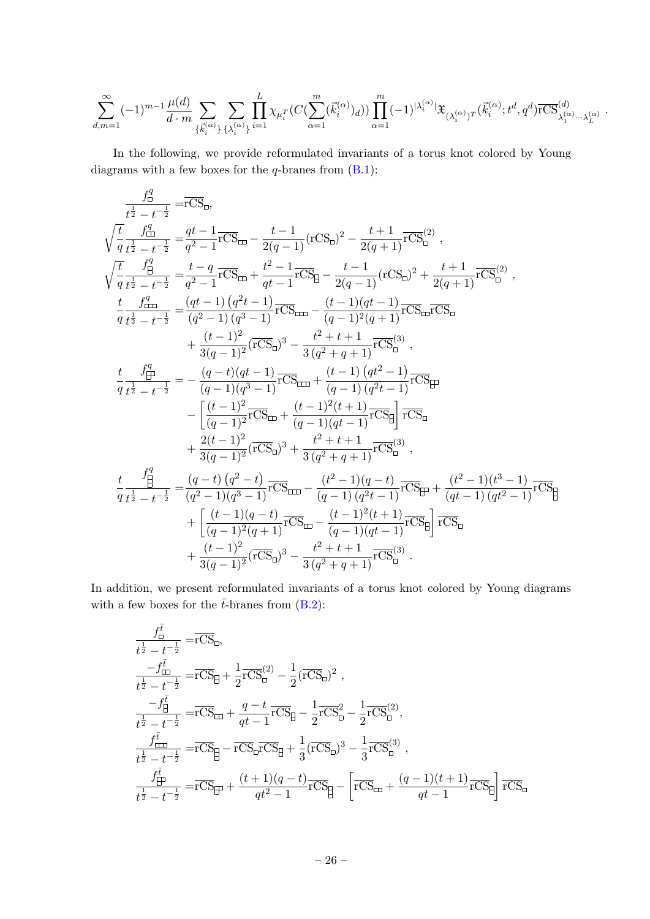$$\sum_{d,m=1}^{\infty}(-1)^{m-1}\frac{\mu(d)}{d\cdot m}\sum_{\{\vec{k}_i^{(\alpha)}\}}\sum_{\{\lambda_i^{(\alpha)}\}}\prod_{i=1}^{L}\chi_{\mu_i^T}(C(\sum_{\alpha=1}^{m}(\vec{k}_i^{(\alpha)})_d))\prod_{\alpha=1}^{m}(-1)^{|\lambda_i^{(\alpha)}|}\mathfrak{X}_{(\lambda_i^{(\alpha)})^T}(\vec{k}_i^{(\alpha)};t^d,q^d)\overline{\mathrm{rCS}}^{(d)}_{\lambda_1^{(\alpha)}\cdots\lambda_L^{(\alpha)}}\,.$$

In the following, we provide reformulated invariants of a torus knot colored by Young diagrams with a few boxes for the $q$-branes from (B.1):

$$
\begin{aligned}
\frac{f^q_{\square}}{t^{\frac12}-t^{-\frac12}} =&\overline{\mathrm{rCS}}_{\square},\\
\sqrt{\frac{t}{q}}\frac{f^q_{\square\square}}{t^{\frac12}-t^{-\frac12}} =&\frac{qt-1}{q^2-1}\overline{\mathrm{rCS}}_{\square\square}-\frac{t-1}{2(q-1)}(\mathrm{rCS}_{\square})^2-\frac{t+1}{2(q+1)}\overline{\mathrm{rCS}}^{(2)}_{\square}\,,\\
\sqrt{\frac{t}{q}}\frac{f^q_{\substack{\square\\\square}}}{t^{\frac12}-t^{-\frac12}} =&\frac{t-q}{q^2-1}\overline{\mathrm{rCS}}_{\square\square}+\frac{t^2-1}{qt-1}\overline{\mathrm{rCS}}_{\substack{\square\\\square}}-\frac{t-1}{2(q-1)}(\mathrm{rCS}_{\square})^2+\frac{t+1}{2(q+1)}\overline{\mathrm{rCS}}^{(2)}_{\square}\,,\\
\frac{t}{q}\frac{f^q_{\square\square\square}}{t^{\frac12}-t^{-\frac12}} =&\frac{(qt-1)\left(q^2t-1\right)}{\left(q^2-1\right)\left(q^3-1\right)}\overline{\mathrm{rCS}}_{\square\square\square}-\frac{(t-1)(qt-1)}{(q-1)^2(q+1)}\overline{\mathrm{rCS}}_{\square\square}\overline{\mathrm{rCS}}_{\square}\\
&+\frac{(t-1)^2}{3(q-1)^2}(\overline{\mathrm{rCS}}_{\square})^3-\frac{t^2+t+1}{3\left(q^2+q+1\right)}\overline{\mathrm{rCS}}^{(3)}_{\square}\,,\\
\frac{t}{q}\frac{f^q_{\substack{\square\square\\\square}}}{t^{\frac12}-t^{-\frac12}} =&-\frac{(q-t)(qt-1)}{(q-1)(q^3-1)}\overline{\mathrm{rCS}}_{\square\square\square}+\frac{(t-1)\left(qt^2-1\right)}{(q-1)\left(q^2t-1\right)}\overline{\mathrm{rCS}}_{\substack{\square\square\\\square}}\\
&-\left[\frac{(t-1)^2}{(q-1)^2}\overline{\mathrm{rCS}}_{\square\square}+\frac{(t-1)^2(t+1)}{(q-1)(qt-1)}\overline{\mathrm{rCS}}_{\substack{\square\\\square}}\right]\overline{\mathrm{rCS}}_{\square}\\
&+\frac{2(t-1)^2}{3(q-1)^2}(\overline{\mathrm{rCS}}_{\square})^3+\frac{t^2+t+1}{3\left(q^2+q+1\right)}\overline{\mathrm{rCS}}^{(3)}_{\square}\,,\\
\frac{t}{q}\frac{f^q_{\substack{\square\\\square\\\square}}}{t^{\frac12}-t^{-\frac12}} =&\frac{(q-t)\left(q^2-t\right)}{(q^2-1)(q^3-1)}\overline{\mathrm{rCS}}_{\square\square\square}-\frac{(t^2-1)(q-t)}{(q-1)\left(q^2t-1\right)}\overline{\mathrm{rCS}}_{\substack{\square\square\\\square}}+\frac{(t^2-1)(t^3-1)}{(qt-1)\left(qt^2-1\right)}\overline{\mathrm{rCS}}_{\substack{\square\\\square\\\square}}\\
&+\left[\frac{(t-1)(q-t)}{(q-1)^2(q+1)}\overline{\mathrm{rCS}}_{\square\square}-\frac{(t-1)^2(t+1)}{(q-1)(qt-1)}\overline{\mathrm{rCS}}_{\substack{\square\\\square}}\right]\overline{\mathrm{rCS}}_{\square}\\
&+\frac{(t-1)^2}{3(q-1)^2}(\overline{\mathrm{rCS}}_{\square})^3-\frac{t^2+t+1}{3\left(q^2+q+1\right)}\overline{\mathrm{rCS}}^{(3)}_{\square}\,.
\end{aligned}
$$

In addition, we present reformulated invariants of a torus knot colored by Young diagrams with a few boxes for the $\bar{t}$-branes from (B.2):

$$
\begin{aligned}
\frac{f^{\bar t}_{\square}}{t^{\frac12}-t^{-\frac12}} =&\overline{\mathrm{rCS}}_{\square},\\
\frac{-f^{\bar t}_{\square\square}}{t^{\frac12}-t^{-\frac12}} =&\overline{\mathrm{rCS}}_{\substack{\square\\\square}}+\frac12\overline{\mathrm{rCS}}^{(2)}_{\square}-\frac12(\overline{\mathrm{rCS}}_{\square})^2\,,\\
\frac{-f^{\bar t}_{\substack{\square\\\square}}}{t^{\frac12}-t^{-\frac12}} =&\overline{\mathrm{rCS}}_{\square\square}+\frac{q-t}{qt-1}\overline{\mathrm{rCS}}_{\substack{\square\\\square}}-\frac12\overline{\mathrm{rCS}}^2_{\square}-\frac12\overline{\mathrm{rCS}}^{(2)}_{\square},\\
\frac{f^{\bar t}_{\square\square\square}}{t^{\frac12}-t^{-\frac12}} =&\overline{\mathrm{rCS}}_{\substack{\square\\\square\\\square}}-\overline{\mathrm{rCS}}_{\square}\overline{\mathrm{rCS}}_{\substack{\square\\\square}}+\frac13(\overline{\mathrm{rCS}}_{\square})^3-\frac13\overline{\mathrm{rCS}}^{(3)}_{\square}\,,\\
\frac{f^{\bar t}_{\substack{\square\square\\\square}}}{t^{\frac12}-t^{-\frac12}} =&\overline{\mathrm{rCS}}_{\substack{\square\square\\\square}}+\frac{(t+1)(q-t)}{qt^2-1}\overline{\mathrm{rCS}}_{\substack{\square\\\square\\\square}}-\left[\overline{\mathrm{rCS}}_{\square\square}+\frac{(q-1)(t+1)}{qt-1}\overline{\mathrm{rCS}}_{\substack{\square\\\square}}\right]\overline{\mathrm{rCS}}_{\square}
\end{aligned}
$$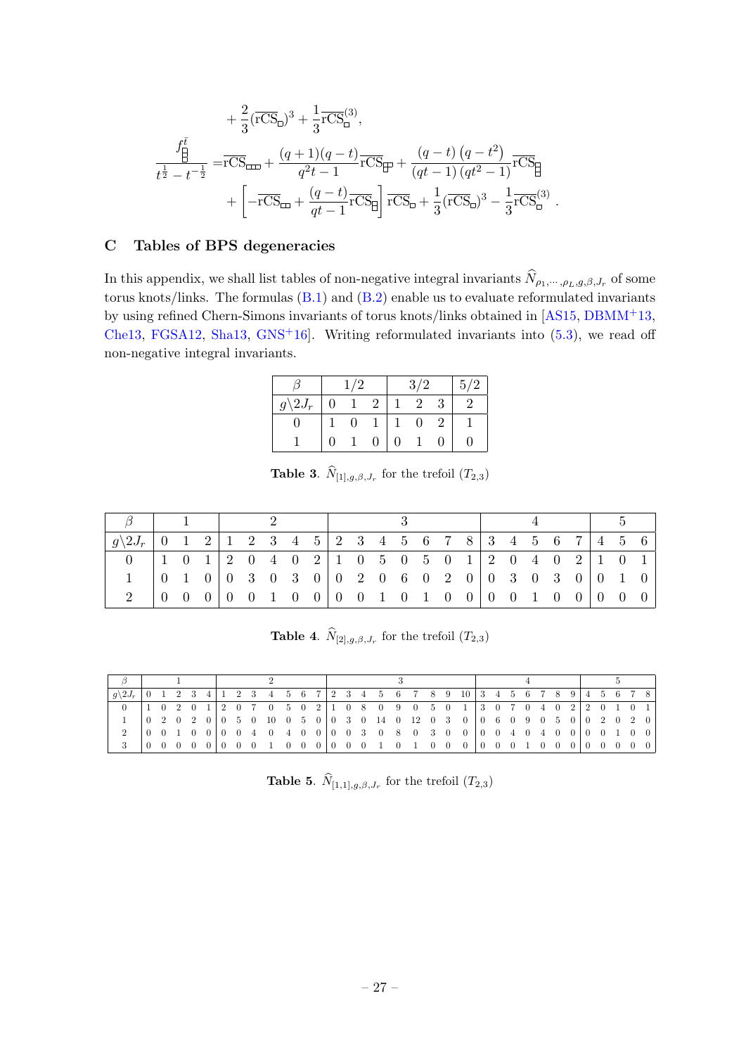$$+\frac{2}{3}(\overline{\text{rCS}}_{\square})^3+\frac{1}{3}\overline{\text{rCS}}^{(3)}_{\square},$$

$$\frac{f^{\bar{t}}_{\tiny\begin{smallmatrix}\square\\\square\\\square\end{smallmatrix}}}{t^{\frac{1}{2}}-t^{-\frac{1}{2}}}=\overline{\text{rCS}}_{\square\square\square}+\frac{(q+1)(q-t)}{q^2t-1}\overline{\text{rCS}}_{\tiny\begin{smallmatrix}\square\square\\\square\end{smallmatrix}}+\frac{(q-t)\left(q-t^2\right)}{(qt-1)\left(qt^2-1\right)}\overline{\text{rCS}}_{\tiny\begin{smallmatrix}\square\\\square\\\square\end{smallmatrix}}$$
$$+\left[-\overline{\text{rCS}}_{\square\square}+\frac{(q-t)}{qt-1}\overline{\text{rCS}}_{\tiny\begin{smallmatrix}\square\\\square\end{smallmatrix}}\right]\overline{\text{rCS}}_{\square}+\frac{1}{3}(\overline{\text{rCS}}_{\square})^3-\frac{1}{3}\overline{\text{rCS}}^{(3)}_{\square}\,.$$

## C Tables of BPS degeneracies

In this appendix, we shall list tables of non-negative integral invariants $\widehat{N}_{\rho_1,\cdots,\rho_L,g,\beta,J_r}$ of some torus knots/links. The formulas (B.1) and (B.2) enable us to evaluate reformulated invariants by using refined Chern-Simons invariants of torus knots/links obtained in [AS15, DBMM+13, Che13, FGSA12, Sha13, GNS+16]. Writing reformulated invariants into (5.3), we read off non-negative integral invariants.

| $\beta$ | 1/2 | | | 3/2 | | | 5/2 |
|---|---|---|---|---|---|---|---|
| $g\backslash 2J_r$ | 0 | 1 | 2 | 1 | 2 | 3 | 2 |
| 0 | 1 | 0 | 1 | 1 | 0 | 2 | 1 |
| 1 | 0 | 1 | 0 | 0 | 1 | 0 | 0 |

**Table 3.** $\widehat{N}_{[1],g,\beta,J_r}$ for the trefoil ($T_{2,3}$)

| $\beta$ | 1 | | | 2 | | | | | 3 | | | | | | | 4 | | | | | 5 | | |
|---|---|---|---|---|---|---|---|---|---|---|---|---|---|---|---|---|---|---|---|---|---|---|---|
| $g\backslash 2J_r$ | 0 | 1 | 2 | 1 | 2 | 3 | 4 | 5 | 2 | 3 | 4 | 5 | 6 | 7 | 8 | 3 | 4 | 5 | 6 | 7 | 4 | 5 | 6 |
| 0 | 1 | 0 | 1 | 2 | 0 | 4 | 0 | 2 | 1 | 0 | 5 | 0 | 5 | 0 | 1 | 2 | 0 | 4 | 0 | 2 | 1 | 0 | 1 |
| 1 | 0 | 1 | 0 | 0 | 3 | 0 | 3 | 0 | 0 | 2 | 0 | 6 | 0 | 2 | 0 | 0 | 3 | 0 | 3 | 0 | 0 | 1 | 0 |
| 2 | 0 | 0 | 0 | 0 | 0 | 1 | 0 | 0 | 0 | 0 | 1 | 0 | 1 | 0 | 0 | 0 | 0 | 1 | 0 | 0 | 0 | 0 | 0 |

**Table 4.** $\widehat{N}_{[2],g,\beta,J_r}$ for the trefoil ($T_{2,3}$)

| $\beta$ | 1 | | | | | 2 | | | | | | | 3 | | | | | | | | | 4 | | | | | | | 5 | | | | |
|---|---|---|---|---|---|---|---|---|---|---|---|---|---|---|---|---|---|---|---|---|---|---|---|---|---|---|---|---|---|---|---|---|---|
| $g\backslash 2J_r$ | 0 | 1 | 2 | 3 | 4 | 1 | 2 | 3 | 4 | 5 | 6 | 7 | 2 | 3 | 4 | 5 | 6 | 7 | 8 | 9 | 10 | 3 | 4 | 5 | 6 | 7 | 8 | 9 | 4 | 5 | 6 | 7 | 8 |
| 0 | 1 | 0 | 2 | 0 | 1 | 2 | 0 | 7 | 0 | 5 | 0 | 2 | 1 | 0 | 8 | 0 | 9 | 0 | 5 | 0 | 1 | 3 | 0 | 7 | 0 | 4 | 0 | 2 | 2 | 0 | 1 | 0 | 1 |
| 1 | 0 | 2 | 0 | 2 | 0 | 0 | 5 | 0 | 10 | 0 | 5 | 0 | 0 | 3 | 0 | 14 | 0 | 12 | 0 | 3 | 0 | 0 | 6 | 0 | 9 | 0 | 5 | 0 | 0 | 2 | 0 | 2 | 0 |
| 2 | 0 | 0 | 1 | 0 | 0 | 0 | 0 | 4 | 0 | 4 | 0 | 0 | 0 | 0 | 3 | 0 | 8 | 0 | 3 | 0 | 0 | 0 | 0 | 4 | 0 | 4 | 0 | 0 | 0 | 0 | 1 | 0 | 0 |
| 3 | 0 | 0 | 0 | 0 | 0 | 0 | 0 | 0 | 1 | 0 | 0 | 0 | 0 | 0 | 0 | 1 | 0 | 1 | 0 | 0 | 0 | 0 | 0 | 0 | 1 | 0 | 0 | 0 | 0 | 0 | 0 | 0 | 0 |

**Table 5.** $\widehat{N}_{[1,1],g,\beta,J_r}$ for the trefoil ($T_{2,3}$)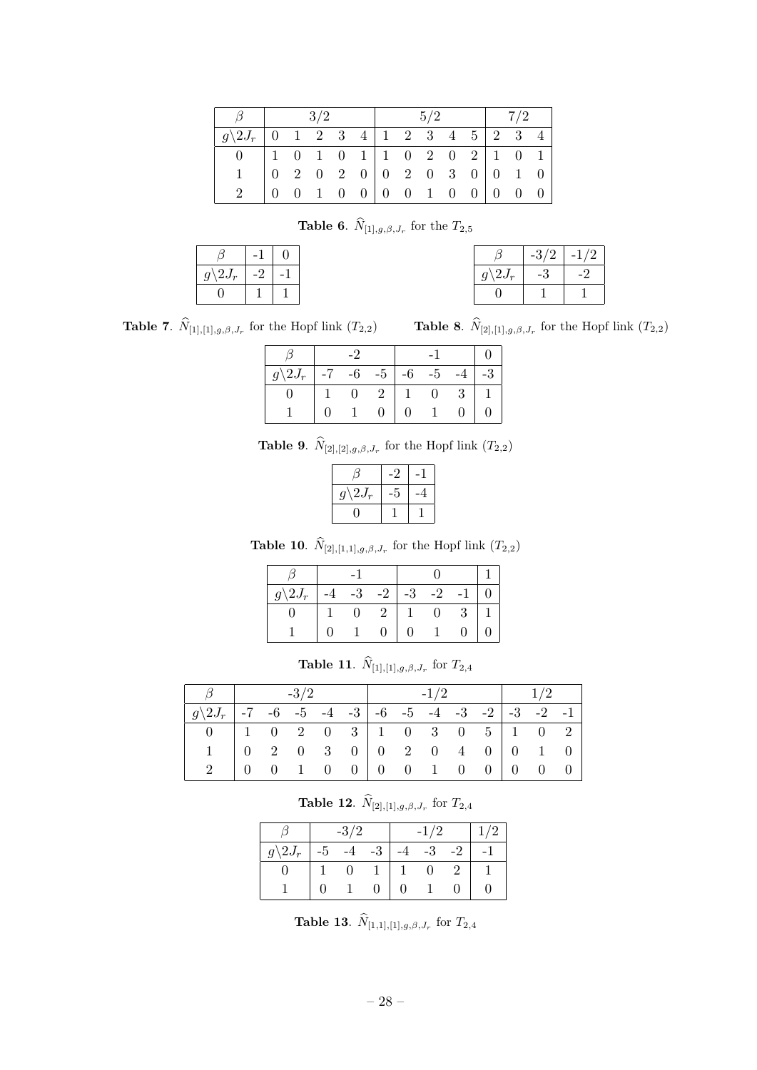| $\beta$ | 3/2 | | | | | 5/2 | | | | | 7/2 | | |
|---|---|---|---|---|---|---|---|---|---|---|---|---|---|
| $g\backslash 2J_r$ | 0 | 1 | 2 | 3 | 4 | 1 | 2 | 3 | 4 | 5 | 2 | 3 | 4 |
| 0 | 1 | 0 | 1 | 0 | 1 | 1 | 0 | 2 | 0 | 2 | 1 | 0 | 1 |
| 1 | 0 | 2 | 0 | 2 | 0 | 0 | 2 | 0 | 3 | 0 | 0 | 1 | 0 |
| 2 | 0 | 0 | 1 | 0 | 0 | 0 | 0 | 1 | 0 | 0 | 0 | 0 | 0 |

**Table 6**. $\widehat{N}_{[1],g,\beta,J_r}$ for the $T_{2,5}$

| $\beta$ | -1 | 0 |
|---|---|---|
| $g\backslash 2J_r$ | -2 | -1 |
| 0 | 1 | 1 |

**Table 7**. $\widehat{N}_{[1],[1],g,\beta,J_r}$ for the Hopf link ($T_{2,2}$)

| $\beta$ | -3/2 | -1/2 |
|---|---|---|
| $g\backslash 2J_r$ | -3 | -2 |
| 0 | 1 | 1 |

**Table 8**. $\widehat{N}_{[2],[1],g,\beta,J_r}$ for the Hopf link ($T_{2,2}$)

| $\beta$ | -2 | | | -1 | | | 0 |
|---|---|---|---|---|---|---|---|
| $g\backslash 2J_r$ | -7 | -6 | -5 | -6 | -5 | -4 | -3 |
| 0 | 1 | 0 | 2 | 1 | 0 | 3 | 1 |
| 1 | 0 | 1 | 0 | 0 | 1 | 0 | 0 |

**Table 9**. $\widehat{N}_{[2],[2],g,\beta,J_r}$ for the Hopf link ($T_{2,2}$)

| $\beta$ | -2 | -1 |
|---|---|---|
| $g\backslash 2J_r$ | -5 | -4 |
| 0 | 1 | 1 |

**Table 10**. $\widehat{N}_{[2],[1,1],g,\beta,J_r}$ for the Hopf link ($T_{2,2}$)

| $\beta$ | -1 | | | 0 | | | 1 |
|---|---|---|---|---|---|---|---|
| $g\backslash 2J_r$ | -4 | -3 | -2 | -3 | -2 | -1 | 0 |
| 0 | 1 | 0 | 2 | 1 | 0 | 3 | 1 |
| 1 | 0 | 1 | 0 | 0 | 1 | 0 | 0 |

**Table 11**. $\widehat{N}_{[1],[1],g,\beta,J_r}$ for $T_{2,4}$

| $\beta$ | -3/2 | | | | | -1/2 | | | | | 1/2 | | |
|---|---|---|---|---|---|---|---|---|---|---|---|---|---|
| $g\backslash 2J_r$ | -7 | -6 | -5 | -4 | -3 | -6 | -5 | -4 | -3 | -2 | -3 | -2 | -1 |
| 0 | 1 | 0 | 2 | 0 | 3 | 1 | 0 | 3 | 0 | 5 | 1 | 0 | 2 |
| 1 | 0 | 2 | 0 | 3 | 0 | 0 | 2 | 0 | 4 | 0 | 0 | 1 | 0 |
| 2 | 0 | 0 | 1 | 0 | 0 | 0 | 0 | 1 | 0 | 0 | 0 | 0 | 0 |

**Table 12**. $\widehat{N}_{[2],[1],g,\beta,J_r}$ for $T_{2,4}$

| $\beta$ | -3/2 | | | -1/2 | | | 1/2 |
|---|---|---|---|---|---|---|---|
| $g\backslash 2J_r$ | -5 | -4 | -3 | -4 | -3 | -2 | -1 |
| 0 | 1 | 0 | 1 | 1 | 0 | 2 | 1 |
| 1 | 0 | 1 | 0 | 0 | 1 | 0 | 0 |

**Table 13**. $\widehat{N}_{[1,1],[1],g,\beta,J_r}$ for $T_{2,4}$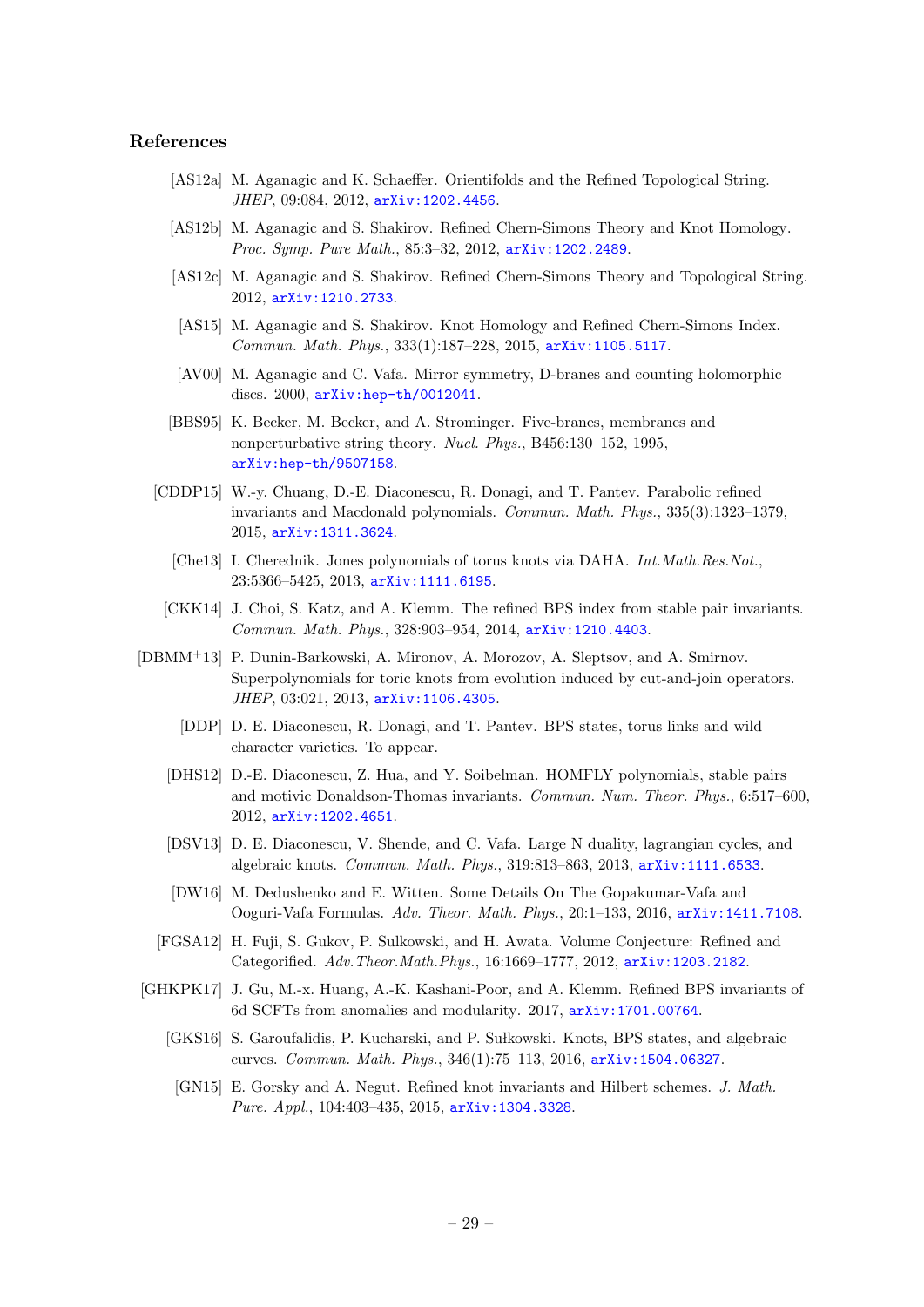## References

[AS12a] M. Aganagic and K. Schaeffer. Orientifolds and the Refined Topological String. *JHEP*, 09:084, 2012, arXiv:1202.4456.

[AS12b] M. Aganagic and S. Shakirov. Refined Chern-Simons Theory and Knot Homology. *Proc. Symp. Pure Math.*, 85:3–32, 2012, arXiv:1202.2489.

[AS12c] M. Aganagic and S. Shakirov. Refined Chern-Simons Theory and Topological String. 2012, arXiv:1210.2733.

[AS15] M. Aganagic and S. Shakirov. Knot Homology and Refined Chern-Simons Index. *Commun. Math. Phys.*, 333(1):187–228, 2015, arXiv:1105.5117.

[AV00] M. Aganagic and C. Vafa. Mirror symmetry, D-branes and counting holomorphic discs. 2000, arXiv:hep-th/0012041.

[BBS95] K. Becker, M. Becker, and A. Strominger. Five-branes, membranes and nonperturbative string theory. *Nucl. Phys.*, B456:130–152, 1995, arXiv:hep-th/9507158.

[CDDP15] W.-y. Chuang, D.-E. Diaconescu, R. Donagi, and T. Pantev. Parabolic refined invariants and Macdonald polynomials. *Commun. Math. Phys.*, 335(3):1323–1379, 2015, arXiv:1311.3624.

[Che13] I. Cherednik. Jones polynomials of torus knots via DAHA. *Int.Math.Res.Not.*, 23:5366–5425, 2013, arXiv:1111.6195.

[CKK14] J. Choi, S. Katz, and A. Klemm. The refined BPS index from stable pair invariants. *Commun. Math. Phys.*, 328:903–954, 2014, arXiv:1210.4403.

[DBMM+13] P. Dunin-Barkowski, A. Mironov, A. Morozov, A. Sleptsov, and A. Smirnov. Superpolynomials for toric knots from evolution induced by cut-and-join operators. *JHEP*, 03:021, 2013, arXiv:1106.4305.

[DDP] D. E. Diaconescu, R. Donagi, and T. Pantev. BPS states, torus links and wild character varieties. To appear.

[DHS12] D.-E. Diaconescu, Z. Hua, and Y. Soibelman. HOMFLY polynomials, stable pairs and motivic Donaldson-Thomas invariants. *Commun. Num. Theor. Phys.*, 6:517–600, 2012, arXiv:1202.4651.

[DSV13] D. E. Diaconescu, V. Shende, and C. Vafa. Large N duality, lagrangian cycles, and algebraic knots. *Commun. Math. Phys.*, 319:813–863, 2013, arXiv:1111.6533.

[DW16] M. Dedushenko and E. Witten. Some Details On The Gopakumar-Vafa and Ooguri-Vafa Formulas. *Adv. Theor. Math. Phys.*, 20:1–133, 2016, arXiv:1411.7108.

[FGSA12] H. Fuji, S. Gukov, P. Sulkowski, and H. Awata. Volume Conjecture: Refined and Categorified. *Adv.Theor.Math.Phys.*, 16:1669–1777, 2012, arXiv:1203.2182.

[GHKPK17] J. Gu, M.-x. Huang, A.-K. Kashani-Poor, and A. Klemm. Refined BPS invariants of 6d SCFTs from anomalies and modularity. 2017, arXiv:1701.00764.

[GKS16] S. Garoufalidis, P. Kucharski, and P. Sułkowski. Knots, BPS states, and algebraic curves. *Commun. Math. Phys.*, 346(1):75–113, 2016, arXiv:1504.06327.

[GN15] E. Gorsky and A. Negut. Refined knot invariants and Hilbert schemes. *J. Math. Pure. Appl.*, 104:403–435, 2015, arXiv:1304.3328.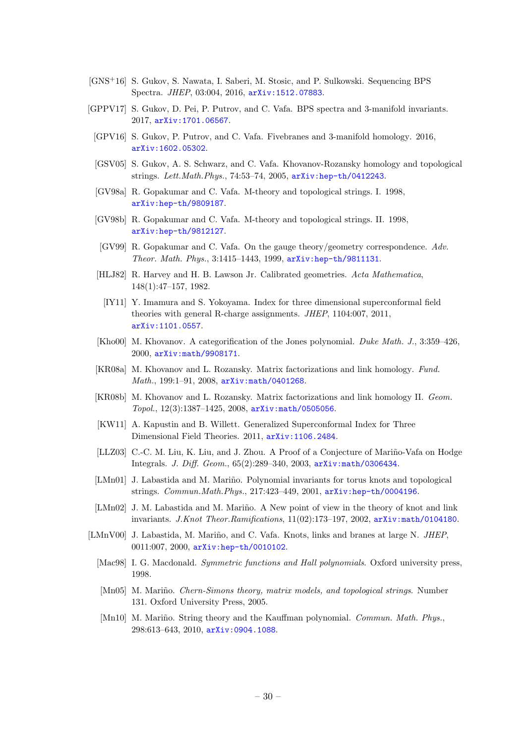[GNS+16] S. Gukov, S. Nawata, I. Saberi, M. Stosic, and P. Sulkowski. Sequencing BPS Spectra. *JHEP*, 03:004, 2016, arXiv:1512.07883.

[GPPV17] S. Gukov, D. Pei, P. Putrov, and C. Vafa. BPS spectra and 3-manifold invariants. 2017, arXiv:1701.06567.

[GPV16] S. Gukov, P. Putrov, and C. Vafa. Fivebranes and 3-manifold homology. 2016, arXiv:1602.05302.

[GSV05] S. Gukov, A. S. Schwarz, and C. Vafa. Khovanov-Rozansky homology and topological strings. *Lett.Math.Phys.*, 74:53–74, 2005, arXiv:hep-th/0412243.

[GV98a] R. Gopakumar and C. Vafa. M-theory and topological strings. I. 1998, arXiv:hep-th/9809187.

[GV98b] R. Gopakumar and C. Vafa. M-theory and topological strings. II. 1998, arXiv:hep-th/9812127.

[GV99] R. Gopakumar and C. Vafa. On the gauge theory/geometry correspondence. *Adv. Theor. Math. Phys.*, 3:1415–1443, 1999, arXiv:hep-th/9811131.

[HLJ82] R. Harvey and H. B. Lawson Jr. Calibrated geometries. *Acta Mathematica*, 148(1):47–157, 1982.

[IY11] Y. Imamura and S. Yokoyama. Index for three dimensional superconformal field theories with general R-charge assignments. *JHEP*, 1104:007, 2011, arXiv:1101.0557.

[Kho00] M. Khovanov. A categorification of the Jones polynomial. *Duke Math. J.*, 3:359–426, 2000, arXiv:math/9908171.

[KR08a] M. Khovanov and L. Rozansky. Matrix factorizations and link homology. *Fund. Math.*, 199:1–91, 2008, arXiv:math/0401268.

[KR08b] M. Khovanov and L. Rozansky. Matrix factorizations and link homology II. *Geom. Topol.*, 12(3):1387–1425, 2008, arXiv:math/0505056.

[KW11] A. Kapustin and B. Willett. Generalized Superconformal Index for Three Dimensional Field Theories. 2011, arXiv:1106.2484.

[LLZ03] C.-C. M. Liu, K. Liu, and J. Zhou. A Proof of a Conjecture of Mariño-Vafa on Hodge Integrals. *J. Diff. Geom.*, 65(2):289–340, 2003, arXiv:math/0306434.

[LMn01] J. Labastida and M. Mariño. Polynomial invariants for torus knots and topological strings. *Commun.Math.Phys.*, 217:423–449, 2001, arXiv:hep-th/0004196.

[LMn02] J. M. Labastida and M. Mariño. A New point of view in the theory of knot and link invariants. *J.Knot Theor.Ramifications*, 11(02):173–197, 2002, arXiv:math/0104180.

[LMnV00] J. Labastida, M. Mariño, and C. Vafa. Knots, links and branes at large N. *JHEP*, 0011:007, 2000, arXiv:hep-th/0010102.

[Mac98] I. G. Macdonald. *Symmetric functions and Hall polynomials*. Oxford university press, 1998.

[Mn05] M. Mariño. *Chern-Simons theory, matrix models, and topological strings*. Number 131. Oxford University Press, 2005.

[Mn10] M. Mariño. String theory and the Kauffman polynomial. *Commun. Math. Phys.*, 298:613–643, 2010, arXiv:0904.1088.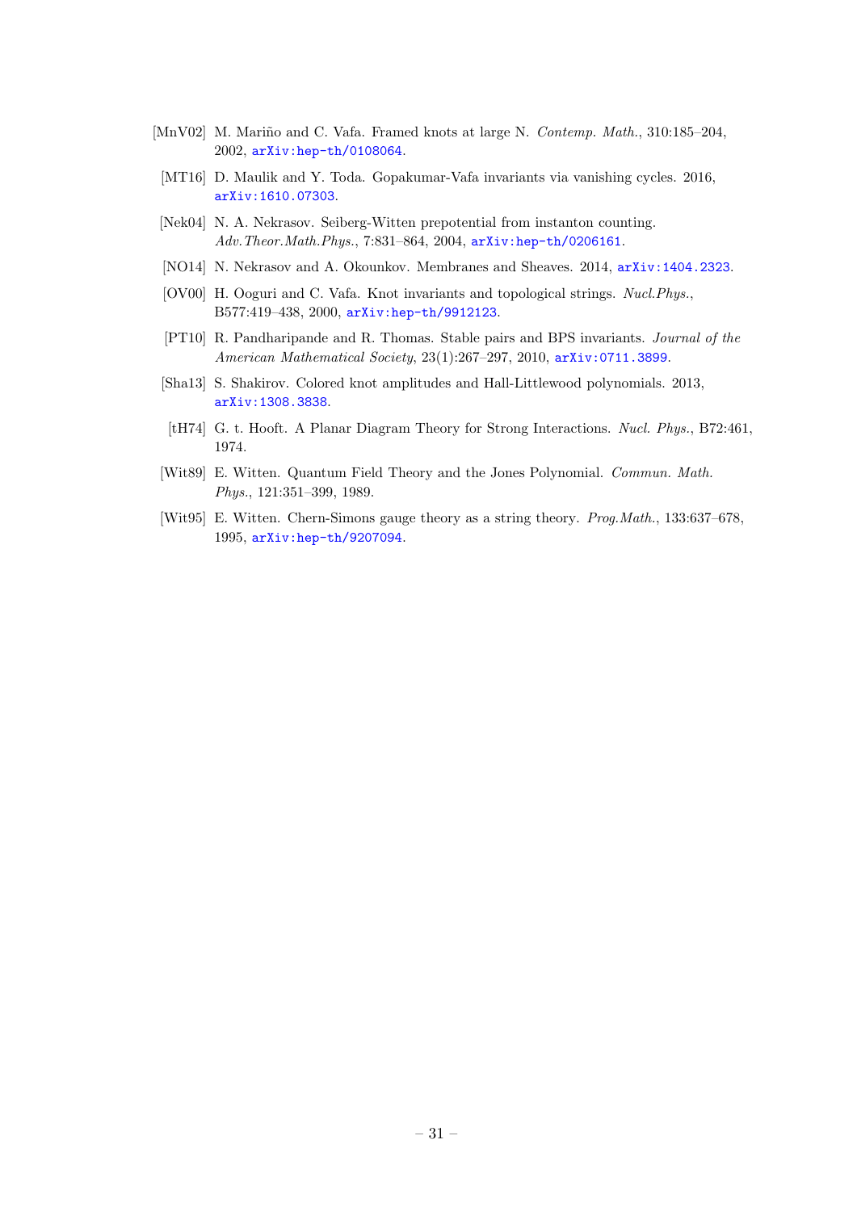[MnV02] M. Mariño and C. Vafa. Framed knots at large N. *Contemp. Math.*, 310:185–204, 2002, arXiv:hep-th/0108064.

[MT16] D. Maulik and Y. Toda. Gopakumar-Vafa invariants via vanishing cycles. 2016, arXiv:1610.07303.

[Nek04] N. A. Nekrasov. Seiberg-Witten prepotential from instanton counting. *Adv.Theor.Math.Phys.*, 7:831–864, 2004, arXiv:hep-th/0206161.

[NO14] N. Nekrasov and A. Okounkov. Membranes and Sheaves. 2014, arXiv:1404.2323.

[OV00] H. Ooguri and C. Vafa. Knot invariants and topological strings. *Nucl.Phys.*, B577:419–438, 2000, arXiv:hep-th/9912123.

[PT10] R. Pandharipande and R. Thomas. Stable pairs and BPS invariants. *Journal of the American Mathematical Society*, 23(1):267–297, 2010, arXiv:0711.3899.

[Sha13] S. Shakirov. Colored knot amplitudes and Hall-Littlewood polynomials. 2013, arXiv:1308.3838.

[tH74] G. t. Hooft. A Planar Diagram Theory for Strong Interactions. *Nucl. Phys.*, B72:461, 1974.

[Wit89] E. Witten. Quantum Field Theory and the Jones Polynomial. *Commun. Math. Phys.*, 121:351–399, 1989.

[Wit95] E. Witten. Chern-Simons gauge theory as a string theory. *Prog.Math.*, 133:637–678, 1995, arXiv:hep-th/9207094.